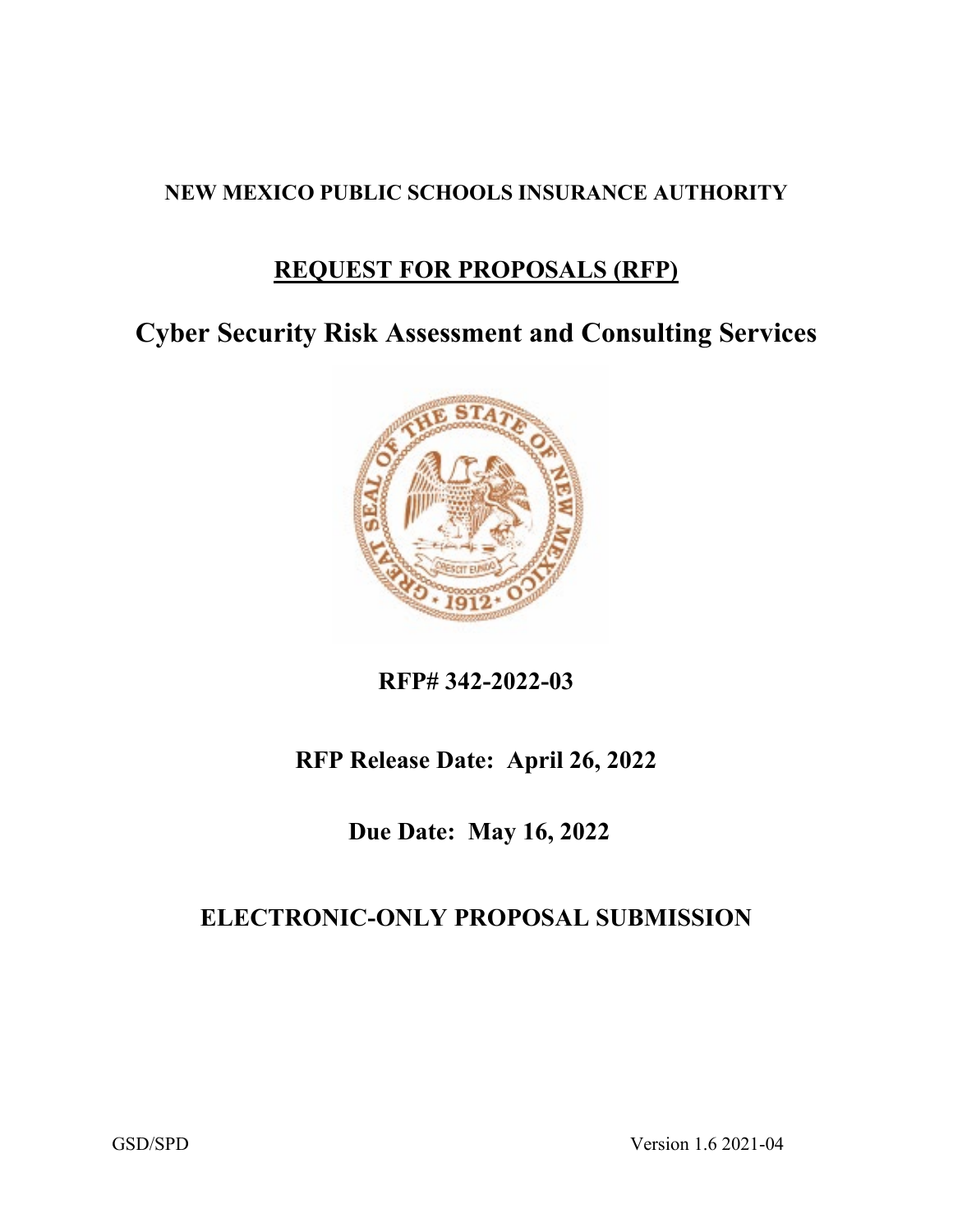**NEW MEXICO PUBLIC SCHOOLS INSURANCE AUTHORITY**

# REQUEST FOR PROPOSALS (RFP)

# Cyber Security Risk Assessment and Consulting Services

**RFP# 342-2022-03**

**RFP Release Date: April 26, 2022**

**Due Date: May 16, 2022**

## ELECTRONIC-ONLY PROPOSAL SUBMISSION

GSD/SPD Version 1.6 2021-04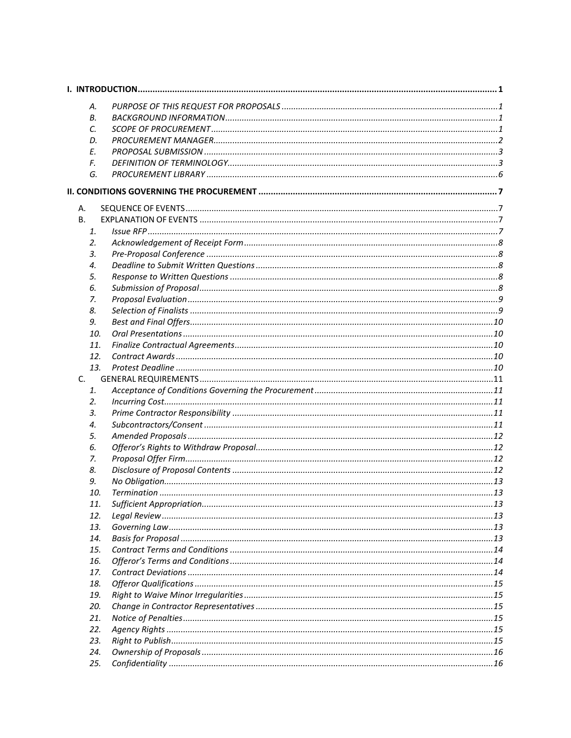**I. INTRODUCTION** ..... 1

- *A. PURPOSE OF THIS REQUEST FOR PROPOSALS* ..... 1
- *B. BACKGROUND INFORMATION* ..... 1
- *C. SCOPE OF PROCUREMENT* ..... 1
- *D. PROCUREMENT MANAGER* ..... 2
- *E. PROPOSAL SUBMISSION* ..... 3
- *F. DEFINITION OF TERMINOLOGY* ..... 3
- *G. PROCUREMENT LIBRARY* ..... 6

**II. CONDITIONS GOVERNING THE PROCUREMENT** ..... 7

- A. SEQUENCE OF EVENTS ..... 7
- B. EXPLANATION OF EVENTS ..... 7
  1. *Issue RFP* ..... 7
  2. *Acknowledgement of Receipt Form* ..... 8
  3. *Pre-Proposal Conference* ..... 8
  4. *Deadline to Submit Written Questions* ..... 8
  5. *Response to Written Questions* ..... 8
  6. *Submission of Proposal* ..... 8
  7. *Proposal Evaluation* ..... 9
  8. *Selection of Finalists* ..... 9
  9. *Best and Final Offers* ..... 10
  10. *Oral Presentations* ..... 10
  11. *Finalize Contractual Agreements* ..... 10
  12. *Contract Awards* ..... 10
  13. *Protest Deadline* ..... 10
- C. GENERAL REQUIREMENTS ..... 11
  1. *Acceptance of Conditions Governing the Procurement* ..... 11
  2. *Incurring Cost* ..... 11
  3. *Prime Contractor Responsibility* ..... 11
  4. *Subcontractors/Consent* ..... 11
  5. *Amended Proposals* ..... 12
  6. *Offeror's Rights to Withdraw Proposal* ..... 12
  7. *Proposal Offer Firm* ..... 12
  8. *Disclosure of Proposal Contents* ..... 12
  9. *No Obligation* ..... 13
  10. *Termination* ..... 13
  11. *Sufficient Appropriation* ..... 13
  12. *Legal Review* ..... 13
  13. *Governing Law* ..... 13
  14. *Basis for Proposal* ..... 13
  15. *Contract Terms and Conditions* ..... 14
  16. *Offeror's Terms and Conditions* ..... 14
  17. *Contract Deviations* ..... 14
  18. *Offeror Qualifications* ..... 15
  19. *Right to Waive Minor Irregularities* ..... 15
  20. *Change in Contractor Representatives* ..... 15
  21. *Notice of Penalties* ..... 15
  22. *Agency Rights* ..... 15
  23. *Right to Publish* ..... 15
  24. *Ownership of Proposals* ..... 16
  25. *Confidentiality* ..... 16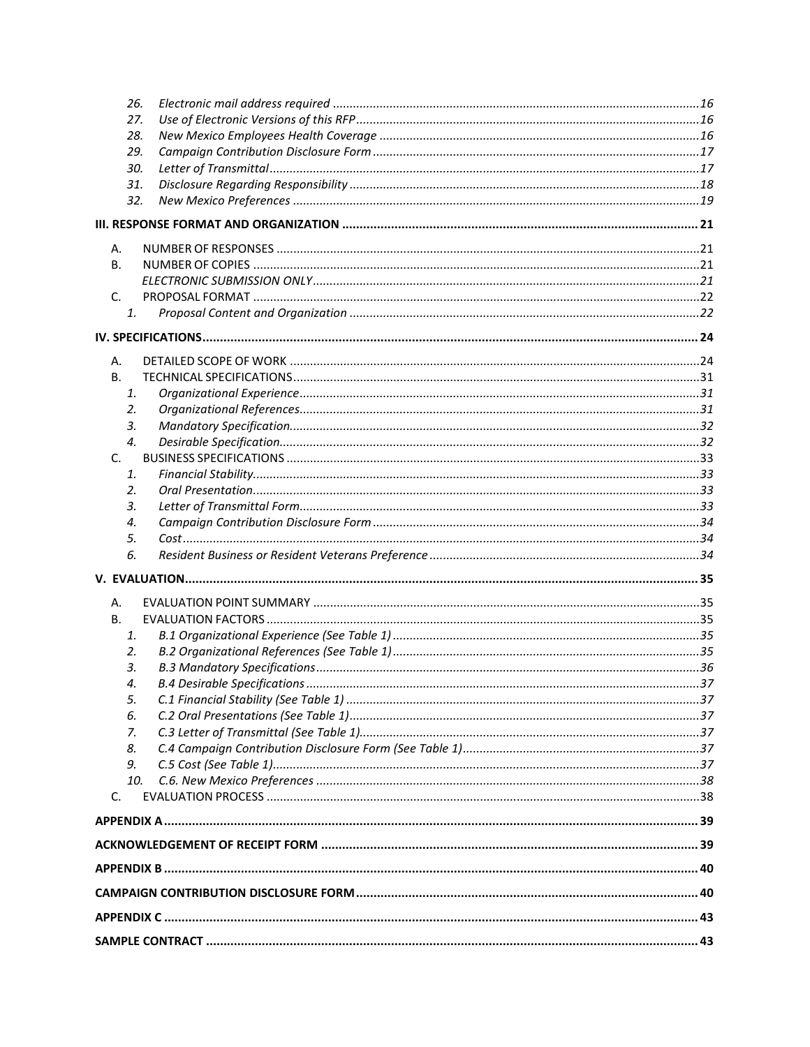26. *Electronic mail address required* ............................................................................................................16
27. *Use of Electronic Versions of this RFP* ......................................................................................................16
28. *New Mexico Employees Health Coverage* ...............................................................................................16
29. *Campaign Contribution Disclosure Form* .................................................................................................17
30. *Letter of Transmittal* ................................................................................................................................17
31. *Disclosure Regarding Responsibility* .......................................................................................................18
32. *New Mexico Preferences* .........................................................................................................................19

**III. RESPONSE FORMAT AND ORGANIZATION** ..................................................................................................... 21

A. NUMBER OF RESPONSES .............................................................................................................................21
B. NUMBER OF COPIES .....................................................................................................................................21
   *ELECTRONIC SUBMISSION ONLY* ..................................................................................................................21
C. PROPOSAL FORMAT .....................................................................................................................................22
   1. *Proposal Content and Organization* ........................................................................................................22

**IV. SPECIFICATIONS** ............................................................................................................................................ 24

A. DETAILED SCOPE OF WORK ..........................................................................................................................24
B. TECHNICAL SPECIFICATIONS .........................................................................................................................31
   1. *Organizational Experience* .......................................................................................................................31
   2. *Organizational References* .......................................................................................................................31
   3. *Mandatory Specification* ..........................................................................................................................32
   4. *Desirable Specification* .............................................................................................................................32
C. BUSINESS SPECIFICATIONS ...........................................................................................................................33
   1. *Financial Stability* .....................................................................................................................................33
   2. *Oral Presentation* .....................................................................................................................................33
   3. *Letter of Transmittal Form* .......................................................................................................................33
   4. *Campaign Contribution Disclosure Form* .................................................................................................34
   5. *Cost* ..........................................................................................................................................................34
   6. *Resident Business or Resident Veterans Preference* ................................................................................34

**V. EVALUATION** ................................................................................................................................................... 35

A. EVALUATION POINT SUMMARY ...................................................................................................................35
B. EVALUATION FACTORS .................................................................................................................................35
   1. *B.1 Organizational Experience (See Table 1)* ............................................................................................35
   2. *B.2 Organizational References (See Table 1)* ............................................................................................35
   3. *B.3 Mandatory Specifications* ...................................................................................................................36
   4. *B.4 Desirable Specifications* .....................................................................................................................37
   5. *C.1 Financial Stability (See Table 1)* ..........................................................................................................37
   6. *C.2 Oral Presentations (See Table 1)* .........................................................................................................37
   7. *C.3 Letter of Transmittal (See Table 1)* ......................................................................................................37
   8. *C.4 Campaign Contribution Disclosure Form (See Table 1)* .......................................................................37
   9. *C.5 Cost (See Table 1)* ...............................................................................................................................37
   10. *C.6. New Mexico Preferences* ..................................................................................................................38
C. EVALUATION PROCESS .................................................................................................................................38

**APPENDIX A** ....................................................................................................................................................... 39

**ACKNOWLEDGEMENT OF RECEIPT FORM** ............................................................................................................ 39

**APPENDIX B** ....................................................................................................................................................... 40

**CAMPAIGN CONTRIBUTION DISCLOSURE FORM** .................................................................................................. 40

**APPENDIX C** ....................................................................................................................................................... 43

**SAMPLE CONTRACT** ............................................................................................................................................ 43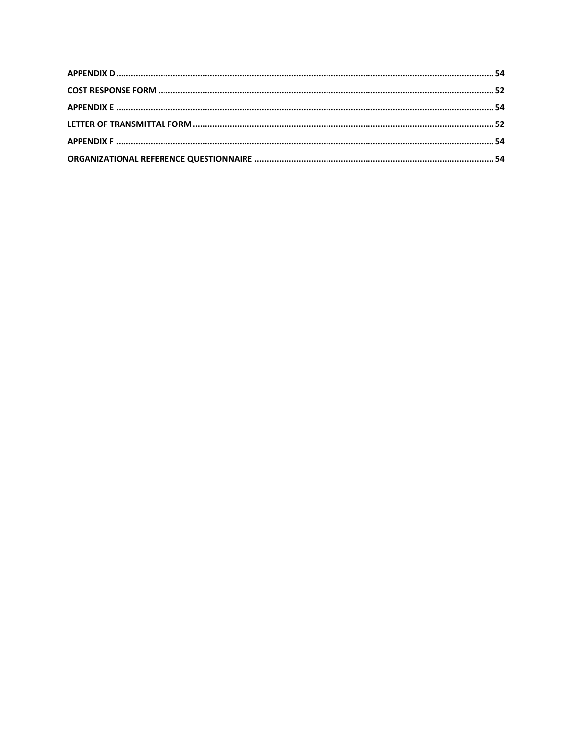APPENDIX D ........................................................................................................................................... 54

COST RESPONSE FORM ........................................................................................................................... 52

APPENDIX E ........................................................................................................................................... 54

LETTER OF TRANSMITTAL FORM ............................................................................................................. 52

APPENDIX F ........................................................................................................................................... 54

ORGANIZATIONAL REFERENCE QUESTIONNAIRE ................................................................................... 54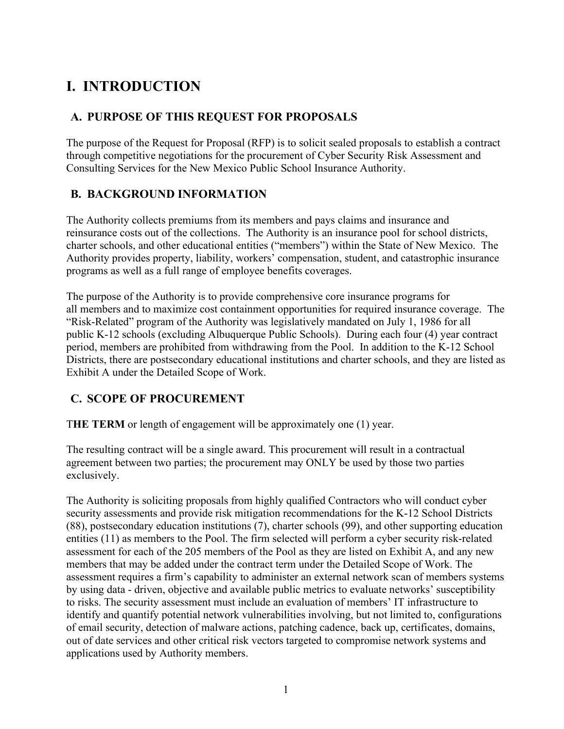# I. INTRODUCTION

## A. PURPOSE OF THIS REQUEST FOR PROPOSALS

The purpose of the Request for Proposal (RFP) is to solicit sealed proposals to establish a contract through competitive negotiations for the procurement of Cyber Security Risk Assessment and Consulting Services for the New Mexico Public School Insurance Authority.

## B. BACKGROUND INFORMATION

The Authority collects premiums from its members and pays claims and insurance and reinsurance costs out of the collections. The Authority is an insurance pool for school districts, charter schools, and other educational entities ("members") within the State of New Mexico. The Authority provides property, liability, workers' compensation, student, and catastrophic insurance programs as well as a full range of employee benefits coverages.

The purpose of the Authority is to provide comprehensive core insurance programs for all members and to maximize cost containment opportunities for required insurance coverage. The "Risk-Related" program of the Authority was legislatively mandated on July 1, 1986 for all public K-12 schools (excluding Albuquerque Public Schools). During each four (4) year contract period, members are prohibited from withdrawing from the Pool. In addition to the K-12 School Districts, there are postsecondary educational institutions and charter schools, and they are listed as Exhibit A under the Detailed Scope of Work.

## C. SCOPE OF PROCUREMENT

T**HE TERM** or length of engagement will be approximately one (1) year.

The resulting contract will be a single award. This procurement will result in a contractual agreement between two parties; the procurement may ONLY be used by those two parties exclusively.

The Authority is soliciting proposals from highly qualified Contractors who will conduct cyber security assessments and provide risk mitigation recommendations for the K-12 School Districts (88), postsecondary education institutions (7), charter schools (99), and other supporting education entities (11) as members to the Pool. The firm selected will perform a cyber security risk-related assessment for each of the 205 members of the Pool as they are listed on Exhibit A, and any new members that may be added under the contract term under the Detailed Scope of Work. The assessment requires a firm's capability to administer an external network scan of members systems by using data - driven, objective and available public metrics to evaluate networks' susceptibility to risks. The security assessment must include an evaluation of members' IT infrastructure to identify and quantify potential network vulnerabilities involving, but not limited to, configurations of email security, detection of malware actions, patching cadence, back up, certificates, domains, out of date services and other critical risk vectors targeted to compromise network systems and applications used by Authority members.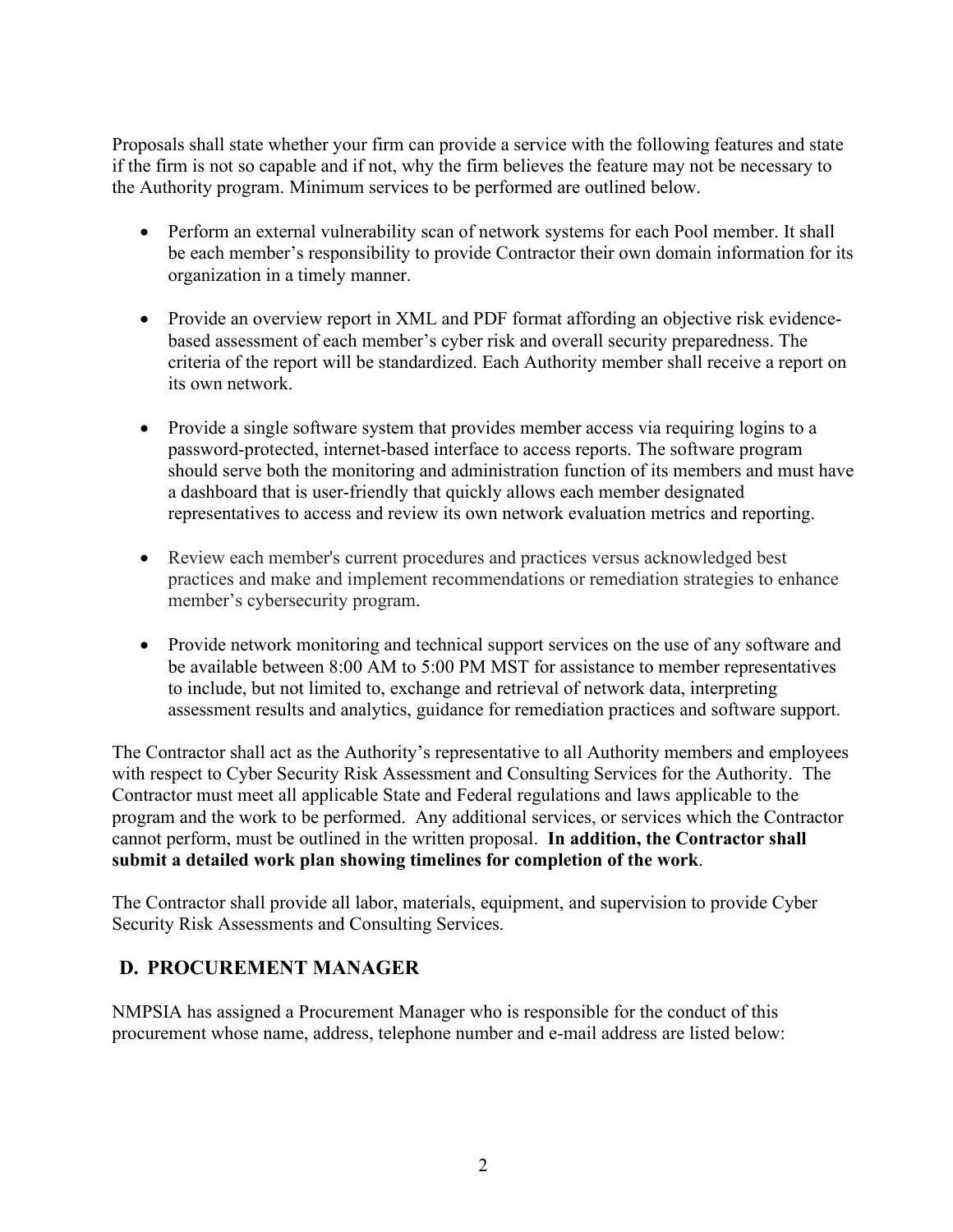Proposals shall state whether your firm can provide a service with the following features and state if the firm is not so capable and if not, why the firm believes the feature may not be necessary to the Authority program. Minimum services to be performed are outlined below.

- Perform an external vulnerability scan of network systems for each Pool member. It shall be each member's responsibility to provide Contractor their own domain information for its organization in a timely manner.
- Provide an overview report in XML and PDF format affording an objective risk evidence-based assessment of each member's cyber risk and overall security preparedness. The criteria of the report will be standardized. Each Authority member shall receive a report on its own network.
- Provide a single software system that provides member access via requiring logins to a password-protected, internet-based interface to access reports. The software program should serve both the monitoring and administration function of its members and must have a dashboard that is user-friendly that quickly allows each member designated representatives to access and review its own network evaluation metrics and reporting.
- Review each member's current procedures and practices versus acknowledged best practices and make and implement recommendations or remediation strategies to enhance member's cybersecurity program.
- Provide network monitoring and technical support services on the use of any software and be available between 8:00 AM to 5:00 PM MST for assistance to member representatives to include, but not limited to, exchange and retrieval of network data, interpreting assessment results and analytics, guidance for remediation practices and software support.

The Contractor shall act as the Authority's representative to all Authority members and employees with respect to Cyber Security Risk Assessment and Consulting Services for the Authority. The Contractor must meet all applicable State and Federal regulations and laws applicable to the program and the work to be performed. Any additional services, or services which the Contractor cannot perform, must be outlined in the written proposal. **In addition, the Contractor shall submit a detailed work plan showing timelines for completion of the work**.

The Contractor shall provide all labor, materials, equipment, and supervision to provide Cyber Security Risk Assessments and Consulting Services.

## D. PROCUREMENT MANAGER

NMPSIA has assigned a Procurement Manager who is responsible for the conduct of this procurement whose name, address, telephone number and e-mail address are listed below: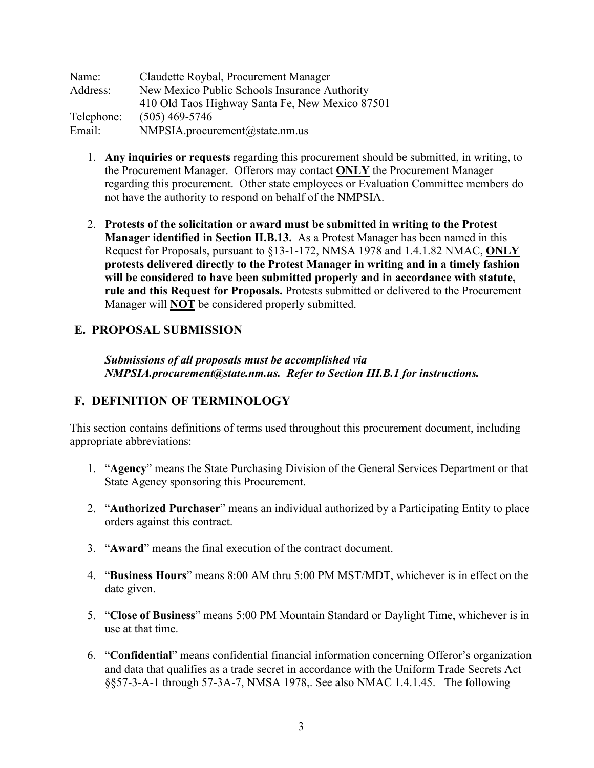| | |
|---|---|
| Name: | Claudette Roybal, Procurement Manager |
| Address: | New Mexico Public Schools Insurance Authority<br>410 Old Taos Highway Santa Fe, New Mexico 87501 |
| Telephone: | (505) 469-5746 |
| Email: | NMPSIA.procurement@state.nm.us |

1. **Any inquiries or requests** regarding this procurement should be submitted, in writing, to the Procurement Manager. Offerors may contact **ONLY** the Procurement Manager regarding this procurement. Other state employees or Evaluation Committee members do not have the authority to respond on behalf of the NMPSIA.

2. **Protests of the solicitation or award must be submitted in writing to the Protest Manager identified in Section II.B.13.** As a Protest Manager has been named in this Request for Proposals, pursuant to §13-1-172, NMSA 1978 and 1.4.1.82 NMAC, **ONLY protests delivered directly to the Protest Manager in writing and in a timely fashion will be considered to have been submitted properly and in accordance with statute, rule and this Request for Proposals.** Protests submitted or delivered to the Procurement Manager will **NOT** be considered properly submitted.

## E. PROPOSAL SUBMISSION

***Submissions of all proposals must be accomplished via NMPSIA.procurement@state.nm.us. Refer to Section III.B.1 for instructions.***

## F. DEFINITION OF TERMINOLOGY

This section contains definitions of terms used throughout this procurement document, including appropriate abbreviations:

1. "**Agency**" means the State Purchasing Division of the General Services Department or that State Agency sponsoring this Procurement.

2. "**Authorized Purchaser**" means an individual authorized by a Participating Entity to place orders against this contract.

3. "**Award**" means the final execution of the contract document.

4. "**Business Hours**" means 8:00 AM thru 5:00 PM MST/MDT, whichever is in effect on the date given.

5. "**Close of Business**" means 5:00 PM Mountain Standard or Daylight Time, whichever is in use at that time.

6. "**Confidential**" means confidential financial information concerning Offeror's organization and data that qualifies as a trade secret in accordance with the Uniform Trade Secrets Act §§57-3-A-1 through 57-3A-7, NMSA 1978,. See also NMAC 1.4.1.45. The following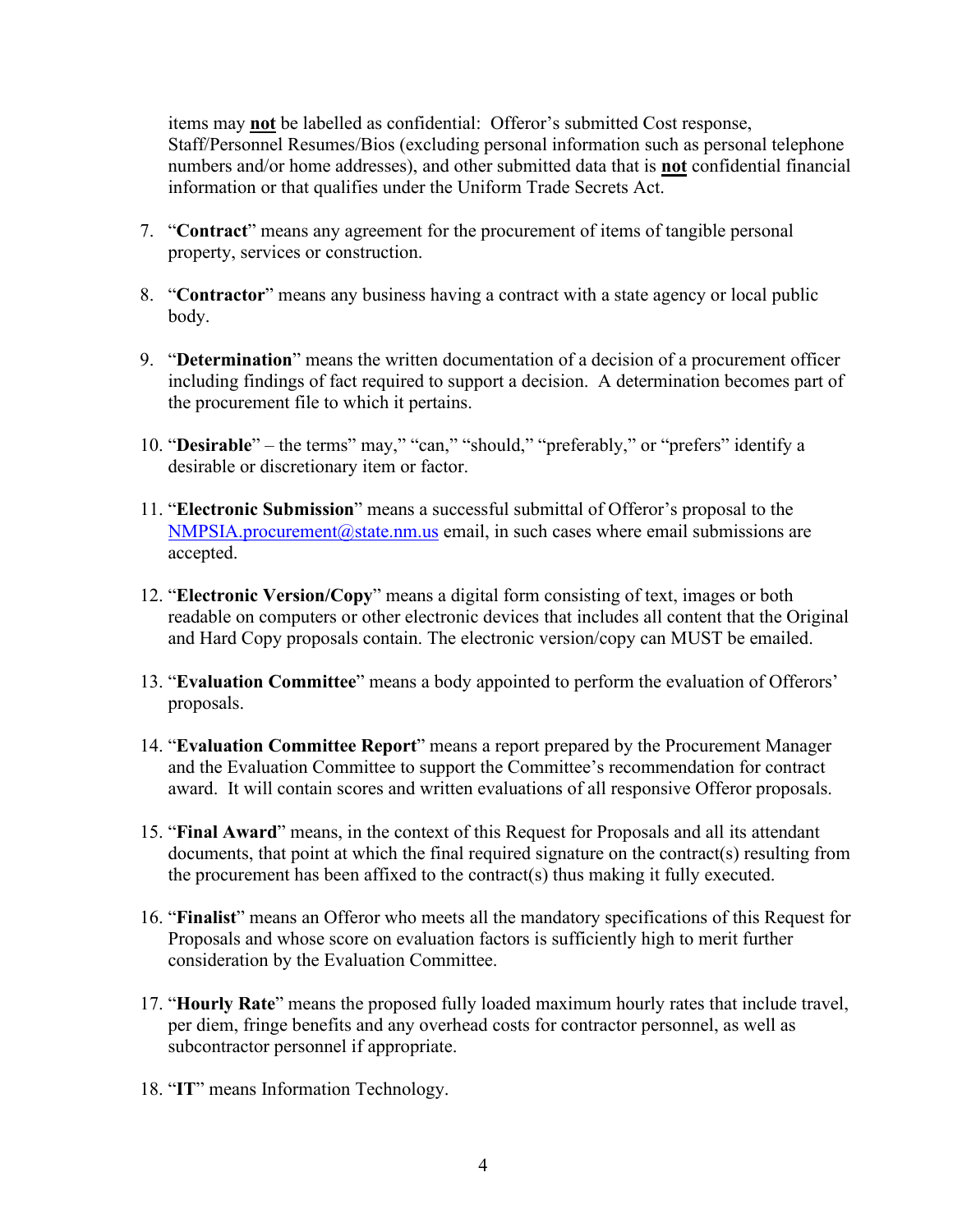items may **not** be labelled as confidential: Offeror's submitted Cost response, Staff/Personnel Resumes/Bios (excluding personal information such as personal telephone numbers and/or home addresses), and other submitted data that is **not** confidential financial information or that qualifies under the Uniform Trade Secrets Act.

7. "**Contract**" means any agreement for the procurement of items of tangible personal property, services or construction.

8. "**Contractor**" means any business having a contract with a state agency or local public body.

9. "**Determination**" means the written documentation of a decision of a procurement officer including findings of fact required to support a decision. A determination becomes part of the procurement file to which it pertains.

10. "**Desirable**" – the terms" may," "can," "should," "preferably," or "prefers" identify a desirable or discretionary item or factor.

11. "**Electronic Submission**" means a successful submittal of Offeror's proposal to the NMPSIA.procurement@state.nm.us email, in such cases where email submissions are accepted.

12. "**Electronic Version/Copy**" means a digital form consisting of text, images or both readable on computers or other electronic devices that includes all content that the Original and Hard Copy proposals contain. The electronic version/copy can MUST be emailed.

13. "**Evaluation Committee**" means a body appointed to perform the evaluation of Offerors' proposals.

14. "**Evaluation Committee Report**" means a report prepared by the Procurement Manager and the Evaluation Committee to support the Committee's recommendation for contract award. It will contain scores and written evaluations of all responsive Offeror proposals.

15. "**Final Award**" means, in the context of this Request for Proposals and all its attendant documents, that point at which the final required signature on the contract(s) resulting from the procurement has been affixed to the contract(s) thus making it fully executed.

16. "**Finalist**" means an Offeror who meets all the mandatory specifications of this Request for Proposals and whose score on evaluation factors is sufficiently high to merit further consideration by the Evaluation Committee.

17. "**Hourly Rate**" means the proposed fully loaded maximum hourly rates that include travel, per diem, fringe benefits and any overhead costs for contractor personnel, as well as subcontractor personnel if appropriate.

18. "**IT**" means Information Technology.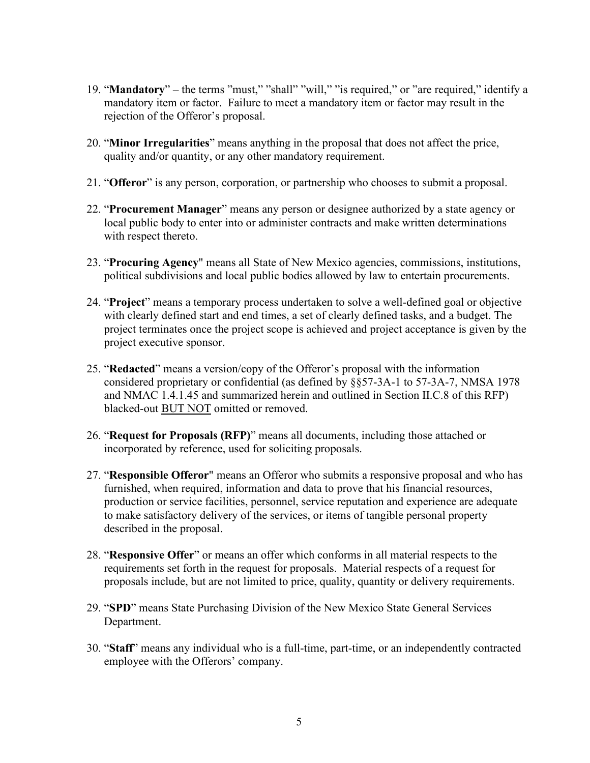19. "**Mandatory**" – the terms "must," "shall" "will," "is required," or "are required," identify a mandatory item or factor. Failure to meet a mandatory item or factor may result in the rejection of the Offeror's proposal.

20. "**Minor Irregularities**" means anything in the proposal that does not affect the price, quality and/or quantity, or any other mandatory requirement.

21. "**Offeror**" is any person, corporation, or partnership who chooses to submit a proposal.

22. "**Procurement Manager**" means any person or designee authorized by a state agency or local public body to enter into or administer contracts and make written determinations with respect thereto.

23. "**Procuring Agency**" means all State of New Mexico agencies, commissions, institutions, political subdivisions and local public bodies allowed by law to entertain procurements.

24. "**Project**" means a temporary process undertaken to solve a well-defined goal or objective with clearly defined start and end times, a set of clearly defined tasks, and a budget. The project terminates once the project scope is achieved and project acceptance is given by the project executive sponsor.

25. "**Redacted**" means a version/copy of the Offeror's proposal with the information considered proprietary or confidential (as defined by §§57-3A-1 to 57-3A-7, NMSA 1978 and NMAC 1.4.1.45 and summarized herein and outlined in Section II.C.8 of this RFP) blacked-out <u>BUT NOT</u> omitted or removed.

26. "**Request for Proposals (RFP)**" means all documents, including those attached or incorporated by reference, used for soliciting proposals.

27. "**Responsible Offeror**" means an Offeror who submits a responsive proposal and who has furnished, when required, information and data to prove that his financial resources, production or service facilities, personnel, service reputation and experience are adequate to make satisfactory delivery of the services, or items of tangible personal property described in the proposal.

28. "**Responsive Offer**" or means an offer which conforms in all material respects to the requirements set forth in the request for proposals. Material respects of a request for proposals include, but are not limited to price, quality, quantity or delivery requirements.

29. "**SPD**" means State Purchasing Division of the New Mexico State General Services Department.

30. "**Staff**" means any individual who is a full-time, part-time, or an independently contracted employee with the Offerors' company.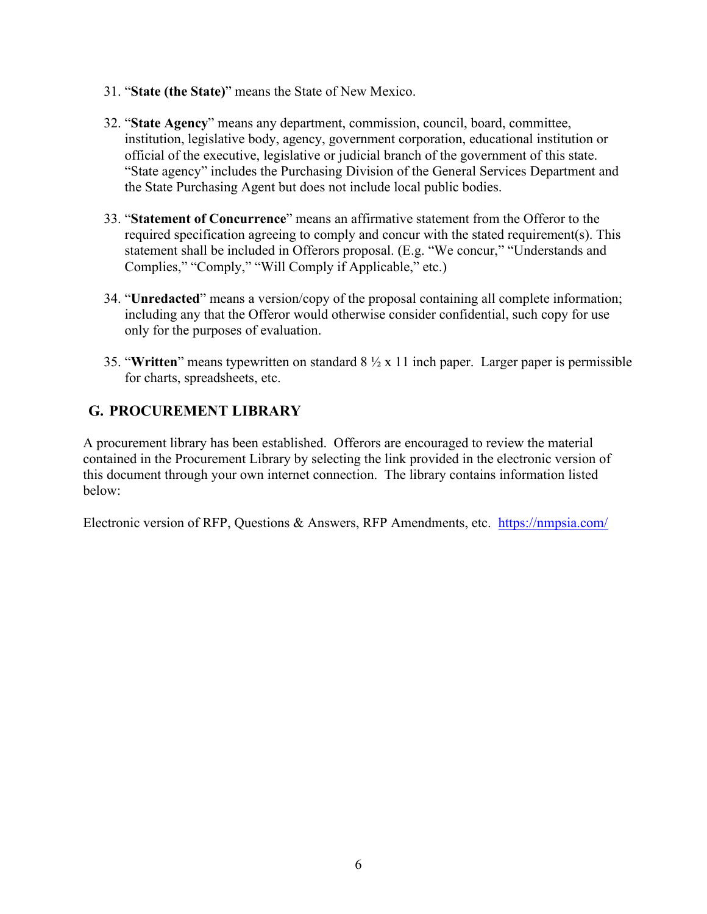31. "**State (the State)**" means the State of New Mexico.

32. "**State Agency**" means any department, commission, council, board, committee, institution, legislative body, agency, government corporation, educational institution or official of the executive, legislative or judicial branch of the government of this state. "State agency" includes the Purchasing Division of the General Services Department and the State Purchasing Agent but does not include local public bodies.

33. "**Statement of Concurrence**" means an affirmative statement from the Offeror to the required specification agreeing to comply and concur with the stated requirement(s). This statement shall be included in Offerors proposal. (E.g. "We concur," "Understands and Complies," "Comply," "Will Comply if Applicable," etc.)

34. "**Unredacted**" means a version/copy of the proposal containing all complete information; including any that the Offeror would otherwise consider confidential, such copy for use only for the purposes of evaluation.

35. "**Written**" means typewritten on standard 8 ½ x 11 inch paper. Larger paper is permissible for charts, spreadsheets, etc.

## G. PROCUREMENT LIBRARY

A procurement library has been established. Offerors are encouraged to review the material contained in the Procurement Library by selecting the link provided in the electronic version of this document through your own internet connection. The library contains information listed below:

Electronic version of RFP, Questions & Answers, RFP Amendments, etc. https://nmpsia.com/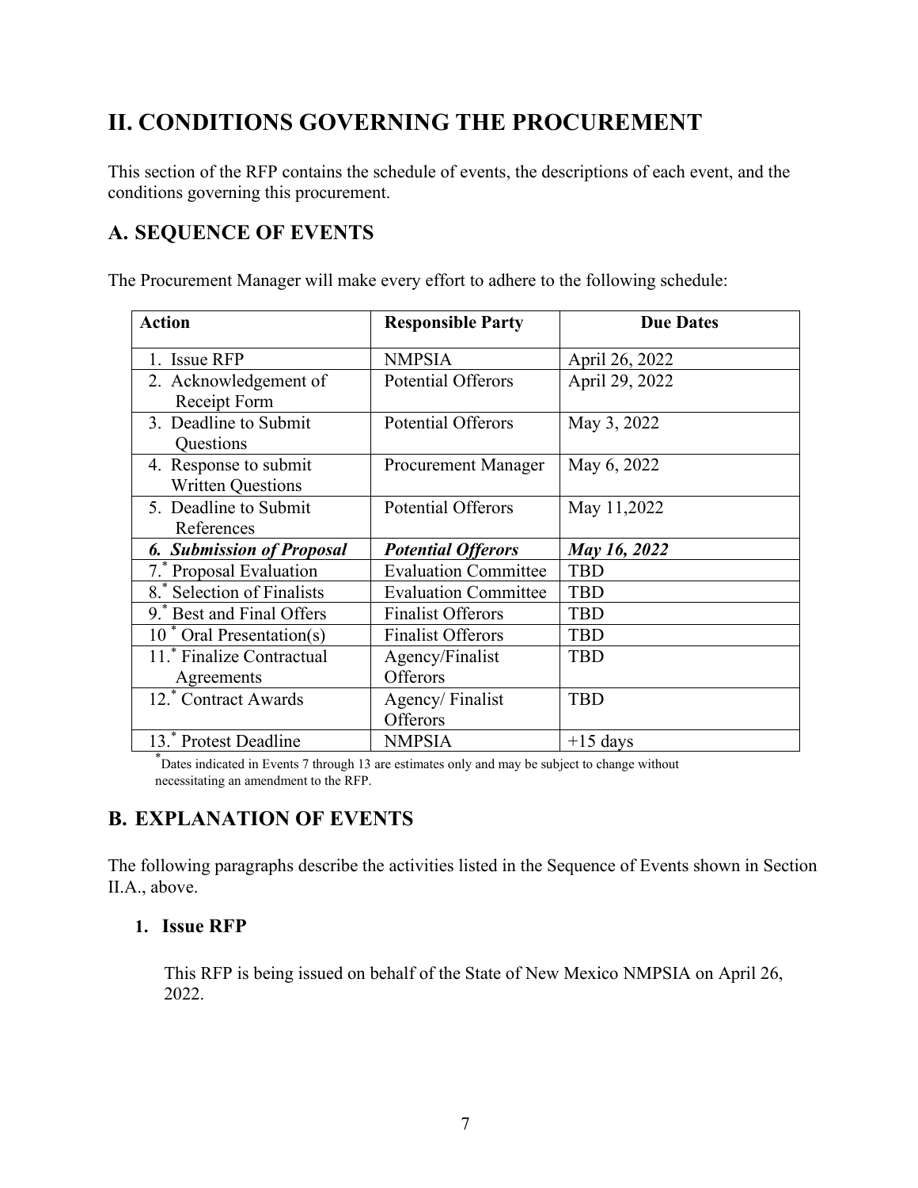# II. CONDITIONS GOVERNING THE PROCUREMENT

This section of the RFP contains the schedule of events, the descriptions of each event, and the conditions governing this procurement.

## A. SEQUENCE OF EVENTS

The Procurement Manager will make every effort to adhere to the following schedule:

| Action | Responsible Party | Due Dates |
|---|---|---|
| 1. Issue RFP | NMPSIA | April 26, 2022 |
| 2. Acknowledgement of Receipt Form | Potential Offerors | April 29, 2022 |
| 3. Deadline to Submit Questions | Potential Offerors | May 3, 2022 |
| 4. Response to submit Written Questions | Procurement Manager | May 6, 2022 |
| 5. Deadline to Submit References | Potential Offerors | May 11,2022 |
| ***6. Submission of Proposal*** | ***Potential Offerors*** | ***May 16, 2022*** |
| 7.* Proposal Evaluation | Evaluation Committee | TBD |
| 8.* Selection of Finalists | Evaluation Committee | TBD |
| 9.* Best and Final Offers | Finalist Offerors | TBD |
| 10 * Oral Presentation(s) | Finalist Offerors | TBD |
| 11.* Finalize Contractual Agreements | Agency/Finalist Offerors | TBD |
| 12.* Contract Awards | Agency/ Finalist Offerors | TBD |
| 13.* Protest Deadline | NMPSIA | +15 days |

*Dates indicated in Events 7 through 13 are estimates only and may be subject to change without necessitating an amendment to the RFP.

## B. EXPLANATION OF EVENTS

The following paragraphs describe the activities listed in the Sequence of Events shown in Section II.A., above.

### 1. Issue RFP

This RFP is being issued on behalf of the State of New Mexico NMPSIA on April 26, 2022.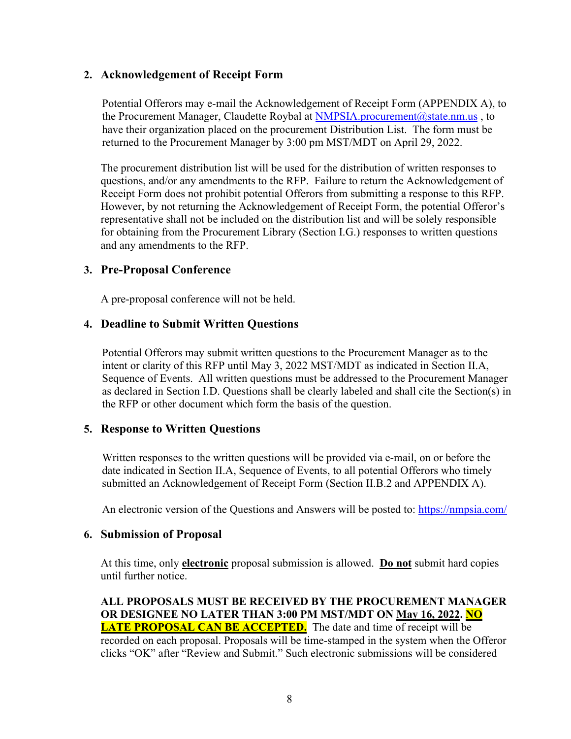### 2. Acknowledgement of Receipt Form

Potential Offerors may e-mail the Acknowledgement of Receipt Form (APPENDIX A), to the Procurement Manager, Claudette Roybal at NMPSIA.procurement@state.nm.us , to have their organization placed on the procurement Distribution List. The form must be returned to the Procurement Manager by 3:00 pm MST/MDT on April 29, 2022.

The procurement distribution list will be used for the distribution of written responses to questions, and/or any amendments to the RFP. Failure to return the Acknowledgement of Receipt Form does not prohibit potential Offerors from submitting a response to this RFP. However, by not returning the Acknowledgement of Receipt Form, the potential Offeror's representative shall not be included on the distribution list and will be solely responsible for obtaining from the Procurement Library (Section I.G.) responses to written questions and any amendments to the RFP.

### 3. Pre-Proposal Conference

A pre-proposal conference will not be held.

### 4. Deadline to Submit Written Questions

Potential Offerors may submit written questions to the Procurement Manager as to the intent or clarity of this RFP until May 3, 2022 MST/MDT as indicated in Section II.A, Sequence of Events. All written questions must be addressed to the Procurement Manager as declared in Section I.D. Questions shall be clearly labeled and shall cite the Section(s) in the RFP or other document which form the basis of the question.

### 5. Response to Written Questions

Written responses to the written questions will be provided via e-mail, on or before the date indicated in Section II.A, Sequence of Events, to all potential Offerors who timely submitted an Acknowledgement of Receipt Form (Section II.B.2 and APPENDIX A).

An electronic version of the Questions and Answers will be posted to: https://nmpsia.com/

### 6. Submission of Proposal

At this time, only **electronic** proposal submission is allowed. **Do not** submit hard copies until further notice.

**ALL PROPOSALS MUST BE RECEIVED BY THE PROCUREMENT MANAGER OR DESIGNEE NO LATER THAN 3:00 PM MST/MDT ON May 16, 2022. NO LATE PROPOSAL CAN BE ACCEPTED.** The date and time of receipt will be recorded on each proposal. Proposals will be time-stamped in the system when the Offeror clicks "OK" after "Review and Submit." Such electronic submissions will be considered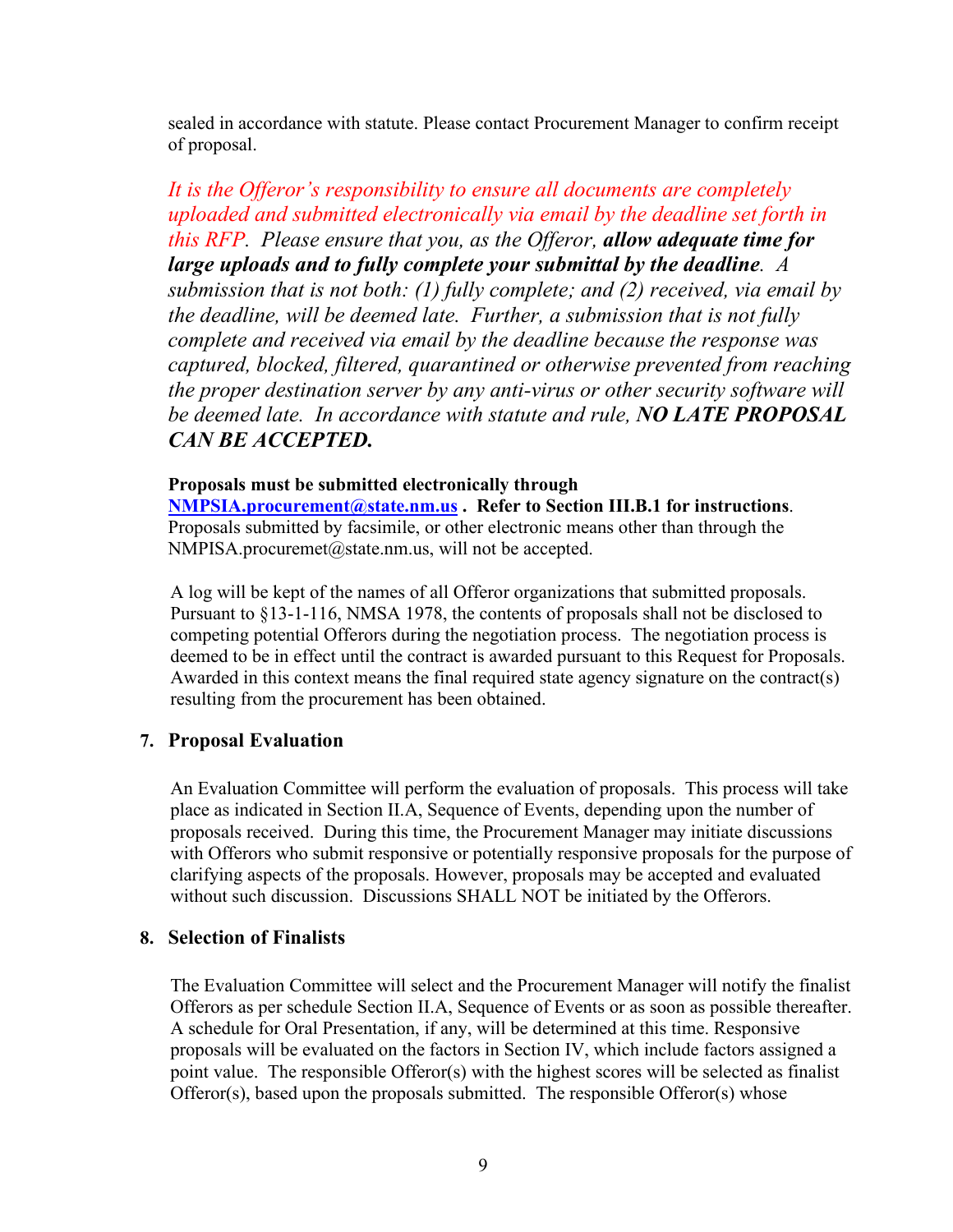sealed in accordance with statute. Please contact Procurement Manager to confirm receipt of proposal.

*It is the Offeror's responsibility to ensure all documents are completely uploaded and submitted electronically via email by the deadline set forth in this RFP. Please ensure that you, as the Offeror,* ***allow adequate time for large uploads and to fully complete your submittal by the deadline****. A submission that is not both: (1) fully complete; and (2) received, via email by the deadline, will be deemed late. Further, a submission that is not fully complete and received via email by the deadline because the response was captured, blocked, filtered, quarantined or otherwise prevented from reaching the proper destination server by any anti-virus or other security software will be deemed late. In accordance with statute and rule,* ***NO LATE PROPOSAL CAN BE ACCEPTED.***

**Proposals must be submitted electronically through NMPSIA.procurement@state.nm.us . Refer to Section III.B.1 for instructions**. Proposals submitted by facsimile, or other electronic means other than through the NMPISA.procuremet@state.nm.us, will not be accepted.

A log will be kept of the names of all Offeror organizations that submitted proposals. Pursuant to §13-1-116, NMSA 1978, the contents of proposals shall not be disclosed to competing potential Offerors during the negotiation process. The negotiation process is deemed to be in effect until the contract is awarded pursuant to this Request for Proposals. Awarded in this context means the final required state agency signature on the contract(s) resulting from the procurement has been obtained.

### 7. Proposal Evaluation

An Evaluation Committee will perform the evaluation of proposals. This process will take place as indicated in Section II.A, Sequence of Events, depending upon the number of proposals received. During this time, the Procurement Manager may initiate discussions with Offerors who submit responsive or potentially responsive proposals for the purpose of clarifying aspects of the proposals. However, proposals may be accepted and evaluated without such discussion. Discussions SHALL NOT be initiated by the Offerors.

### 8. Selection of Finalists

The Evaluation Committee will select and the Procurement Manager will notify the finalist Offerors as per schedule Section II.A, Sequence of Events or as soon as possible thereafter. A schedule for Oral Presentation, if any, will be determined at this time. Responsive proposals will be evaluated on the factors in Section IV, which include factors assigned a point value. The responsible Offeror(s) with the highest scores will be selected as finalist Offeror(s), based upon the proposals submitted. The responsible Offeror(s) whose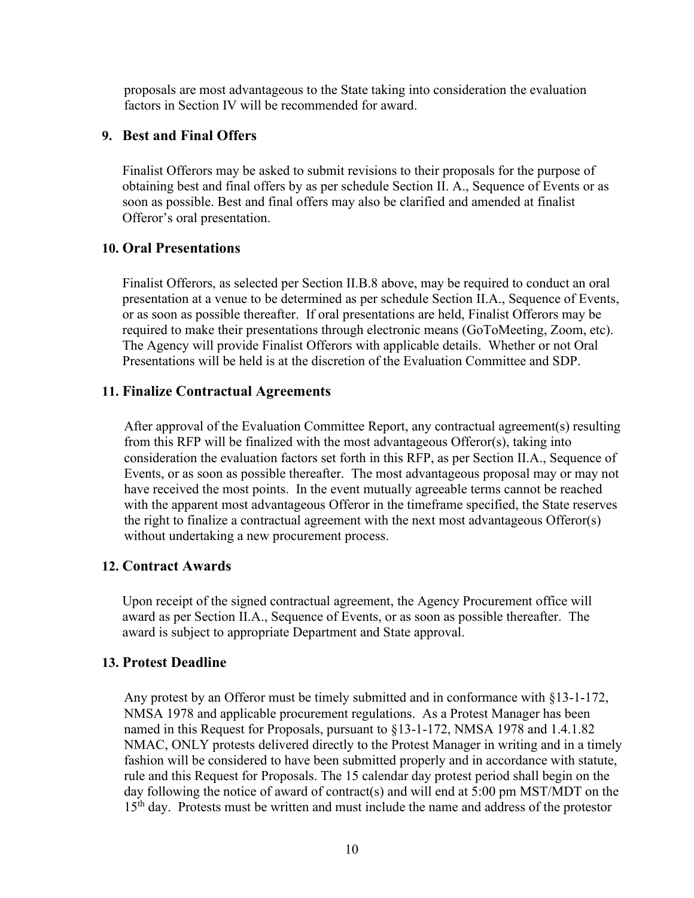proposals are most advantageous to the State taking into consideration the evaluation factors in Section IV will be recommended for award.

### 9. Best and Final Offers

Finalist Offerors may be asked to submit revisions to their proposals for the purpose of obtaining best and final offers by as per schedule Section II. A., Sequence of Events or as soon as possible. Best and final offers may also be clarified and amended at finalist Offeror's oral presentation.

### 10. Oral Presentations

Finalist Offerors, as selected per Section II.B.8 above, may be required to conduct an oral presentation at a venue to be determined as per schedule Section II.A., Sequence of Events, or as soon as possible thereafter. If oral presentations are held, Finalist Offerors may be required to make their presentations through electronic means (GoToMeeting, Zoom, etc). The Agency will provide Finalist Offerors with applicable details. Whether or not Oral Presentations will be held is at the discretion of the Evaluation Committee and SDP.

### 11. Finalize Contractual Agreements

After approval of the Evaluation Committee Report, any contractual agreement(s) resulting from this RFP will be finalized with the most advantageous Offeror(s), taking into consideration the evaluation factors set forth in this RFP, as per Section II.A., Sequence of Events, or as soon as possible thereafter. The most advantageous proposal may or may not have received the most points. In the event mutually agreeable terms cannot be reached with the apparent most advantageous Offeror in the timeframe specified, the State reserves the right to finalize a contractual agreement with the next most advantageous Offeror(s) without undertaking a new procurement process.

### 12. Contract Awards

Upon receipt of the signed contractual agreement, the Agency Procurement office will award as per Section II.A., Sequence of Events, or as soon as possible thereafter. The award is subject to appropriate Department and State approval.

### 13. Protest Deadline

Any protest by an Offeror must be timely submitted and in conformance with §13-1-172, NMSA 1978 and applicable procurement regulations. As a Protest Manager has been named in this Request for Proposals, pursuant to §13-1-172, NMSA 1978 and 1.4.1.82 NMAC, ONLY protests delivered directly to the Protest Manager in writing and in a timely fashion will be considered to have been submitted properly and in accordance with statute, rule and this Request for Proposals. The 15 calendar day protest period shall begin on the day following the notice of award of contract(s) and will end at 5:00 pm MST/MDT on the 15th day. Protests must be written and must include the name and address of the protestor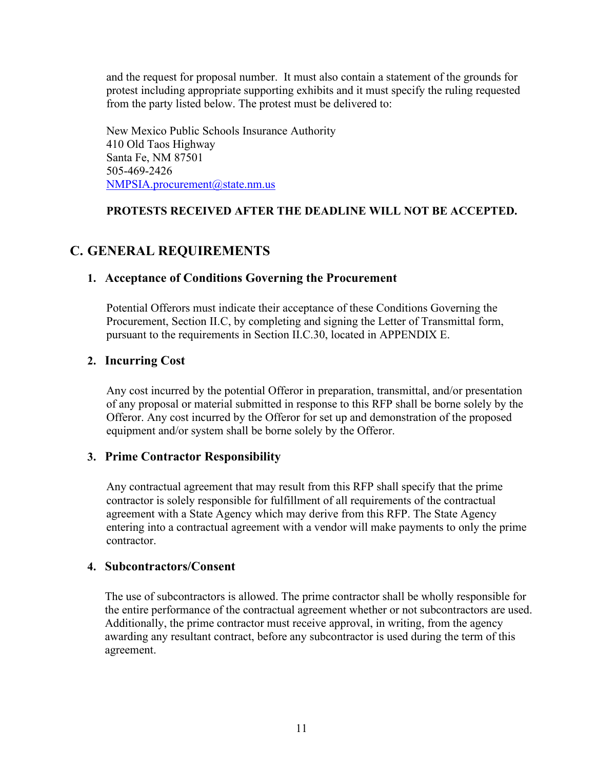and the request for proposal number. It must also contain a statement of the grounds for protest including appropriate supporting exhibits and it must specify the ruling requested from the party listed below. The protest must be delivered to:

New Mexico Public Schools Insurance Authority
410 Old Taos Highway
Santa Fe, NM 87501
505-469-2426
NMPSIA.procurement@state.nm.us

**PROTESTS RECEIVED AFTER THE DEADLINE WILL NOT BE ACCEPTED.**

## C. GENERAL REQUIREMENTS

### 1. Acceptance of Conditions Governing the Procurement

Potential Offerors must indicate their acceptance of these Conditions Governing the Procurement, Section II.C, by completing and signing the Letter of Transmittal form, pursuant to the requirements in Section II.C.30, located in APPENDIX E.

### 2. Incurring Cost

Any cost incurred by the potential Offeror in preparation, transmittal, and/or presentation of any proposal or material submitted in response to this RFP shall be borne solely by the Offeror. Any cost incurred by the Offeror for set up and demonstration of the proposed equipment and/or system shall be borne solely by the Offeror.

### 3. Prime Contractor Responsibility

Any contractual agreement that may result from this RFP shall specify that the prime contractor is solely responsible for fulfillment of all requirements of the contractual agreement with a State Agency which may derive from this RFP. The State Agency entering into a contractual agreement with a vendor will make payments to only the prime contractor.

### 4. Subcontractors/Consent

The use of subcontractors is allowed. The prime contractor shall be wholly responsible for the entire performance of the contractual agreement whether or not subcontractors are used. Additionally, the prime contractor must receive approval, in writing, from the agency awarding any resultant contract, before any subcontractor is used during the term of this agreement.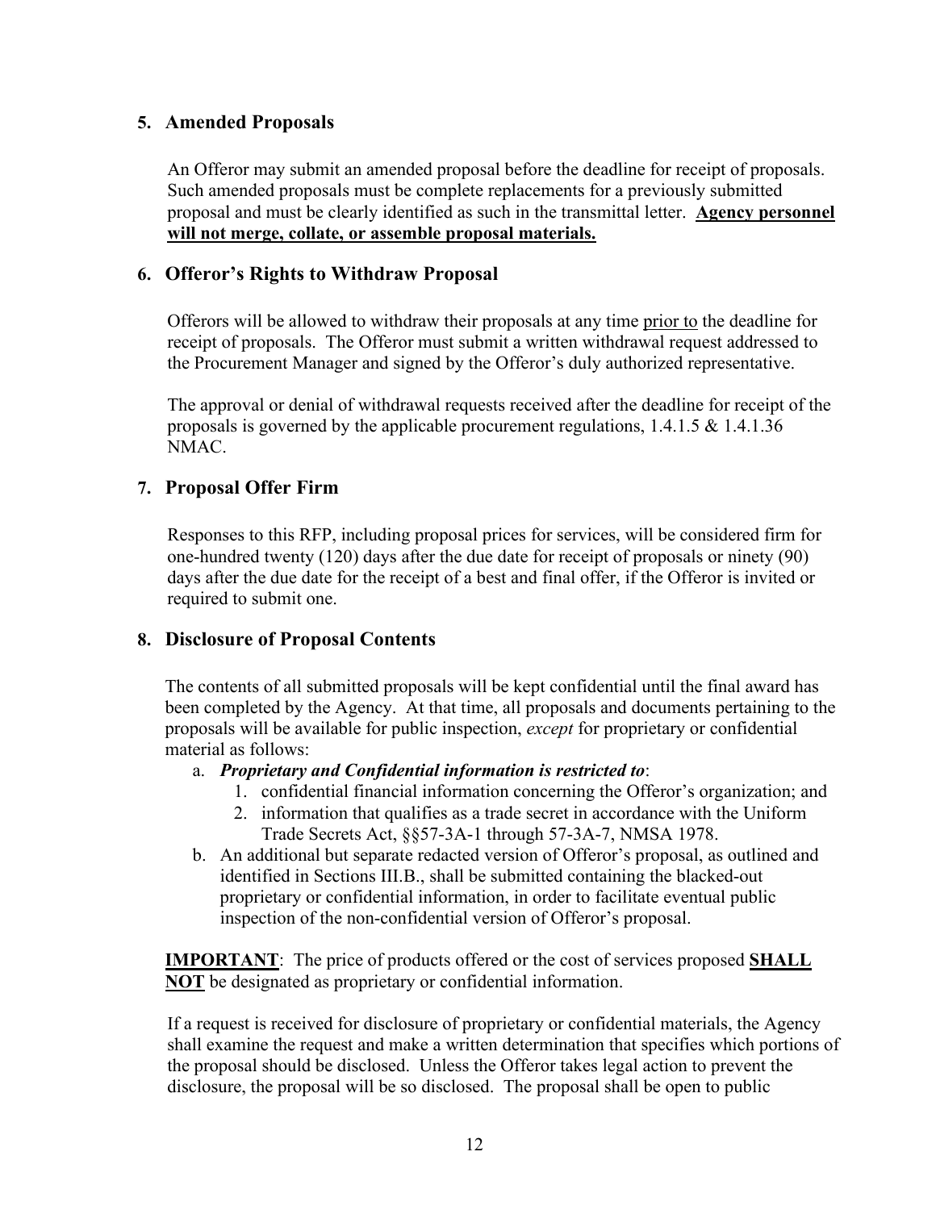### 5. Amended Proposals

An Offeror may submit an amended proposal before the deadline for receipt of proposals. Such amended proposals must be complete replacements for a previously submitted proposal and must be clearly identified as such in the transmittal letter. **Agency personnel will not merge, collate, or assemble proposal materials.**

### 6. Offeror's Rights to Withdraw Proposal

Offerors will be allowed to withdraw their proposals at any time prior to the deadline for receipt of proposals. The Offeror must submit a written withdrawal request addressed to the Procurement Manager and signed by the Offeror's duly authorized representative.

The approval or denial of withdrawal requests received after the deadline for receipt of the proposals is governed by the applicable procurement regulations, 1.4.1.5 & 1.4.1.36 NMAC.

### 7. Proposal Offer Firm

Responses to this RFP, including proposal prices for services, will be considered firm for one-hundred twenty (120) days after the due date for receipt of proposals or ninety (90) days after the due date for the receipt of a best and final offer, if the Offeror is invited or required to submit one.

### 8. Disclosure of Proposal Contents

The contents of all submitted proposals will be kept confidential until the final award has been completed by the Agency. At that time, all proposals and documents pertaining to the proposals will be available for public inspection, *except* for proprietary or confidential material as follows:

a. ***Proprietary and Confidential information is restricted to***:
   1. confidential financial information concerning the Offeror's organization; and
   2. information that qualifies as a trade secret in accordance with the Uniform Trade Secrets Act, §§57-3A-1 through 57-3A-7, NMSA 1978.

b. An additional but separate redacted version of Offeror's proposal, as outlined and identified in Sections III.B., shall be submitted containing the blacked-out proprietary or confidential information, in order to facilitate eventual public inspection of the non-confidential version of Offeror's proposal.

**IMPORTANT**: The price of products offered or the cost of services proposed **SHALL NOT** be designated as proprietary or confidential information.

If a request is received for disclosure of proprietary or confidential materials, the Agency shall examine the request and make a written determination that specifies which portions of the proposal should be disclosed. Unless the Offeror takes legal action to prevent the disclosure, the proposal will be so disclosed. The proposal shall be open to public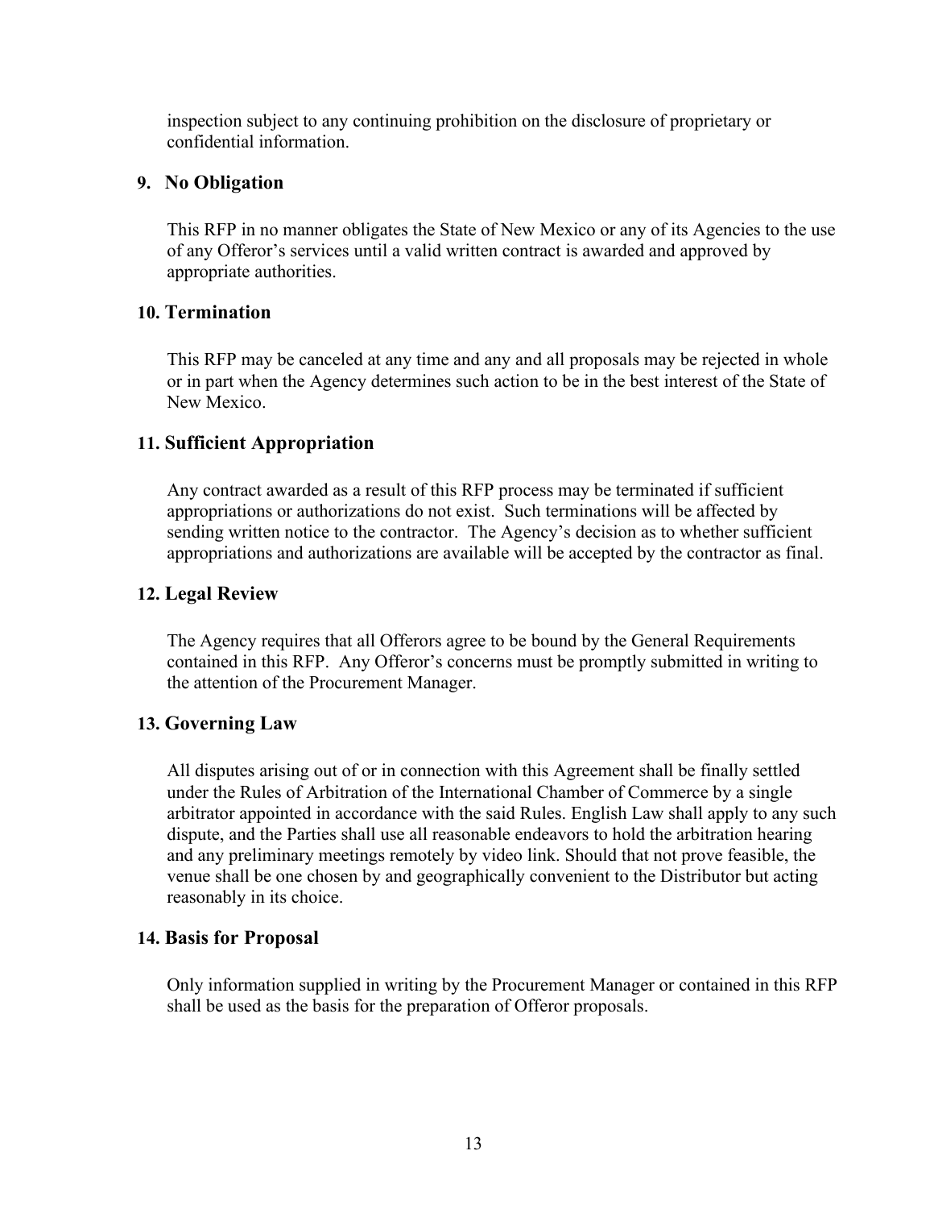inspection subject to any continuing prohibition on the disclosure of proprietary or confidential information.

### 9. No Obligation

This RFP in no manner obligates the State of New Mexico or any of its Agencies to the use of any Offeror's services until a valid written contract is awarded and approved by appropriate authorities.

### 10. Termination

This RFP may be canceled at any time and any and all proposals may be rejected in whole or in part when the Agency determines such action to be in the best interest of the State of New Mexico.

### 11. Sufficient Appropriation

Any contract awarded as a result of this RFP process may be terminated if sufficient appropriations or authorizations do not exist. Such terminations will be affected by sending written notice to the contractor. The Agency's decision as to whether sufficient appropriations and authorizations are available will be accepted by the contractor as final.

### 12. Legal Review

The Agency requires that all Offerors agree to be bound by the General Requirements contained in this RFP. Any Offeror's concerns must be promptly submitted in writing to the attention of the Procurement Manager.

### 13. Governing Law

All disputes arising out of or in connection with this Agreement shall be finally settled under the Rules of Arbitration of the International Chamber of Commerce by a single arbitrator appointed in accordance with the said Rules. English Law shall apply to any such dispute, and the Parties shall use all reasonable endeavors to hold the arbitration hearing and any preliminary meetings remotely by video link. Should that not prove feasible, the venue shall be one chosen by and geographically convenient to the Distributor but acting reasonably in its choice.

### 14. Basis for Proposal

Only information supplied in writing by the Procurement Manager or contained in this RFP shall be used as the basis for the preparation of Offeror proposals.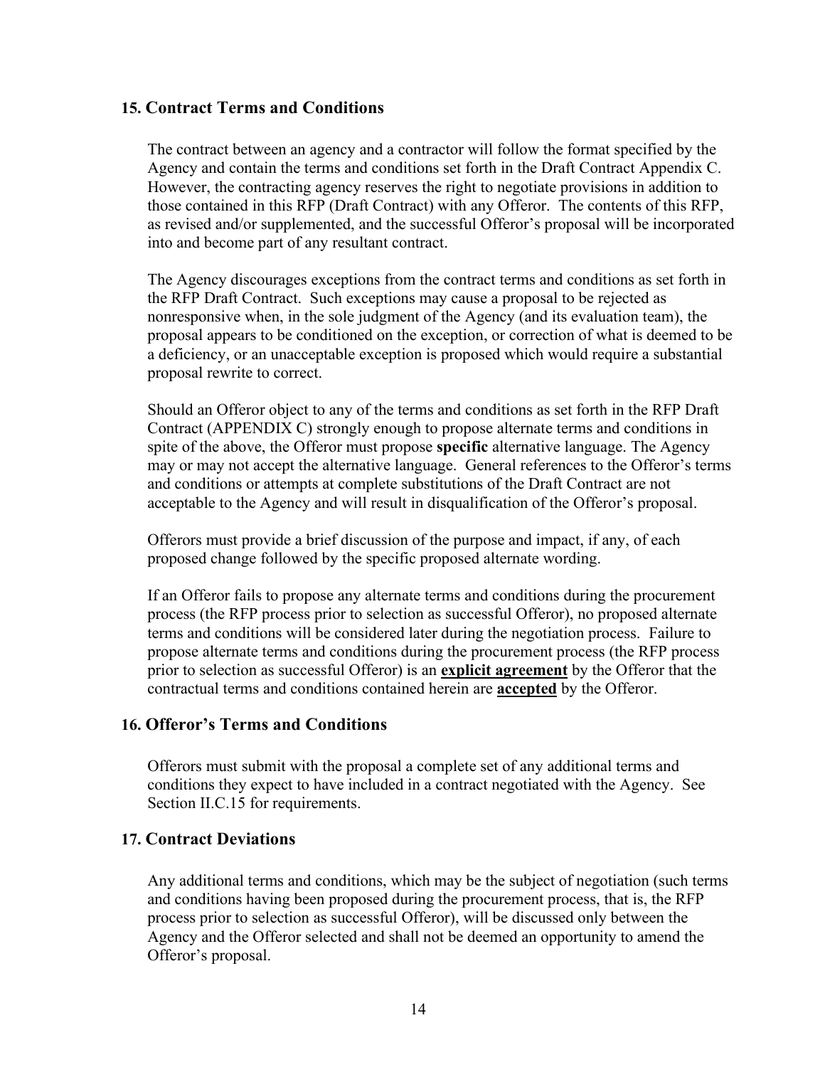### 15. Contract Terms and Conditions

The contract between an agency and a contractor will follow the format specified by the Agency and contain the terms and conditions set forth in the Draft Contract Appendix C. However, the contracting agency reserves the right to negotiate provisions in addition to those contained in this RFP (Draft Contract) with any Offeror. The contents of this RFP, as revised and/or supplemented, and the successful Offeror's proposal will be incorporated into and become part of any resultant contract.

The Agency discourages exceptions from the contract terms and conditions as set forth in the RFP Draft Contract. Such exceptions may cause a proposal to be rejected as nonresponsive when, in the sole judgment of the Agency (and its evaluation team), the proposal appears to be conditioned on the exception, or correction of what is deemed to be a deficiency, or an unacceptable exception is proposed which would require a substantial proposal rewrite to correct.

Should an Offeror object to any of the terms and conditions as set forth in the RFP Draft Contract (APPENDIX C) strongly enough to propose alternate terms and conditions in spite of the above, the Offeror must propose **specific** alternative language. The Agency may or may not accept the alternative language. General references to the Offeror's terms and conditions or attempts at complete substitutions of the Draft Contract are not acceptable to the Agency and will result in disqualification of the Offeror's proposal.

Offerors must provide a brief discussion of the purpose and impact, if any, of each proposed change followed by the specific proposed alternate wording.

If an Offeror fails to propose any alternate terms and conditions during the procurement process (the RFP process prior to selection as successful Offeror), no proposed alternate terms and conditions will be considered later during the negotiation process. Failure to propose alternate terms and conditions during the procurement process (the RFP process prior to selection as successful Offeror) is an **explicit agreement** by the Offeror that the contractual terms and conditions contained herein are **accepted** by the Offeror.

### 16. Offeror's Terms and Conditions

Offerors must submit with the proposal a complete set of any additional terms and conditions they expect to have included in a contract negotiated with the Agency. See Section II.C.15 for requirements.

### 17. Contract Deviations

Any additional terms and conditions, which may be the subject of negotiation (such terms and conditions having been proposed during the procurement process, that is, the RFP process prior to selection as successful Offeror), will be discussed only between the Agency and the Offeror selected and shall not be deemed an opportunity to amend the Offeror's proposal.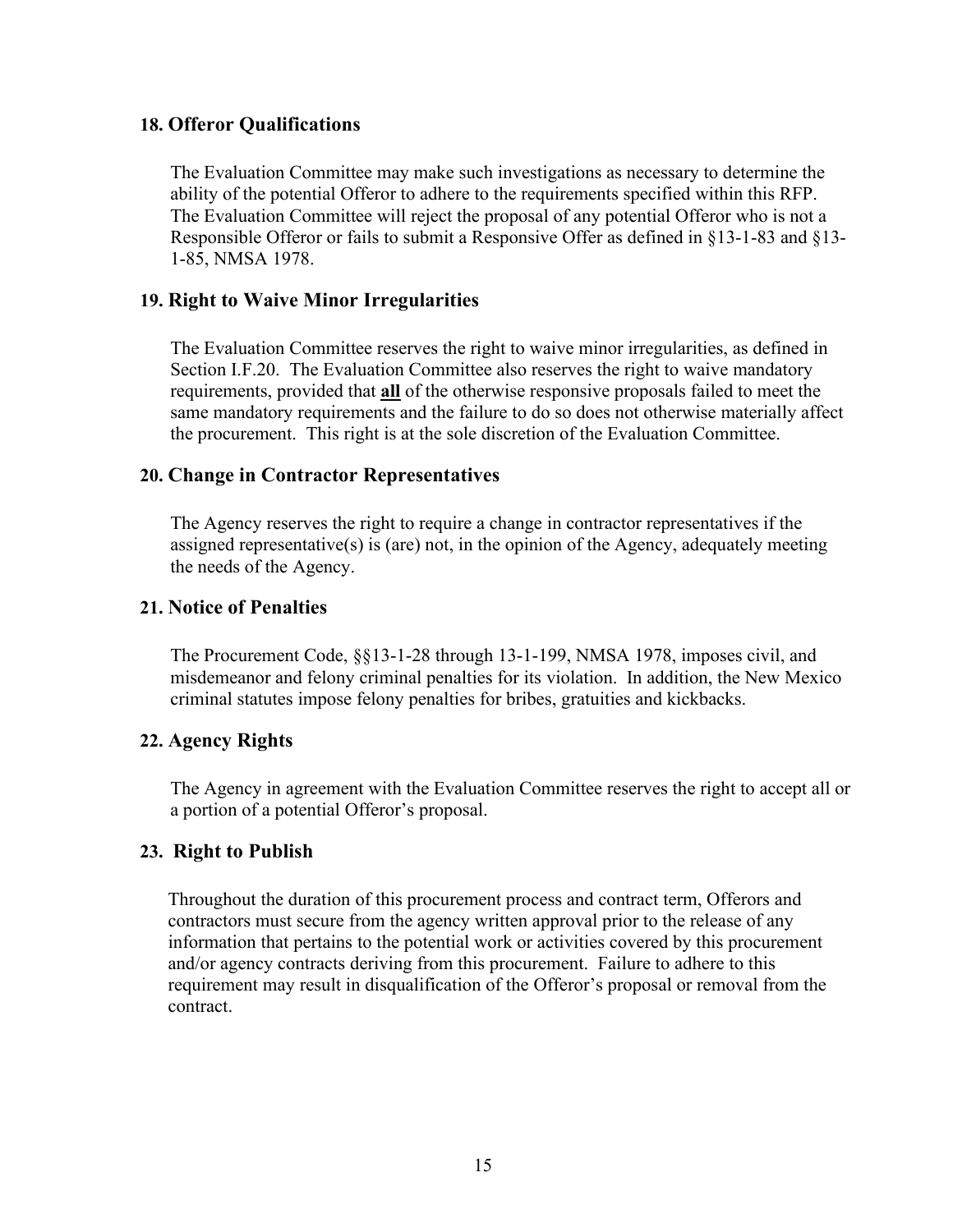### 18. Offeror Qualifications

The Evaluation Committee may make such investigations as necessary to determine the ability of the potential Offeror to adhere to the requirements specified within this RFP. The Evaluation Committee will reject the proposal of any potential Offeror who is not a Responsible Offeror or fails to submit a Responsive Offer as defined in §13-1-83 and §13-1-85, NMSA 1978.

### 19. Right to Waive Minor Irregularities

The Evaluation Committee reserves the right to waive minor irregularities, as defined in Section I.F.20. The Evaluation Committee also reserves the right to waive mandatory requirements, provided that **<u>all</u>** of the otherwise responsive proposals failed to meet the same mandatory requirements and the failure to do so does not otherwise materially affect the procurement. This right is at the sole discretion of the Evaluation Committee.

### 20. Change in Contractor Representatives

The Agency reserves the right to require a change in contractor representatives if the assigned representative(s) is (are) not, in the opinion of the Agency, adequately meeting the needs of the Agency.

### 21. Notice of Penalties

The Procurement Code, §§13-1-28 through 13-1-199, NMSA 1978, imposes civil, and misdemeanor and felony criminal penalties for its violation. In addition, the New Mexico criminal statutes impose felony penalties for bribes, gratuities and kickbacks.

### 22. Agency Rights

The Agency in agreement with the Evaluation Committee reserves the right to accept all or a portion of a potential Offeror's proposal.

### 23. Right to Publish

Throughout the duration of this procurement process and contract term, Offerors and contractors must secure from the agency written approval prior to the release of any information that pertains to the potential work or activities covered by this procurement and/or agency contracts deriving from this procurement. Failure to adhere to this requirement may result in disqualification of the Offeror's proposal or removal from the contract.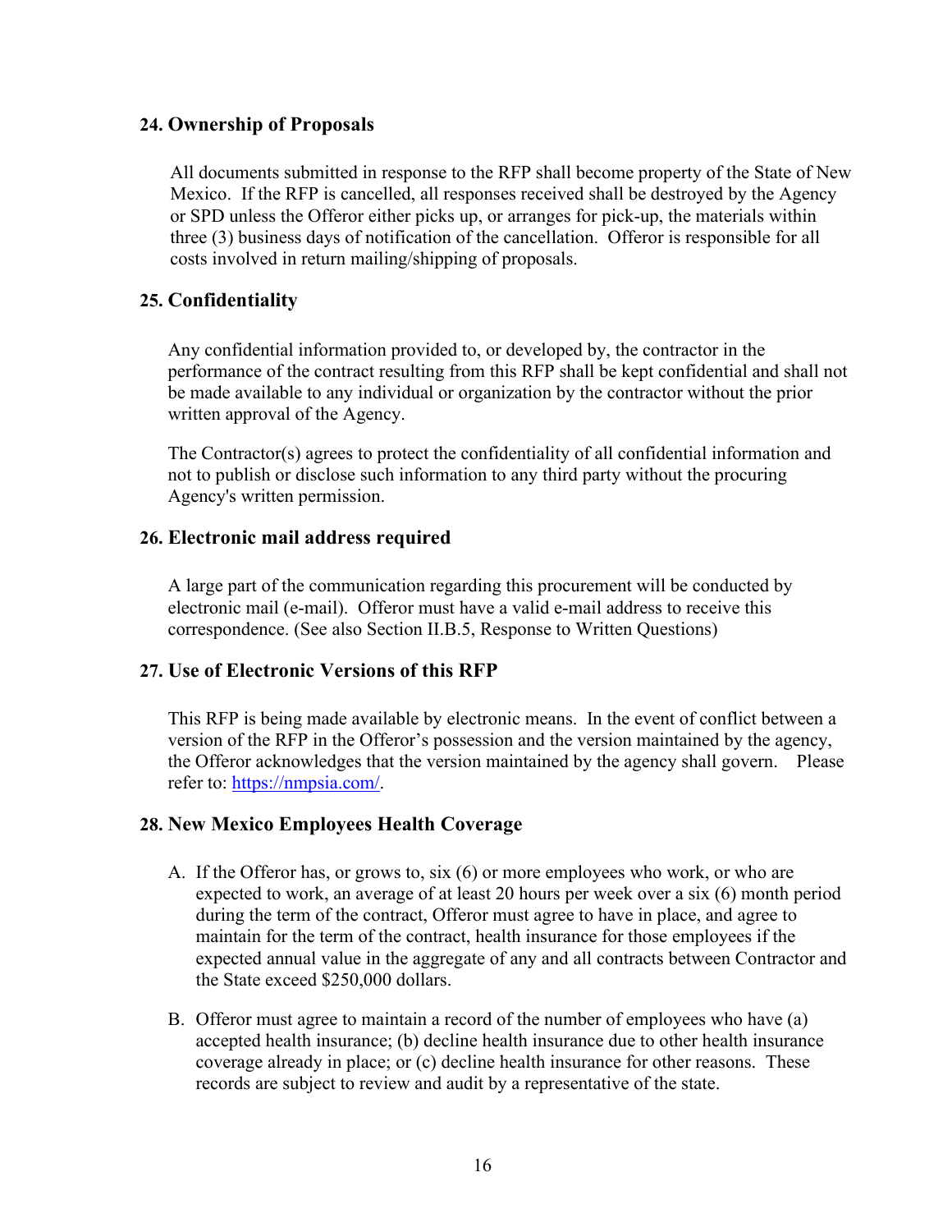### 24. Ownership of Proposals

All documents submitted in response to the RFP shall become property of the State of New Mexico. If the RFP is cancelled, all responses received shall be destroyed by the Agency or SPD unless the Offeror either picks up, or arranges for pick-up, the materials within three (3) business days of notification of the cancellation. Offeror is responsible for all costs involved in return mailing/shipping of proposals.

### 25. Confidentiality

Any confidential information provided to, or developed by, the contractor in the performance of the contract resulting from this RFP shall be kept confidential and shall not be made available to any individual or organization by the contractor without the prior written approval of the Agency.

The Contractor(s) agrees to protect the confidentiality of all confidential information and not to publish or disclose such information to any third party without the procuring Agency's written permission.

### 26. Electronic mail address required

A large part of the communication regarding this procurement will be conducted by electronic mail (e-mail). Offeror must have a valid e-mail address to receive this correspondence. (See also Section II.B.5, Response to Written Questions)

### 27. Use of Electronic Versions of this RFP

This RFP is being made available by electronic means. In the event of conflict between a version of the RFP in the Offeror's possession and the version maintained by the agency, the Offeror acknowledges that the version maintained by the agency shall govern. Please refer to: [https://nmpsia.com/](https://nmpsia.com/).

### 28. New Mexico Employees Health Coverage

A. If the Offeror has, or grows to, six (6) or more employees who work, or who are expected to work, an average of at least 20 hours per week over a six (6) month period during the term of the contract, Offeror must agree to have in place, and agree to maintain for the term of the contract, health insurance for those employees if the expected annual value in the aggregate of any and all contracts between Contractor and the State exceed $250,000 dollars.

B. Offeror must agree to maintain a record of the number of employees who have (a) accepted health insurance; (b) decline health insurance due to other health insurance coverage already in place; or (c) decline health insurance for other reasons. These records are subject to review and audit by a representative of the state.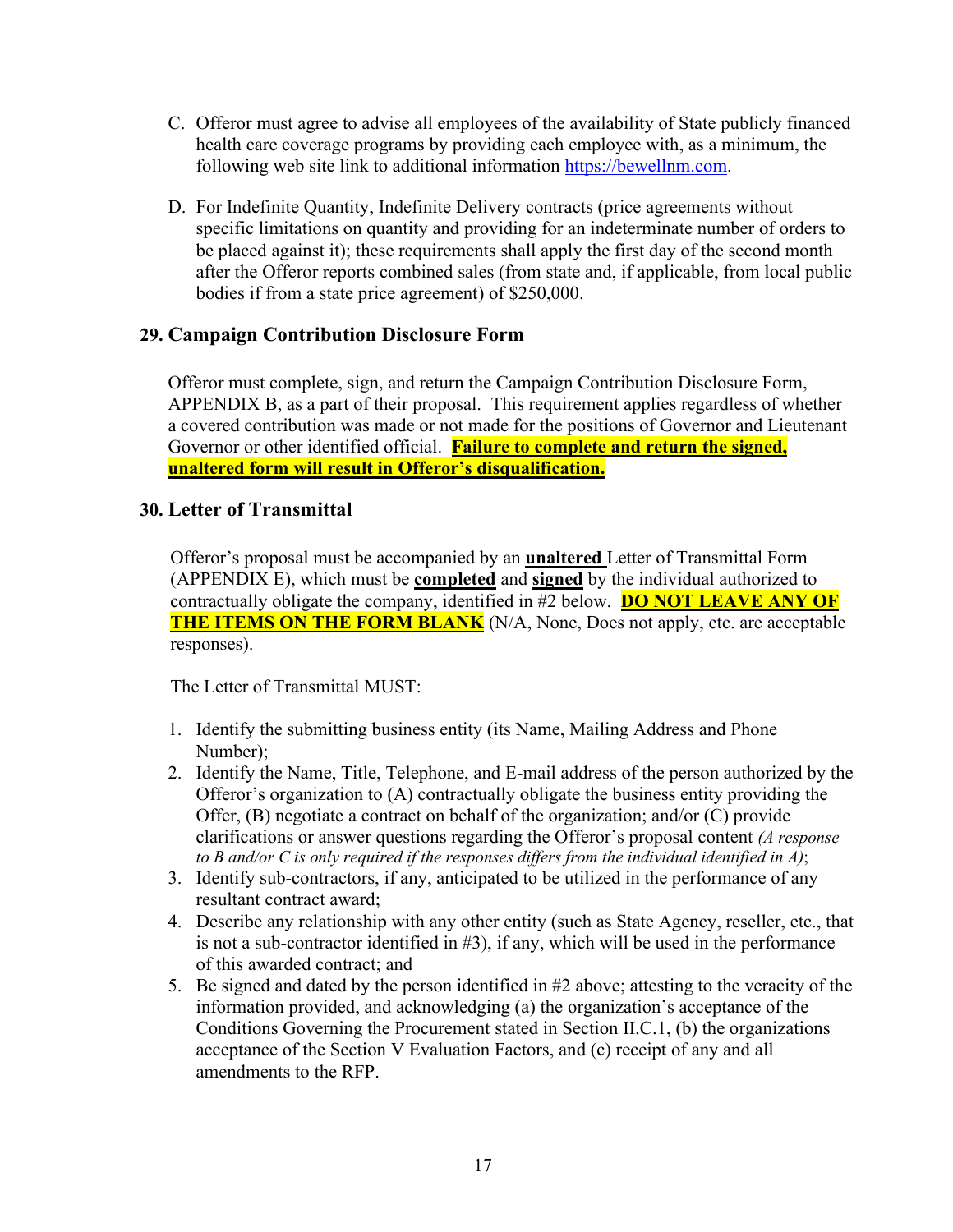C. Offeror must agree to advise all employees of the availability of State publicly financed health care coverage programs by providing each employee with, as a minimum, the following web site link to additional information https://bewellnm.com.

D. For Indefinite Quantity, Indefinite Delivery contracts (price agreements without specific limitations on quantity and providing for an indeterminate number of orders to be placed against it); these requirements shall apply the first day of the second month after the Offeror reports combined sales (from state and, if applicable, from local public bodies if from a state price agreement) of $250,000.

### 29. Campaign Contribution Disclosure Form

Offeror must complete, sign, and return the Campaign Contribution Disclosure Form, APPENDIX B, as a part of their proposal. This requirement applies regardless of whether a covered contribution was made or not made for the positions of Governor and Lieutenant Governor or other identified official. **Failure to complete and return the signed, unaltered form will result in Offeror's disqualification.**

### 30. Letter of Transmittal

Offeror's proposal must be accompanied by an **unaltered** Letter of Transmittal Form (APPENDIX E), which must be **completed** and **signed** by the individual authorized to contractually obligate the company, identified in #2 below. **DO NOT LEAVE ANY OF THE ITEMS ON THE FORM BLANK** (N/A, None, Does not apply, etc. are acceptable responses).

The Letter of Transmittal MUST:

1. Identify the submitting business entity (its Name, Mailing Address and Phone Number);
2. Identify the Name, Title, Telephone, and E-mail address of the person authorized by the Offeror's organization to (A) contractually obligate the business entity providing the Offer, (B) negotiate a contract on behalf of the organization; and/or (C) provide clarifications or answer questions regarding the Offeror's proposal content *(A response to B and/or C is only required if the responses differs from the individual identified in A)*;
3. Identify sub-contractors, if any, anticipated to be utilized in the performance of any resultant contract award;
4. Describe any relationship with any other entity (such as State Agency, reseller, etc., that is not a sub-contractor identified in #3), if any, which will be used in the performance of this awarded contract; and
5. Be signed and dated by the person identified in #2 above; attesting to the veracity of the information provided, and acknowledging (a) the organization's acceptance of the Conditions Governing the Procurement stated in Section II.C.1, (b) the organizations acceptance of the Section V Evaluation Factors, and (c) receipt of any and all amendments to the RFP.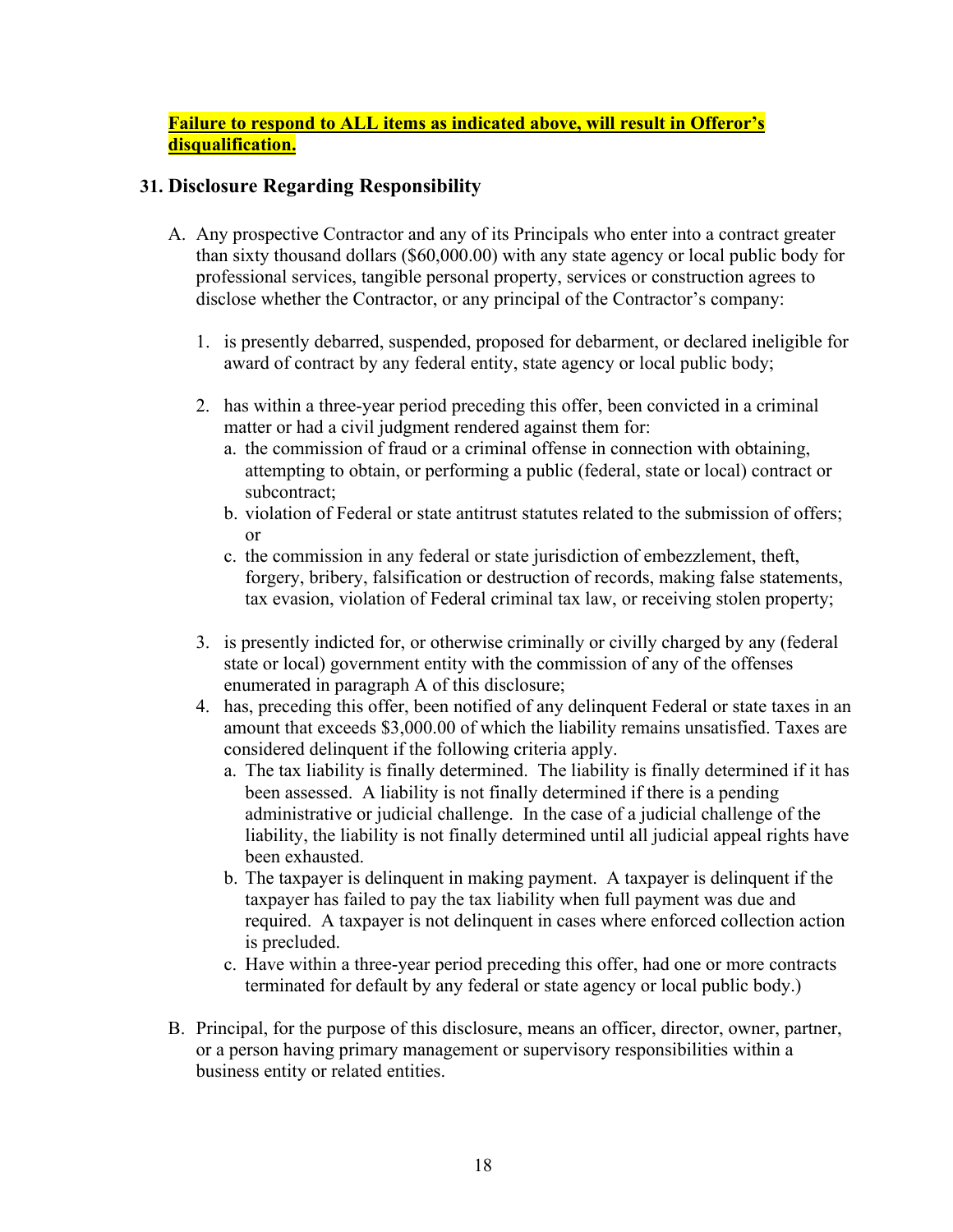**Failure to respond to ALL items as indicated above, will result in Offeror's disqualification.**

## 31. Disclosure Regarding Responsibility

A. Any prospective Contractor and any of its Principals who enter into a contract greater than sixty thousand dollars ($60,000.00) with any state agency or local public body for professional services, tangible personal property, services or construction agrees to disclose whether the Contractor, or any principal of the Contractor's company:

   1. is presently debarred, suspended, proposed for debarment, or declared ineligible for award of contract by any federal entity, state agency or local public body;

   2. has within a three-year period preceding this offer, been convicted in a criminal matter or had a civil judgment rendered against them for:
      a. the commission of fraud or a criminal offense in connection with obtaining, attempting to obtain, or performing a public (federal, state or local) contract or subcontract;
      b. violation of Federal or state antitrust statutes related to the submission of offers; or
      c. the commission in any federal or state jurisdiction of embezzlement, theft, forgery, bribery, falsification or destruction of records, making false statements, tax evasion, violation of Federal criminal tax law, or receiving stolen property;

   3. is presently indicted for, or otherwise criminally or civilly charged by any (federal state or local) government entity with the commission of any of the offenses enumerated in paragraph A of this disclosure;
   4. has, preceding this offer, been notified of any delinquent Federal or state taxes in an amount that exceeds $3,000.00 of which the liability remains unsatisfied. Taxes are considered delinquent if the following criteria apply.
      a. The tax liability is finally determined. The liability is finally determined if it has been assessed. A liability is not finally determined if there is a pending administrative or judicial challenge. In the case of a judicial challenge of the liability, the liability is not finally determined until all judicial appeal rights have been exhausted.
      b. The taxpayer is delinquent in making payment. A taxpayer is delinquent if the taxpayer has failed to pay the tax liability when full payment was due and required. A taxpayer is not delinquent in cases where enforced collection action is precluded.
      c. Have within a three-year period preceding this offer, had one or more contracts terminated for default by any federal or state agency or local public body.)

B. Principal, for the purpose of this disclosure, means an officer, director, owner, partner, or a person having primary management or supervisory responsibilities within a business entity or related entities.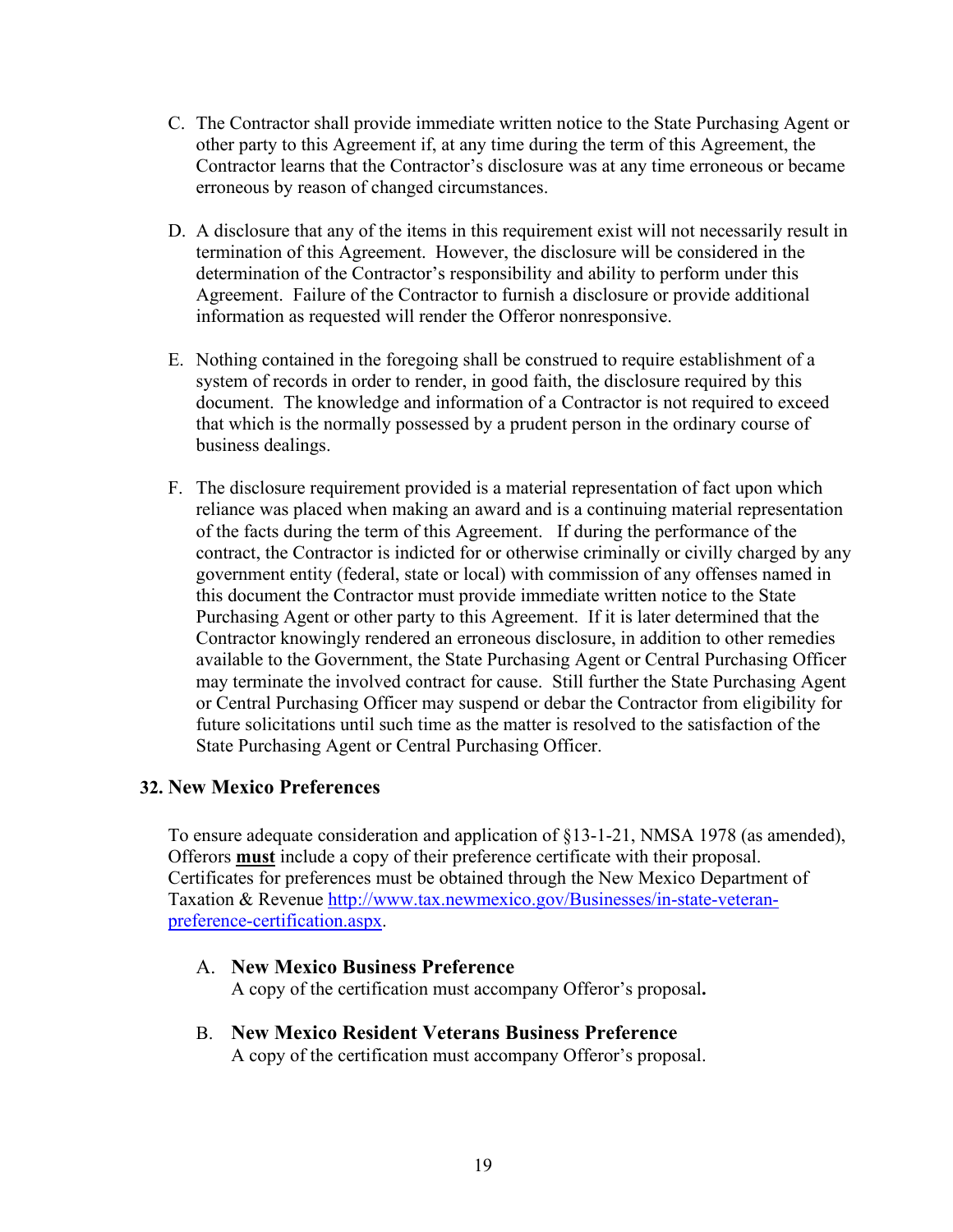C. The Contractor shall provide immediate written notice to the State Purchasing Agent or other party to this Agreement if, at any time during the term of this Agreement, the Contractor learns that the Contractor's disclosure was at any time erroneous or became erroneous by reason of changed circumstances.

D. A disclosure that any of the items in this requirement exist will not necessarily result in termination of this Agreement. However, the disclosure will be considered in the determination of the Contractor's responsibility and ability to perform under this Agreement. Failure of the Contractor to furnish a disclosure or provide additional information as requested will render the Offeror nonresponsive.

E. Nothing contained in the foregoing shall be construed to require establishment of a system of records in order to render, in good faith, the disclosure required by this document. The knowledge and information of a Contractor is not required to exceed that which is the normally possessed by a prudent person in the ordinary course of business dealings.

F. The disclosure requirement provided is a material representation of fact upon which reliance was placed when making an award and is a continuing material representation of the facts during the term of this Agreement. If during the performance of the contract, the Contractor is indicted for or otherwise criminally or civilly charged by any government entity (federal, state or local) with commission of any offenses named in this document the Contractor must provide immediate written notice to the State Purchasing Agent or other party to this Agreement. If it is later determined that the Contractor knowingly rendered an erroneous disclosure, in addition to other remedies available to the Government, the State Purchasing Agent or Central Purchasing Officer may terminate the involved contract for cause. Still further the State Purchasing Agent or Central Purchasing Officer may suspend or debar the Contractor from eligibility for future solicitations until such time as the matter is resolved to the satisfaction of the State Purchasing Agent or Central Purchasing Officer.

## 32. New Mexico Preferences

To ensure adequate consideration and application of §13-1-21, NMSA 1978 (as amended), Offerors **must** include a copy of their preference certificate with their proposal. Certificates for preferences must be obtained through the New Mexico Department of Taxation & Revenue [http://www.tax.newmexico.gov/Businesses/in-state-veteran-preference-certification.aspx](http://www.tax.newmexico.gov/Businesses/in-state-veteran-preference-certification.aspx).

A. **New Mexico Business Preference**
A copy of the certification must accompany Offeror's proposal**.**

B. **New Mexico Resident Veterans Business Preference**
A copy of the certification must accompany Offeror's proposal.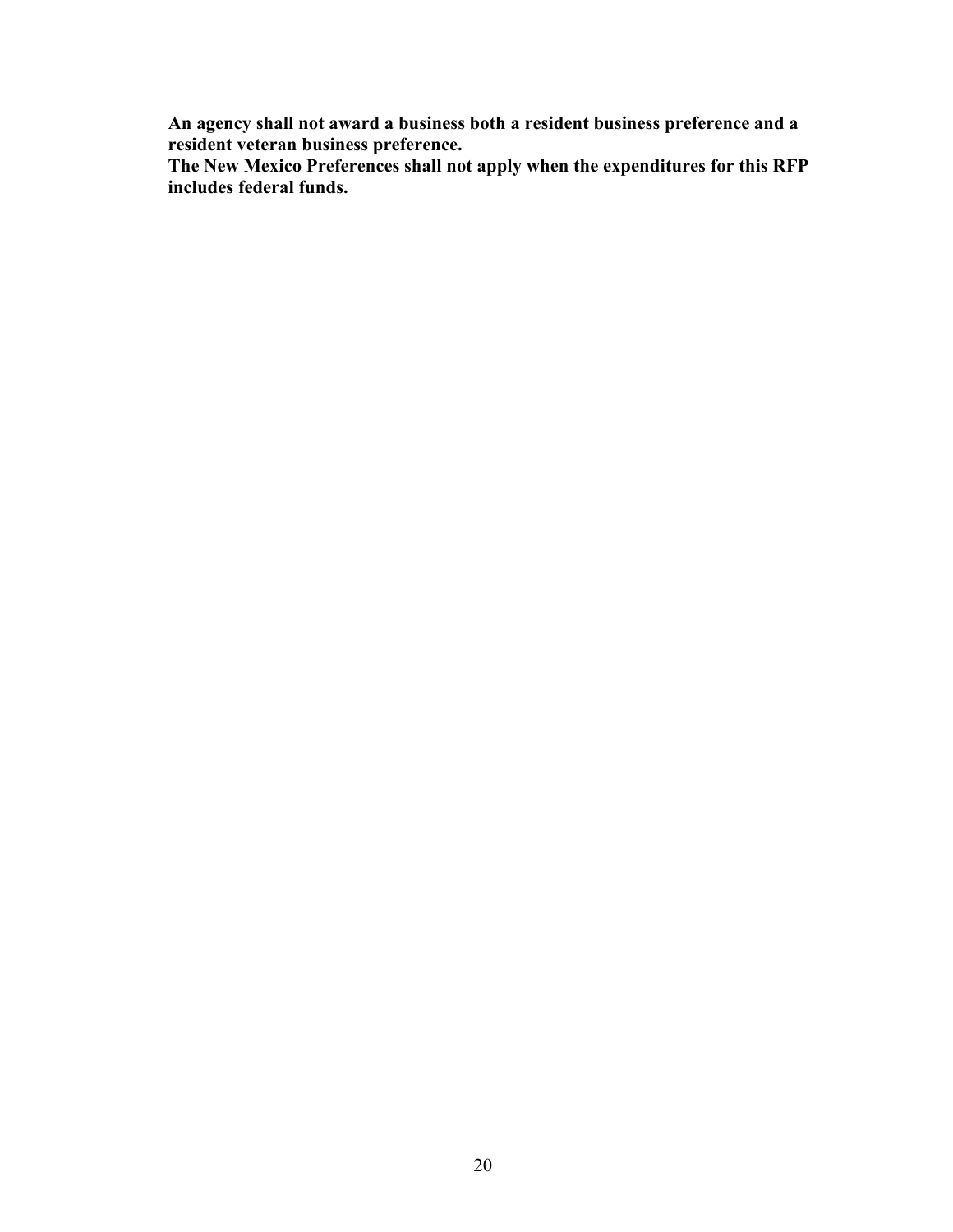**An agency shall not award a business both a resident business preference and a resident veteran business preference.**
**The New Mexico Preferences shall not apply when the expenditures for this RFP includes federal funds.**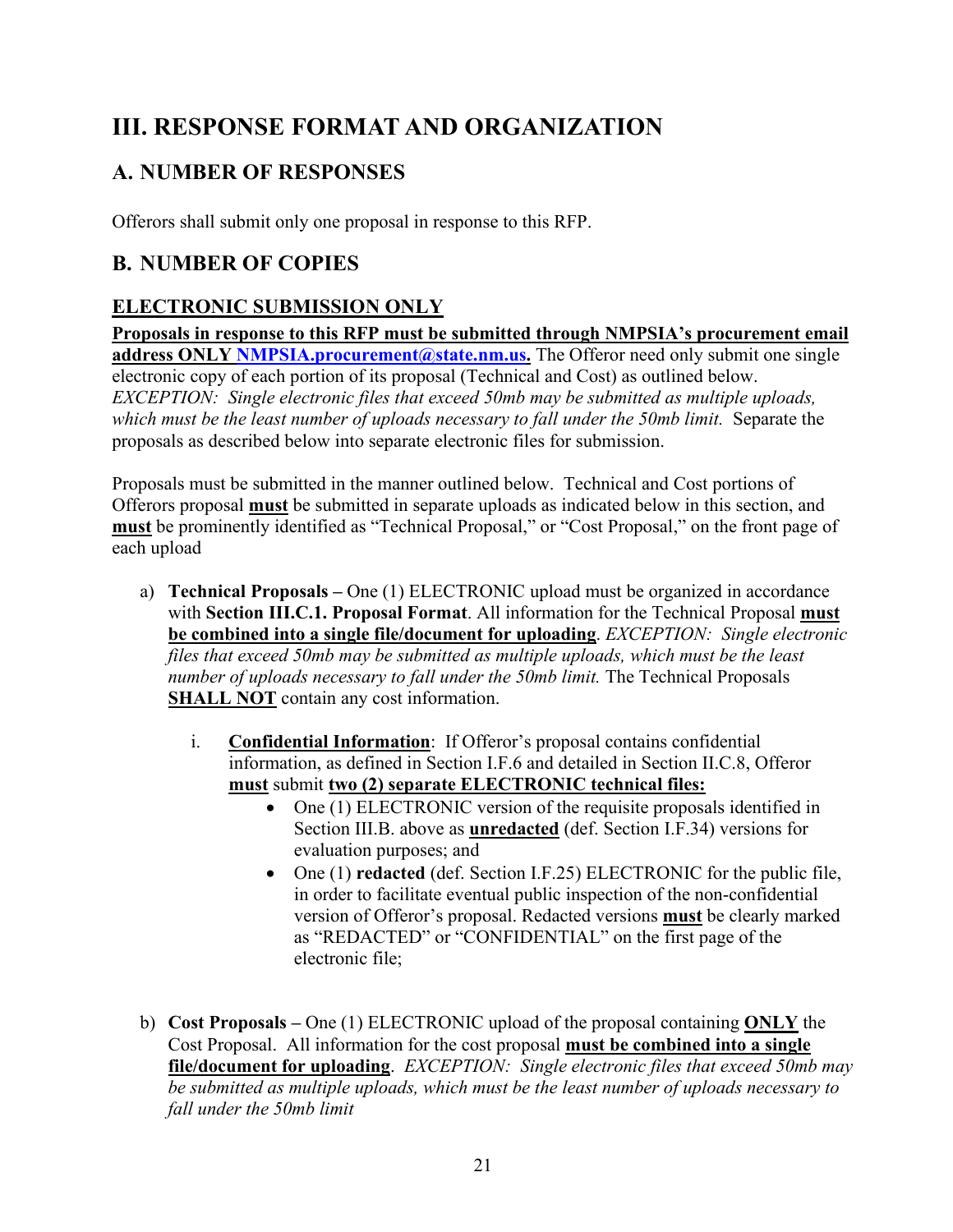# III. RESPONSE FORMAT AND ORGANIZATION

## A. NUMBER OF RESPONSES

Offerors shall submit only one proposal in response to this RFP.

## B. NUMBER OF COPIES

### ELECTRONIC SUBMISSION ONLY

**Proposals in response to this RFP must be submitted through NMPSIA's procurement email address ONLY NMPSIA.procurement@state.nm.us.** The Offeror need only submit one single electronic copy of each portion of its proposal (Technical and Cost) as outlined below. *EXCEPTION: Single electronic files that exceed 50mb may be submitted as multiple uploads, which must be the least number of uploads necessary to fall under the 50mb limit.* Separate the proposals as described below into separate electronic files for submission.

Proposals must be submitted in the manner outlined below. Technical and Cost portions of Offerors proposal **must** be submitted in separate uploads as indicated below in this section, and **must** be prominently identified as "Technical Proposal," or "Cost Proposal," on the front page of each upload

a) **Technical Proposals –** One (1) ELECTRONIC upload must be organized in accordance with **Section III.C.1. Proposal Format**. All information for the Technical Proposal **must be combined into a single file/document for uploading**. *EXCEPTION: Single electronic files that exceed 50mb may be submitted as multiple uploads, which must be the least number of uploads necessary to fall under the 50mb limit.* The Technical Proposals **SHALL NOT** contain any cost information.

   i. **Confidential Information**: If Offeror's proposal contains confidential information, as defined in Section I.F.6 and detailed in Section II.C.8, Offeror **must** submit **two (2) separate ELECTRONIC technical files:**
      - One (1) ELECTRONIC version of the requisite proposals identified in Section III.B. above as **unredacted** (def. Section I.F.34) versions for evaluation purposes; and
      - One (1) **redacted** (def. Section I.F.25) ELECTRONIC for the public file, in order to facilitate eventual public inspection of the non-confidential version of Offeror's proposal. Redacted versions **must** be clearly marked as "REDACTED" or "CONFIDENTIAL" on the first page of the electronic file;

b) **Cost Proposals –** One (1) ELECTRONIC upload of the proposal containing **ONLY** the Cost Proposal. All information for the cost proposal **must be combined into a single file/document for uploading**. *EXCEPTION: Single electronic files that exceed 50mb may be submitted as multiple uploads, which must be the least number of uploads necessary to fall under the 50mb limit*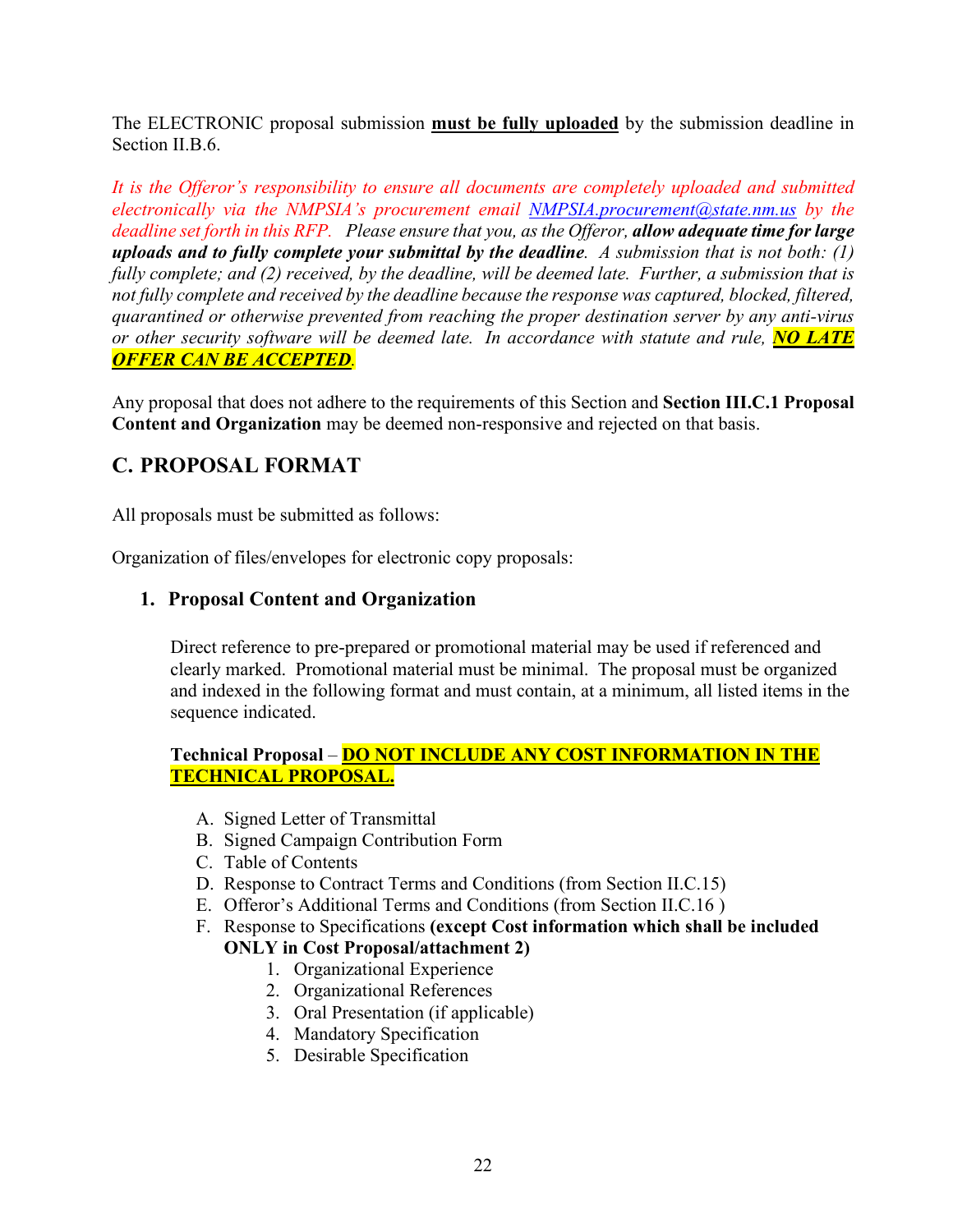The ELECTRONIC proposal submission **must be fully uploaded** by the submission deadline in Section II.B.6.

*It is the Offeror's responsibility to ensure all documents are completely uploaded and submitted electronically via the NMPSIA's procurement email [NMPSIA.procurement@state.nm.us](mailto:NMPSIA.procurement@state.nm.us) by the deadline set forth in this RFP. Please ensure that you, as the Offeror,* ***allow adequate time for large uploads and to fully complete your submittal by the deadline****. A submission that is not both: (1) fully complete; and (2) received, by the deadline, will be deemed late. Further, a submission that is not fully complete and received by the deadline because the response was captured, blocked, filtered, quarantined or otherwise prevented from reaching the proper destination server by any anti-virus or other security software will be deemed late. In accordance with statute and rule,* ***NO LATE OFFER CAN BE ACCEPTED****.*

Any proposal that does not adhere to the requirements of this Section and **Section III.C.1 Proposal Content and Organization** may be deemed non-responsive and rejected on that basis.

## C. PROPOSAL FORMAT

All proposals must be submitted as follows:

Organization of files/envelopes for electronic copy proposals:

### 1. Proposal Content and Organization

Direct reference to pre-prepared or promotional material may be used if referenced and clearly marked. Promotional material must be minimal. The proposal must be organized and indexed in the following format and must contain, at a minimum, all listed items in the sequence indicated.

**Technical Proposal** – **DO NOT INCLUDE ANY COST INFORMATION IN THE TECHNICAL PROPOSAL.**

A. Signed Letter of Transmittal
B. Signed Campaign Contribution Form
C. Table of Contents
D. Response to Contract Terms and Conditions (from Section II.C.15)
E. Offeror's Additional Terms and Conditions (from Section II.C.16 )
F. Response to Specifications **(except Cost information which shall be included ONLY in Cost Proposal/attachment 2)**
   1. Organizational Experience
   2. Organizational References
   3. Oral Presentation (if applicable)
   4. Mandatory Specification
   5. Desirable Specification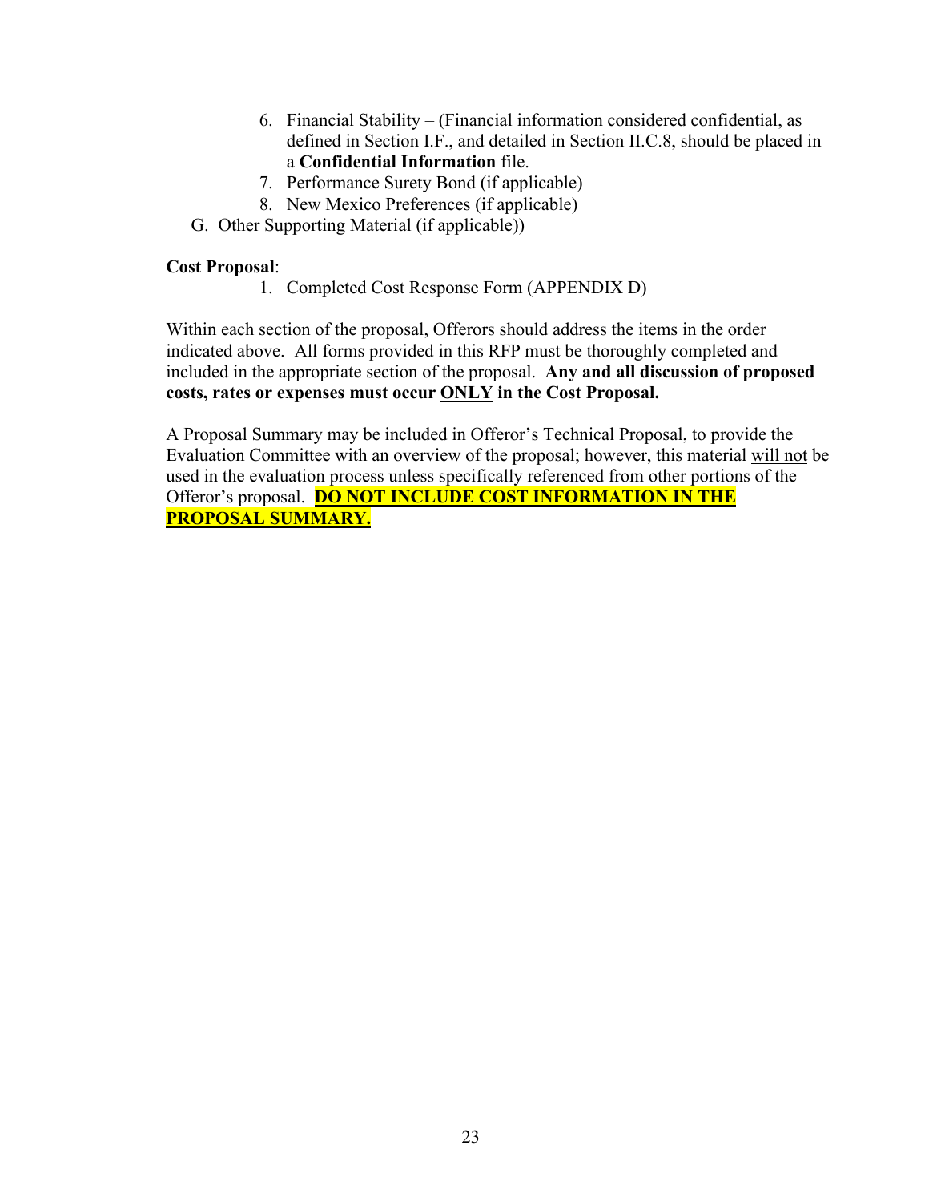6. Financial Stability – (Financial information considered confidential, as defined in Section I.F., and detailed in Section II.C.8, should be placed in a **Confidential Information** file.
7. Performance Surety Bond (if applicable)
8. New Mexico Preferences (if applicable)

G. Other Supporting Material (if applicable))

**Cost Proposal**:

1. Completed Cost Response Form (APPENDIX D)

Within each section of the proposal, Offerors should address the items in the order indicated above. All forms provided in this RFP must be thoroughly completed and included in the appropriate section of the proposal. **Any and all discussion of proposed costs, rates or expenses must occur ONLY in the Cost Proposal.**

A Proposal Summary may be included in Offeror's Technical Proposal, to provide the Evaluation Committee with an overview of the proposal; however, this material will not be used in the evaluation process unless specifically referenced from other portions of the Offeror's proposal. **DO NOT INCLUDE COST INFORMATION IN THE PROPOSAL SUMMARY.**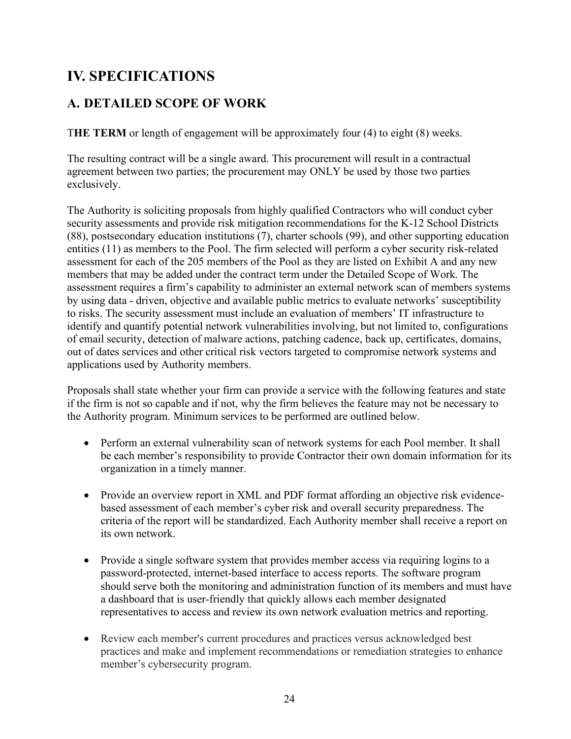# IV. SPECIFICATIONS

## A. DETAILED SCOPE OF WORK

T**HE TERM** or length of engagement will be approximately four (4) to eight (8) weeks.

The resulting contract will be a single award. This procurement will result in a contractual agreement between two parties; the procurement may ONLY be used by those two parties exclusively.

The Authority is soliciting proposals from highly qualified Contractors who will conduct cyber security assessments and provide risk mitigation recommendations for the K-12 School Districts (88), postsecondary education institutions (7), charter schools (99), and other supporting education entities (11) as members to the Pool. The firm selected will perform a cyber security risk-related assessment for each of the 205 members of the Pool as they are listed on Exhibit A and any new members that may be added under the contract term under the Detailed Scope of Work. The assessment requires a firm's capability to administer an external network scan of members systems by using data - driven, objective and available public metrics to evaluate networks' susceptibility to risks. The security assessment must include an evaluation of members' IT infrastructure to identify and quantify potential network vulnerabilities involving, but not limited to, configurations of email security, detection of malware actions, patching cadence, back up, certificates, domains, out of dates services and other critical risk vectors targeted to compromise network systems and applications used by Authority members.

Proposals shall state whether your firm can provide a service with the following features and state if the firm is not so capable and if not, why the firm believes the feature may not be necessary to the Authority program. Minimum services to be performed are outlined below.

- Perform an external vulnerability scan of network systems for each Pool member. It shall be each member's responsibility to provide Contractor their own domain information for its organization in a timely manner.

- Provide an overview report in XML and PDF format affording an objective risk evidence-based assessment of each member's cyber risk and overall security preparedness. The criteria of the report will be standardized. Each Authority member shall receive a report on its own network.

- Provide a single software system that provides member access via requiring logins to a password-protected, internet-based interface to access reports. The software program should serve both the monitoring and administration function of its members and must have a dashboard that is user-friendly that quickly allows each member designated representatives to access and review its own network evaluation metrics and reporting.

- Review each member's current procedures and practices versus acknowledged best practices and make and implement recommendations or remediation strategies to enhance member's cybersecurity program.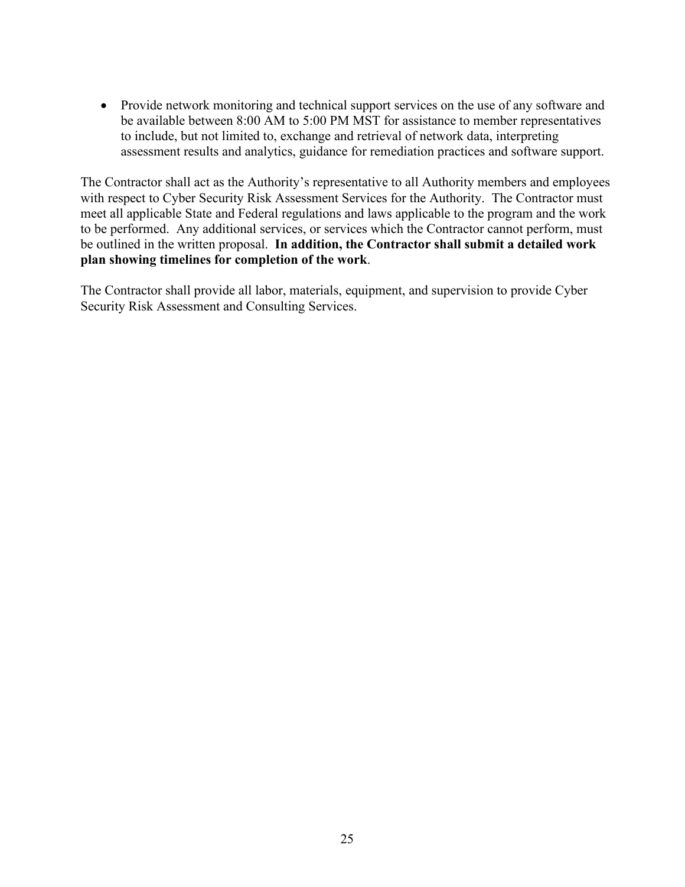- Provide network monitoring and technical support services on the use of any software and be available between 8:00 AM to 5:00 PM MST for assistance to member representatives to include, but not limited to, exchange and retrieval of network data, interpreting assessment results and analytics, guidance for remediation practices and software support.

The Contractor shall act as the Authority's representative to all Authority members and employees with respect to Cyber Security Risk Assessment Services for the Authority. The Contractor must meet all applicable State and Federal regulations and laws applicable to the program and the work to be performed. Any additional services, or services which the Contractor cannot perform, must be outlined in the written proposal. **In addition, the Contractor shall submit a detailed work plan showing timelines for completion of the work**.

The Contractor shall provide all labor, materials, equipment, and supervision to provide Cyber Security Risk Assessment and Consulting Services.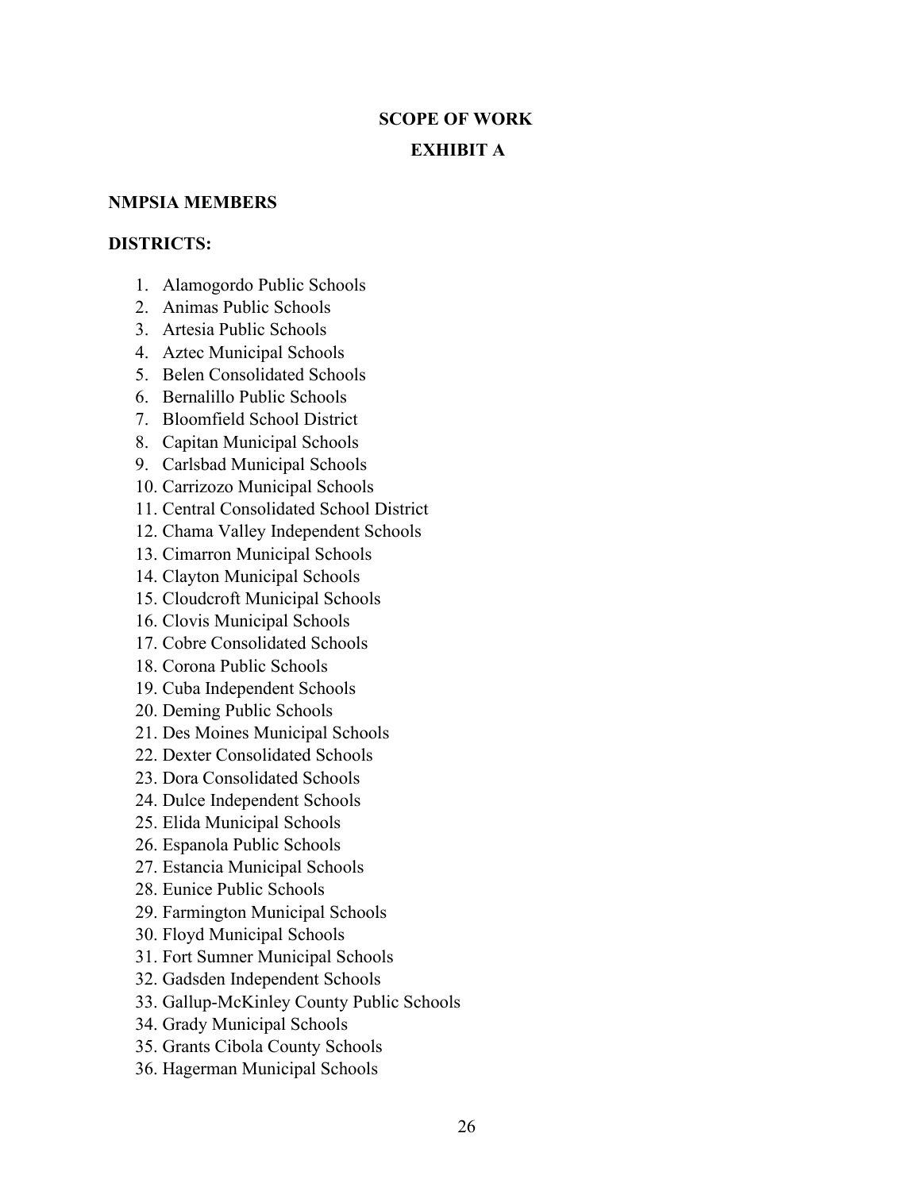## SCOPE OF WORK

## EXHIBIT A

**NMPSIA MEMBERS**

**DISTRICTS:**

1. Alamogordo Public Schools
2. Animas Public Schools
3. Artesia Public Schools
4. Aztec Municipal Schools
5. Belen Consolidated Schools
6. Bernalillo Public Schools
7. Bloomfield School District
8. Capitan Municipal Schools
9. Carlsbad Municipal Schools
10. Carrizozo Municipal Schools
11. Central Consolidated School District
12. Chama Valley Independent Schools
13. Cimarron Municipal Schools
14. Clayton Municipal Schools
15. Cloudcroft Municipal Schools
16. Clovis Municipal Schools
17. Cobre Consolidated Schools
18. Corona Public Schools
19. Cuba Independent Schools
20. Deming Public Schools
21. Des Moines Municipal Schools
22. Dexter Consolidated Schools
23. Dora Consolidated Schools
24. Dulce Independent Schools
25. Elida Municipal Schools
26. Espanola Public Schools
27. Estancia Municipal Schools
28. Eunice Public Schools
29. Farmington Municipal Schools
30. Floyd Municipal Schools
31. Fort Sumner Municipal Schools
32. Gadsden Independent Schools
33. Gallup-McKinley County Public Schools
34. Grady Municipal Schools
35. Grants Cibola County Schools
36. Hagerman Municipal Schools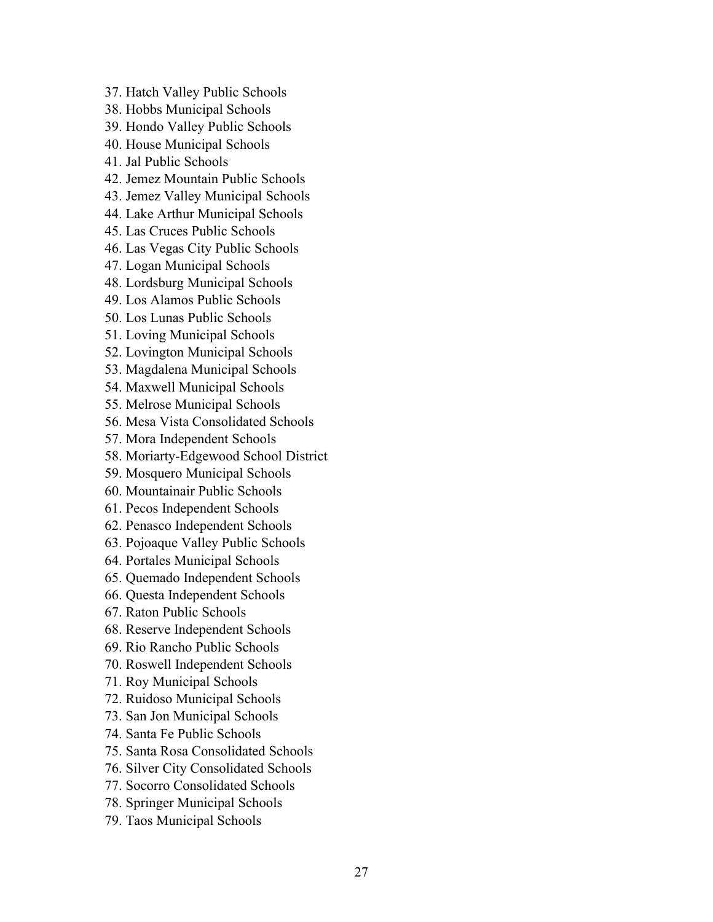37. Hatch Valley Public Schools
38. Hobbs Municipal Schools
39. Hondo Valley Public Schools
40. House Municipal Schools
41. Jal Public Schools
42. Jemez Mountain Public Schools
43. Jemez Valley Municipal Schools
44. Lake Arthur Municipal Schools
45. Las Cruces Public Schools
46. Las Vegas City Public Schools
47. Logan Municipal Schools
48. Lordsburg Municipal Schools
49. Los Alamos Public Schools
50. Los Lunas Public Schools
51. Loving Municipal Schools
52. Lovington Municipal Schools
53. Magdalena Municipal Schools
54. Maxwell Municipal Schools
55. Melrose Municipal Schools
56. Mesa Vista Consolidated Schools
57. Mora Independent Schools
58. Moriarty-Edgewood School District
59. Mosquero Municipal Schools
60. Mountainair Public Schools
61. Pecos Independent Schools
62. Penasco Independent Schools
63. Pojoaque Valley Public Schools
64. Portales Municipal Schools
65. Quemado Independent Schools
66. Questa Independent Schools
67. Raton Public Schools
68. Reserve Independent Schools
69. Rio Rancho Public Schools
70. Roswell Independent Schools
71. Roy Municipal Schools
72. Ruidoso Municipal Schools
73. San Jon Municipal Schools
74. Santa Fe Public Schools
75. Santa Rosa Consolidated Schools
76. Silver City Consolidated Schools
77. Socorro Consolidated Schools
78. Springer Municipal Schools
79. Taos Municipal Schools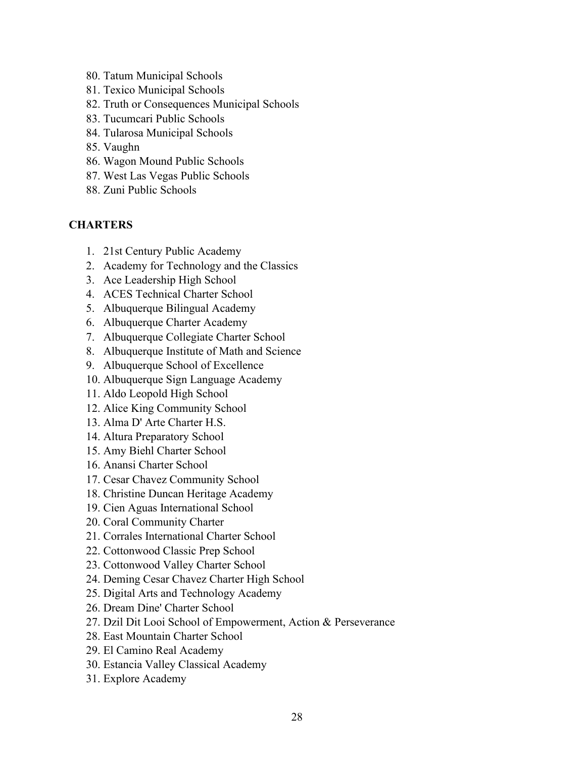80. Tatum Municipal Schools
81. Texico Municipal Schools
82. Truth or Consequences Municipal Schools
83. Tucumcari Public Schools
84. Tularosa Municipal Schools
85. Vaughn
86. Wagon Mound Public Schools
87. West Las Vegas Public Schools
88. Zuni Public Schools

**CHARTERS**

1. 21st Century Public Academy
2. Academy for Technology and the Classics
3. Ace Leadership High School
4. ACES Technical Charter School
5. Albuquerque Bilingual Academy
6. Albuquerque Charter Academy
7. Albuquerque Collegiate Charter School
8. Albuquerque Institute of Math and Science
9. Albuquerque School of Excellence
10. Albuquerque Sign Language Academy
11. Aldo Leopold High School
12. Alice King Community School
13. Alma D' Arte Charter H.S.
14. Altura Preparatory School
15. Amy Biehl Charter School
16. Anansi Charter School
17. Cesar Chavez Community School
18. Christine Duncan Heritage Academy
19. Cien Aguas International School
20. Coral Community Charter
21. Corrales International Charter School
22. Cottonwood Classic Prep School
23. Cottonwood Valley Charter School
24. Deming Cesar Chavez Charter High School
25. Digital Arts and Technology Academy
26. Dream Dine' Charter School
27. Dzil Dit Looi School of Empowerment, Action & Perseverance
28. East Mountain Charter School
29. El Camino Real Academy
30. Estancia Valley Classical Academy
31. Explore Academy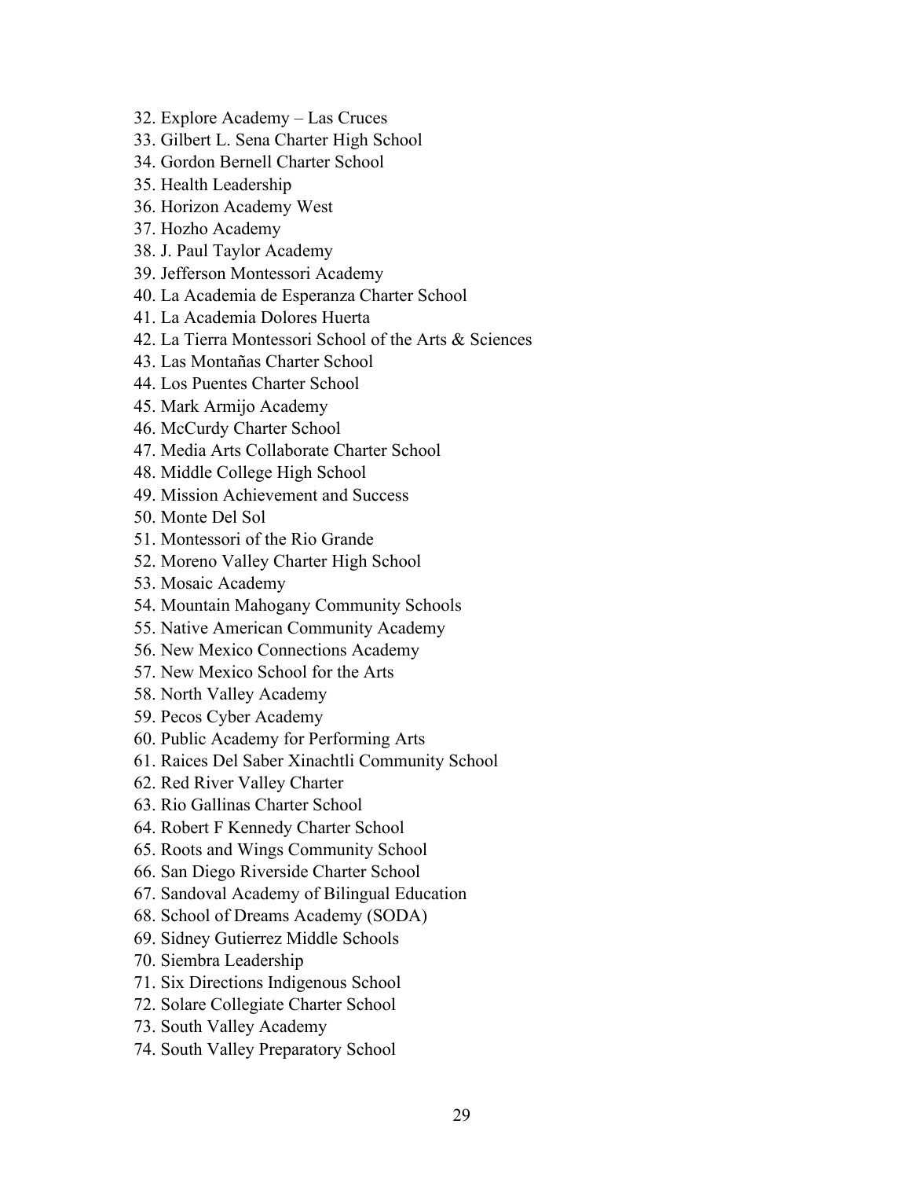32. Explore Academy – Las Cruces
33. Gilbert L. Sena Charter High School
34. Gordon Bernell Charter School
35. Health Leadership
36. Horizon Academy West
37. Hozho Academy
38. J. Paul Taylor Academy
39. Jefferson Montessori Academy
40. La Academia de Esperanza Charter School
41. La Academia Dolores Huerta
42. La Tierra Montessori School of the Arts & Sciences
43. Las Montañas Charter School
44. Los Puentes Charter School
45. Mark Armijo Academy
46. McCurdy Charter School
47. Media Arts Collaborate Charter School
48. Middle College High School
49. Mission Achievement and Success
50. Monte Del Sol
51. Montessori of the Rio Grande
52. Moreno Valley Charter High School
53. Mosaic Academy
54. Mountain Mahogany Community Schools
55. Native American Community Academy
56. New Mexico Connections Academy
57. New Mexico School for the Arts
58. North Valley Academy
59. Pecos Cyber Academy
60. Public Academy for Performing Arts
61. Raices Del Saber Xinachtli Community School
62. Red River Valley Charter
63. Rio Gallinas Charter School
64. Robert F Kennedy Charter School
65. Roots and Wings Community School
66. San Diego Riverside Charter School
67. Sandoval Academy of Bilingual Education
68. School of Dreams Academy (SODA)
69. Sidney Gutierrez Middle Schools
70. Siembra Leadership
71. Six Directions Indigenous School
72. Solare Collegiate Charter School
73. South Valley Academy
74. South Valley Preparatory School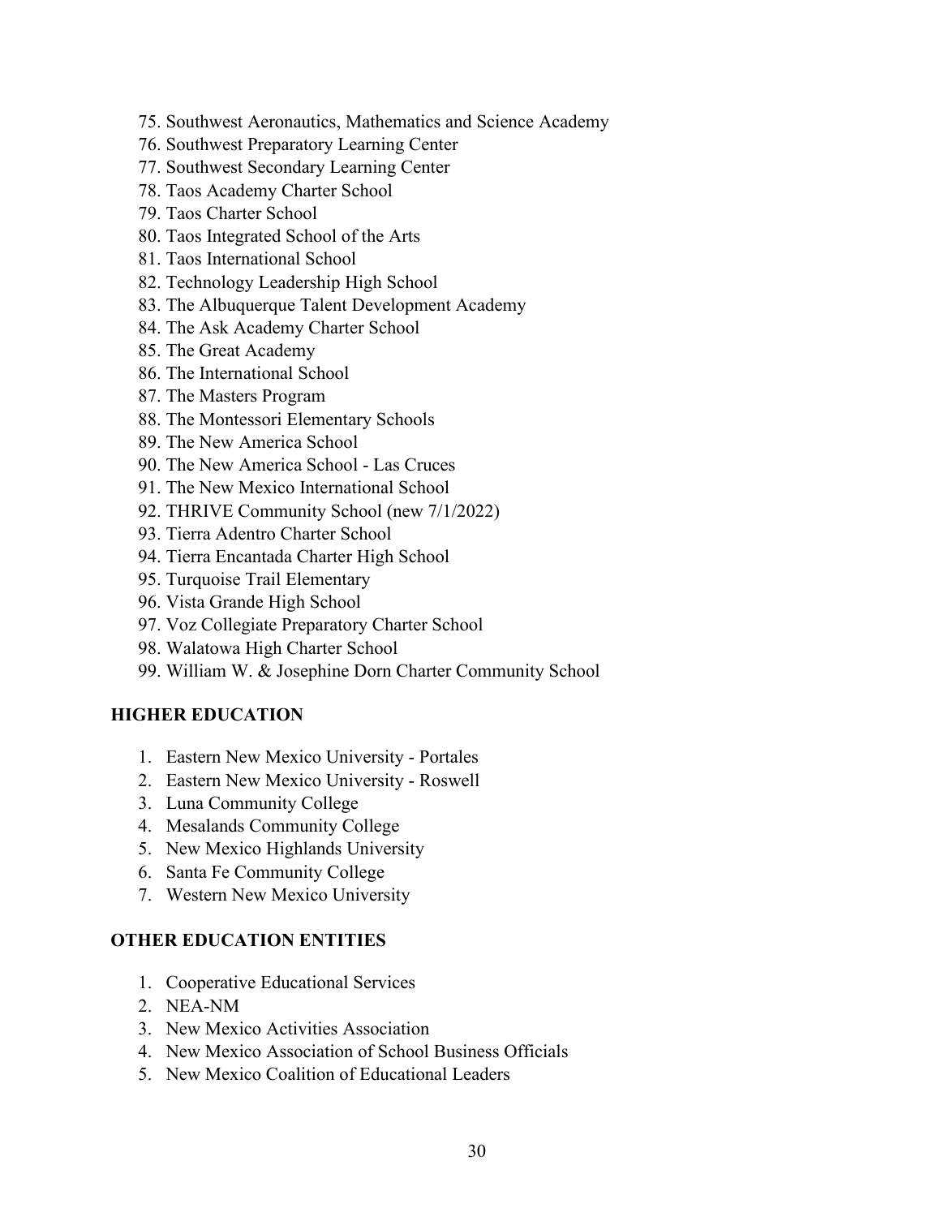75. Southwest Aeronautics, Mathematics and Science Academy
76. Southwest Preparatory Learning Center
77. Southwest Secondary Learning Center
78. Taos Academy Charter School
79. Taos Charter School
80. Taos Integrated School of the Arts
81. Taos International School
82. Technology Leadership High School
83. The Albuquerque Talent Development Academy
84. The Ask Academy Charter School
85. The Great Academy
86. The International School
87. The Masters Program
88. The Montessori Elementary Schools
89. The New America School
90. The New America School - Las Cruces
91. The New Mexico International School
92. THRIVE Community School (new 7/1/2022)
93. Tierra Adentro Charter School
94. Tierra Encantada Charter High School
95. Turquoise Trail Elementary
96. Vista Grande High School
97. Voz Collegiate Preparatory Charter School
98. Walatowa High Charter School
99. William W. & Josephine Dorn Charter Community School

**HIGHER EDUCATION**

1. Eastern New Mexico University - Portales
2. Eastern New Mexico University - Roswell
3. Luna Community College
4. Mesalands Community College
5. New Mexico Highlands University
6. Santa Fe Community College
7. Western New Mexico University

**OTHER EDUCATION ENTITIES**

1. Cooperative Educational Services
2. NEA-NM
3. New Mexico Activities Association
4. New Mexico Association of School Business Officials
5. New Mexico Coalition of Educational Leaders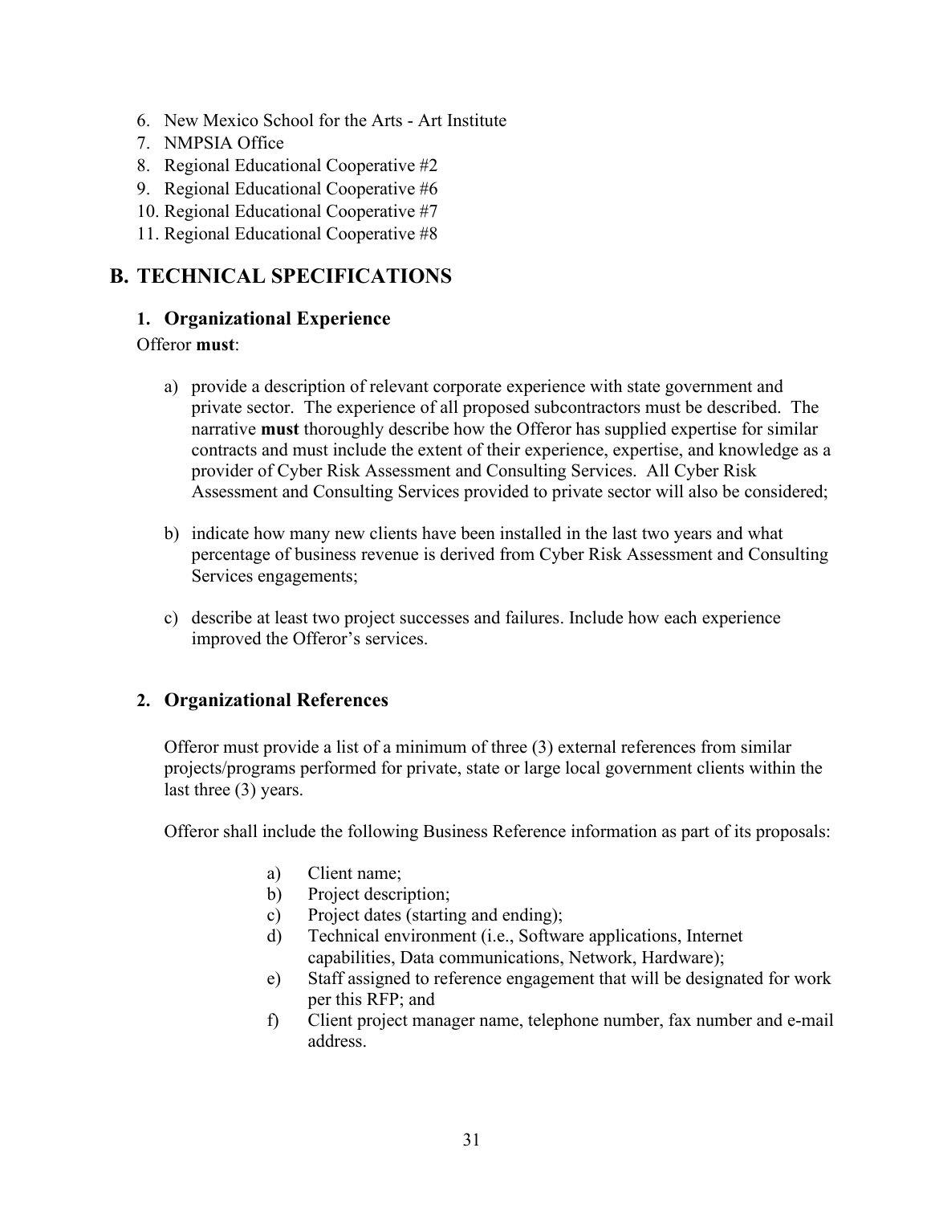6. New Mexico School for the Arts - Art Institute
7. NMPSIA Office
8. Regional Educational Cooperative #2
9. Regional Educational Cooperative #6
10. Regional Educational Cooperative #7
11. Regional Educational Cooperative #8

## B. TECHNICAL SPECIFICATIONS

### 1. Organizational Experience

Offeror **must**:

a) provide a description of relevant corporate experience with state government and private sector. The experience of all proposed subcontractors must be described. The narrative **must** thoroughly describe how the Offeror has supplied expertise for similar contracts and must include the extent of their experience, expertise, and knowledge as a provider of Cyber Risk Assessment and Consulting Services. All Cyber Risk Assessment and Consulting Services provided to private sector will also be considered;

b) indicate how many new clients have been installed in the last two years and what percentage of business revenue is derived from Cyber Risk Assessment and Consulting Services engagements;

c) describe at least two project successes and failures. Include how each experience improved the Offeror's services.

### 2. Organizational References

Offeror must provide a list of a minimum of three (3) external references from similar projects/programs performed for private, state or large local government clients within the last three (3) years.

Offeror shall include the following Business Reference information as part of its proposals:

a) Client name;
b) Project description;
c) Project dates (starting and ending);
d) Technical environment (i.e., Software applications, Internet capabilities, Data communications, Network, Hardware);
e) Staff assigned to reference engagement that will be designated for work per this RFP; and
f) Client project manager name, telephone number, fax number and e-mail address.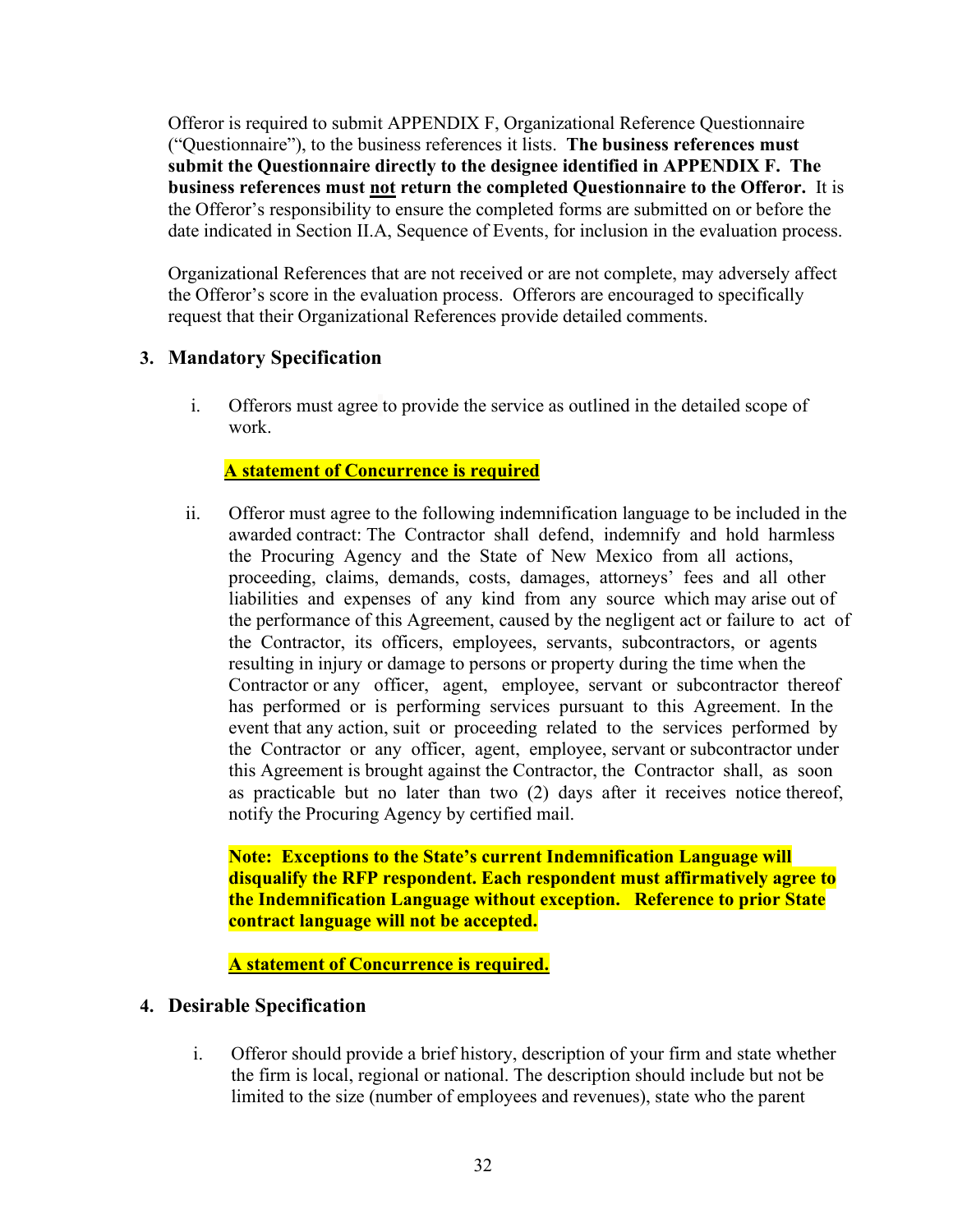Offeror is required to submit APPENDIX F, Organizational Reference Questionnaire ("Questionnaire"), to the business references it lists. **The business references must submit the Questionnaire directly to the designee identified in APPENDIX F. The business references must <u>not</u> return the completed Questionnaire to the Offeror.** It is the Offeror's responsibility to ensure the completed forms are submitted on or before the date indicated in Section II.A, Sequence of Events, for inclusion in the evaluation process.

Organizational References that are not received or are not complete, may adversely affect the Offeror's score in the evaluation process. Offerors are encouraged to specifically request that their Organizational References provide detailed comments.

### 3. Mandatory Specification

i. Offerors must agree to provide the service as outlined in the detailed scope of work.

   **<u>A statement of Concurrence is required</u>**

ii. Offeror must agree to the following indemnification language to be included in the awarded contract: The Contractor shall defend, indemnify and hold harmless the Procuring Agency and the State of New Mexico from all actions, proceeding, claims, demands, costs, damages, attorneys' fees and all other liabilities and expenses of any kind from any source which may arise out of the performance of this Agreement, caused by the negligent act or failure to act of the Contractor, its officers, employees, servants, subcontractors, or agents resulting in injury or damage to persons or property during the time when the Contractor or any officer, agent, employee, servant or subcontractor thereof has performed or is performing services pursuant to this Agreement. In the event that any action, suit or proceeding related to the services performed by the Contractor or any officer, agent, employee, servant or subcontractor under this Agreement is brought against the Contractor, the Contractor shall, as soon as practicable but no later than two (2) days after it receives notice thereof, notify the Procuring Agency by certified mail.

   **Note: Exceptions to the State's current Indemnification Language will disqualify the RFP respondent. Each respondent must affirmatively agree to the Indemnification Language without exception. Reference to prior State contract language will not be accepted.**

   **<u>A statement of Concurrence is required.</u>**

### 4. Desirable Specification

i. Offeror should provide a brief history, description of your firm and state whether the firm is local, regional or national. The description should include but not be limited to the size (number of employees and revenues), state who the parent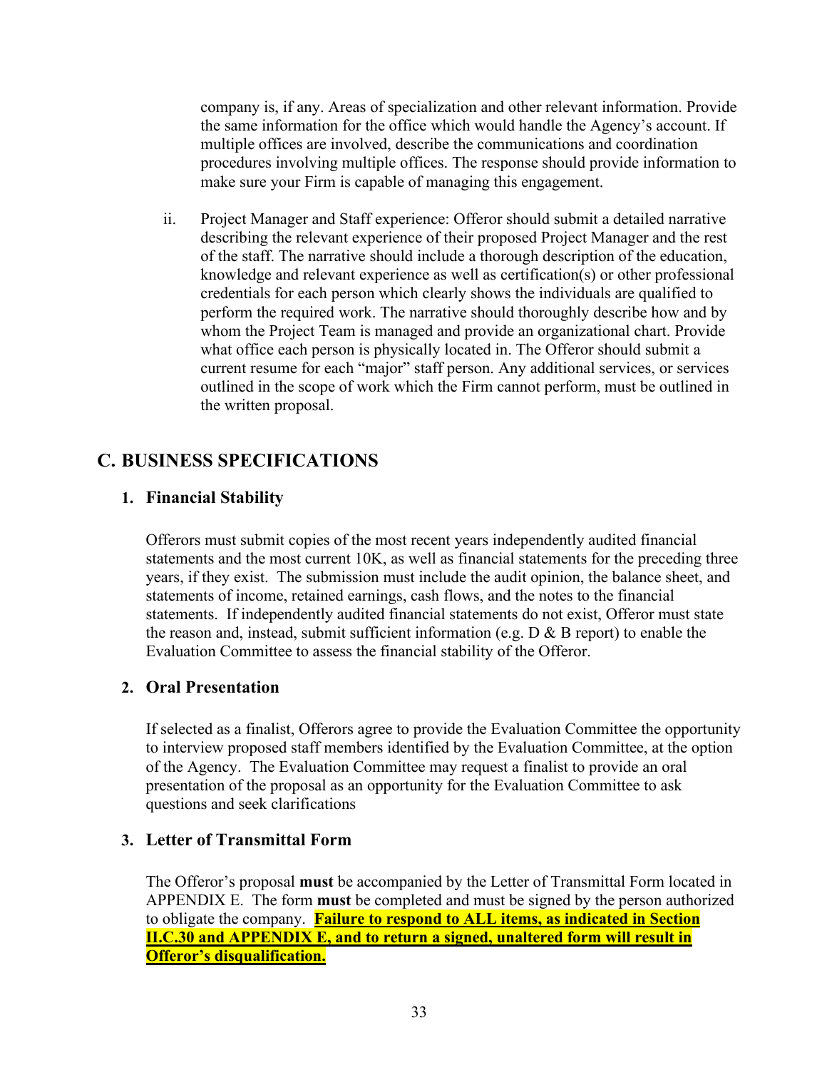company is, if any. Areas of specialization and other relevant information. Provide the same information for the office which would handle the Agency's account. If multiple offices are involved, describe the communications and coordination procedures involving multiple offices. The response should provide information to make sure your Firm is capable of managing this engagement.

ii. Project Manager and Staff experience: Offeror should submit a detailed narrative describing the relevant experience of their proposed Project Manager and the rest of the staff. The narrative should include a thorough description of the education, knowledge and relevant experience as well as certification(s) or other professional credentials for each person which clearly shows the individuals are qualified to perform the required work. The narrative should thoroughly describe how and by whom the Project Team is managed and provide an organizational chart. Provide what office each person is physically located in. The Offeror should submit a current resume for each "major" staff person. Any additional services, or services outlined in the scope of work which the Firm cannot perform, must be outlined in the written proposal.

## C. BUSINESS SPECIFICATIONS

### 1. Financial Stability

Offerors must submit copies of the most recent years independently audited financial statements and the most current 10K, as well as financial statements for the preceding three years, if they exist. The submission must include the audit opinion, the balance sheet, and statements of income, retained earnings, cash flows, and the notes to the financial statements. If independently audited financial statements do not exist, Offeror must state the reason and, instead, submit sufficient information (e.g. D & B report) to enable the Evaluation Committee to assess the financial stability of the Offeror.

### 2. Oral Presentation

If selected as a finalist, Offerors agree to provide the Evaluation Committee the opportunity to interview proposed staff members identified by the Evaluation Committee, at the option of the Agency. The Evaluation Committee may request a finalist to provide an oral presentation of the proposal as an opportunity for the Evaluation Committee to ask questions and seek clarifications

### 3. Letter of Transmittal Form

The Offeror's proposal **must** be accompanied by the Letter of Transmittal Form located in APPENDIX E. The form **must** be completed and must be signed by the person authorized to obligate the company. **Failure to respond to ALL items, as indicated in Section II.C.30 and APPENDIX E, and to return a signed, unaltered form will result in Offeror's disqualification.**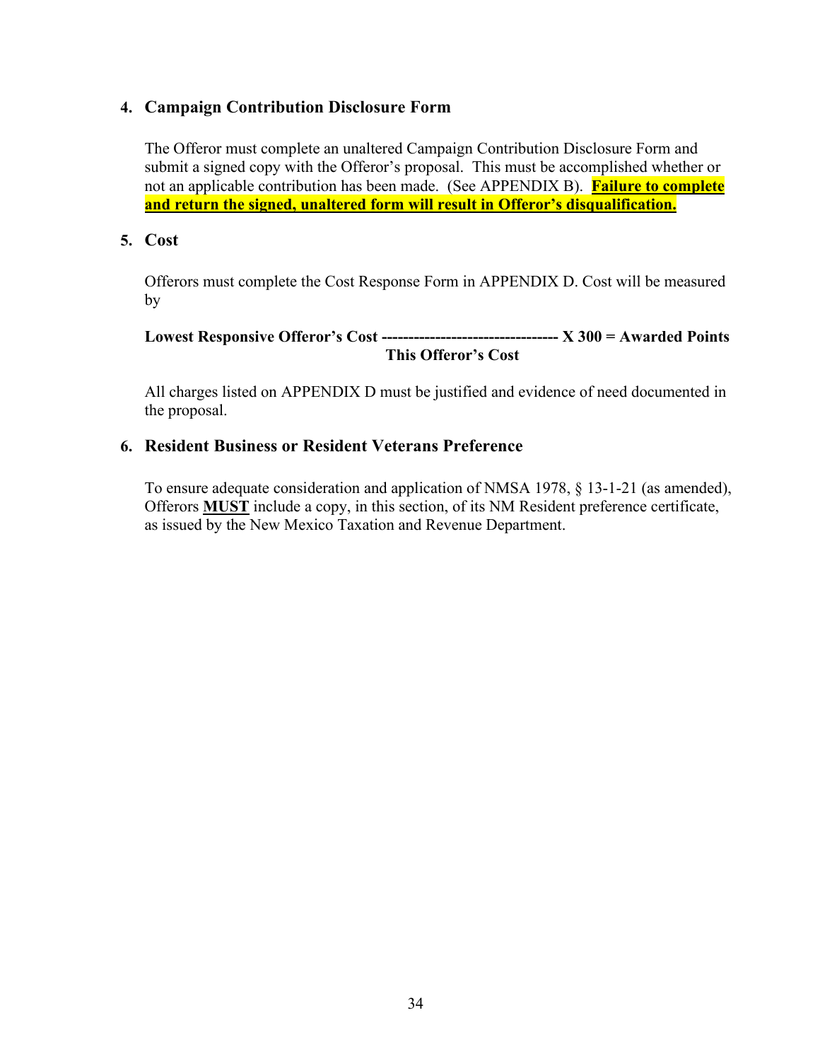**4. Campaign Contribution Disclosure Form**

The Offeror must complete an unaltered Campaign Contribution Disclosure Form and submit a signed copy with the Offeror's proposal. This must be accomplished whether or not an applicable contribution has been made. (See APPENDIX B). **Failure to complete and return the signed, unaltered form will result in Offeror's disqualification.**

**5. Cost**

Offerors must complete the Cost Response Form in APPENDIX D. Cost will be measured by

$$\frac{\text{Lowest Responsive Offeror's Cost}}{\text{This Offeror's Cost}} \times 300 = \text{Awarded Points}$$

All charges listed on APPENDIX D must be justified and evidence of need documented in the proposal.

**6. Resident Business or Resident Veterans Preference**

To ensure adequate consideration and application of NMSA 1978, § 13-1-21 (as amended), Offerors **MUST** include a copy, in this section, of its NM Resident preference certificate, as issued by the New Mexico Taxation and Revenue Department.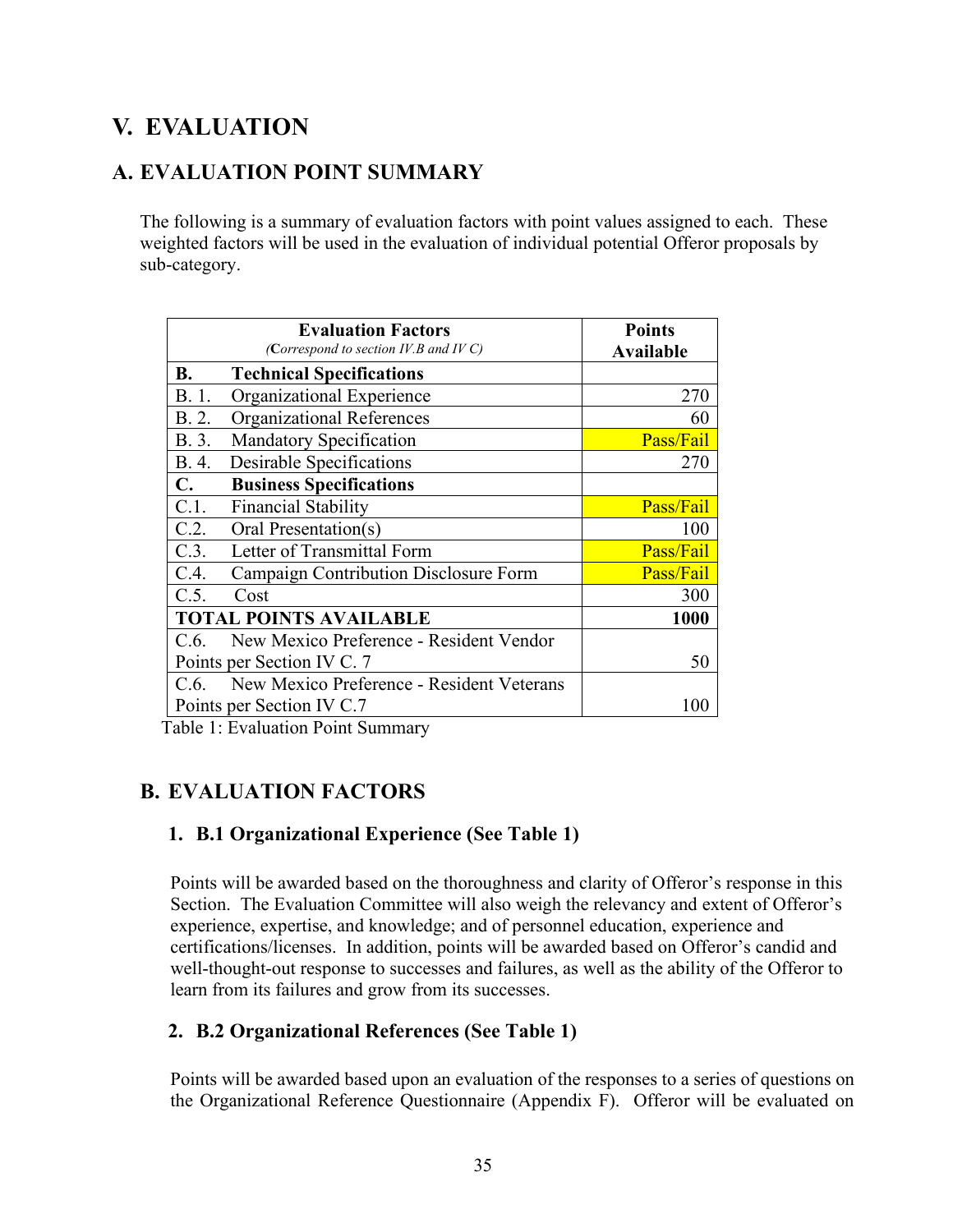# V. EVALUATION

## A. EVALUATION POINT SUMMARY

The following is a summary of evaluation factors with point values assigned to each. These weighted factors will be used in the evaluation of individual potential Offeror proposals by sub-category.

| **Evaluation Factors** *(Correspond to section IV.B and IV C)* | **Points Available** |
|---|---|
| **B. Technical Specifications** | |
| B. 1. Organizational Experience | 270 |
| B. 2. Organizational References | 60 |
| B. 3. Mandatory Specification | Pass/Fail |
| B. 4. Desirable Specifications | 270 |
| **C. Business Specifications** | |
| C.1. Financial Stability | Pass/Fail |
| C.2. Oral Presentation(s) | 100 |
| C.3. Letter of Transmittal Form | Pass/Fail |
| C.4. Campaign Contribution Disclosure Form | Pass/Fail |
| C.5. Cost | 300 |
| **TOTAL POINTS AVAILABLE** | **1000** |
| C.6. New Mexico Preference - Resident Vendor Points per Section IV C. 7 | 50 |
| C.6. New Mexico Preference - Resident Veterans Points per Section IV C.7 | 100 |

Table 1: Evaluation Point Summary

## B. EVALUATION FACTORS

### 1. B.1 Organizational Experience (See Table 1)

Points will be awarded based on the thoroughness and clarity of Offeror's response in this Section. The Evaluation Committee will also weigh the relevancy and extent of Offeror's experience, expertise, and knowledge; and of personnel education, experience and certifications/licenses. In addition, points will be awarded based on Offeror's candid and well-thought-out response to successes and failures, as well as the ability of the Offeror to learn from its failures and grow from its successes.

### 2. B.2 Organizational References (See Table 1)

Points will be awarded based upon an evaluation of the responses to a series of questions on the Organizational Reference Questionnaire (Appendix F). Offeror will be evaluated on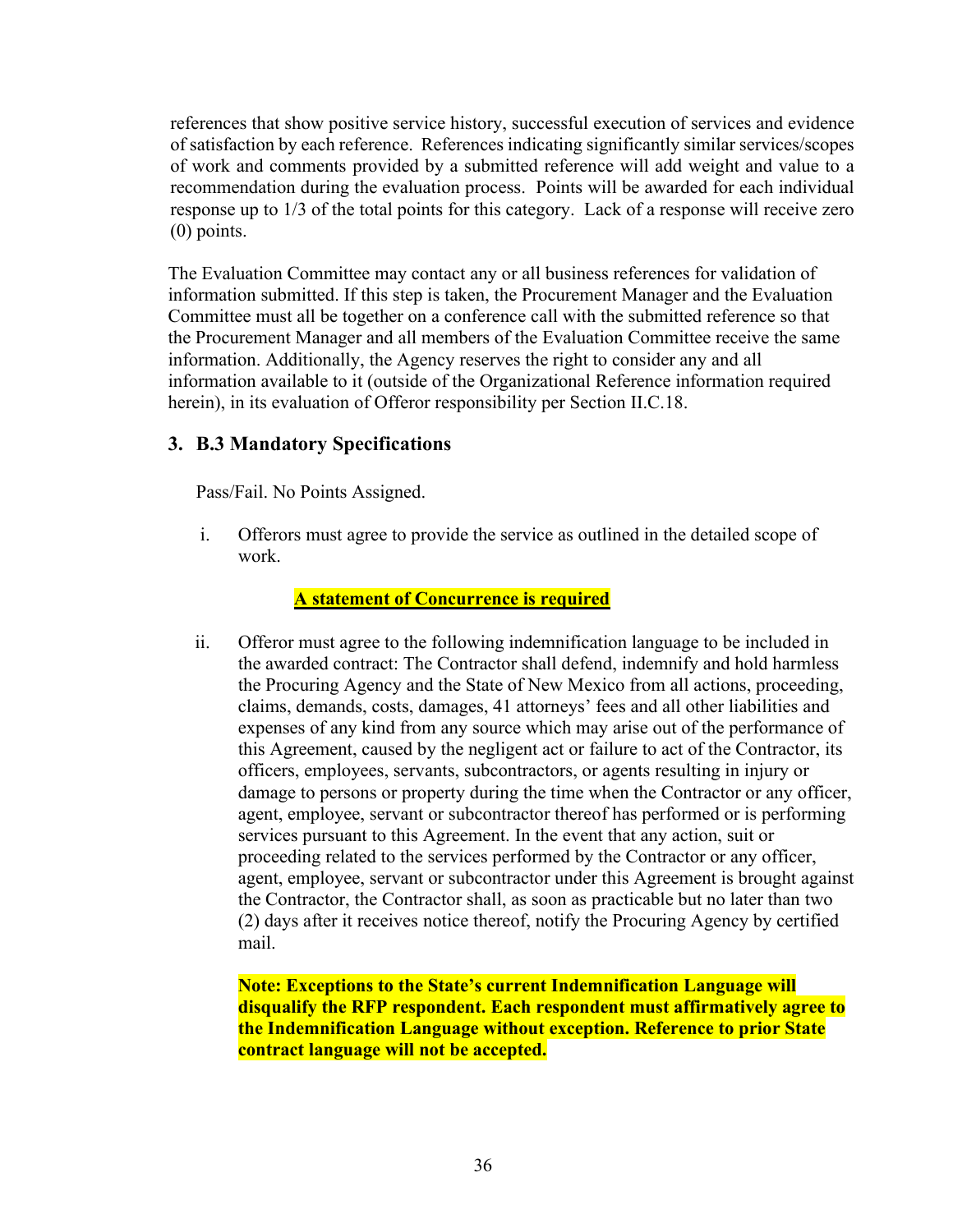references that show positive service history, successful execution of services and evidence of satisfaction by each reference. References indicating significantly similar services/scopes of work and comments provided by a submitted reference will add weight and value to a recommendation during the evaluation process. Points will be awarded for each individual response up to 1/3 of the total points for this category. Lack of a response will receive zero (0) points.

The Evaluation Committee may contact any or all business references for validation of information submitted. If this step is taken, the Procurement Manager and the Evaluation Committee must all be together on a conference call with the submitted reference so that the Procurement Manager and all members of the Evaluation Committee receive the same information. Additionally, the Agency reserves the right to consider any and all information available to it (outside of the Organizational Reference information required herein), in its evaluation of Offeror responsibility per Section II.C.18.

### 3. B.3 Mandatory Specifications

Pass/Fail. No Points Assigned.

i. Offerors must agree to provide the service as outlined in the detailed scope of work.

**A statement of Concurrence is required**

ii. Offeror must agree to the following indemnification language to be included in the awarded contract: The Contractor shall defend, indemnify and hold harmless the Procuring Agency and the State of New Mexico from all actions, proceeding, claims, demands, costs, damages, 41 attorneys' fees and all other liabilities and expenses of any kind from any source which may arise out of the performance of this Agreement, caused by the negligent act or failure to act of the Contractor, its officers, employees, servants, subcontractors, or agents resulting in injury or damage to persons or property during the time when the Contractor or any officer, agent, employee, servant or subcontractor thereof has performed or is performing services pursuant to this Agreement. In the event that any action, suit or proceeding related to the services performed by the Contractor or any officer, agent, employee, servant or subcontractor under this Agreement is brought against the Contractor, the Contractor shall, as soon as practicable but no later than two (2) days after it receives notice thereof, notify the Procuring Agency by certified mail.

**Note: Exceptions to the State's current Indemnification Language will disqualify the RFP respondent. Each respondent must affirmatively agree to the Indemnification Language without exception. Reference to prior State contract language will not be accepted.**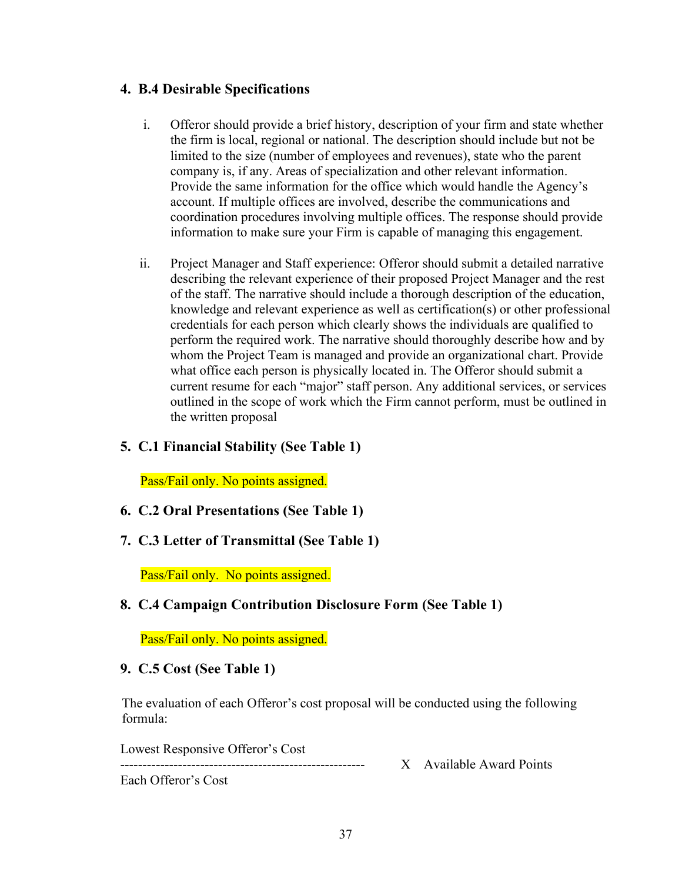### 4. B.4 Desirable Specifications

i. Offeror should provide a brief history, description of your firm and state whether the firm is local, regional or national. The description should include but not be limited to the size (number of employees and revenues), state who the parent company is, if any. Areas of specialization and other relevant information. Provide the same information for the office which would handle the Agency's account. If multiple offices are involved, describe the communications and coordination procedures involving multiple offices. The response should provide information to make sure your Firm is capable of managing this engagement.

ii. Project Manager and Staff experience: Offeror should submit a detailed narrative describing the relevant experience of their proposed Project Manager and the rest of the staff. The narrative should include a thorough description of the education, knowledge and relevant experience as well as certification(s) or other professional credentials for each person which clearly shows the individuals are qualified to perform the required work. The narrative should thoroughly describe how and by whom the Project Team is managed and provide an organizational chart. Provide what office each person is physically located in. The Offeror should submit a current resume for each "major" staff person. Any additional services, or services outlined in the scope of work which the Firm cannot perform, must be outlined in the written proposal

### 5. C.1 Financial Stability (See Table 1)

Pass/Fail only. No points assigned.

### 6. C.2 Oral Presentations (See Table 1)

### 7. C.3 Letter of Transmittal (See Table 1)

Pass/Fail only. No points assigned.

### 8. C.4 Campaign Contribution Disclosure Form (See Table 1)

Pass/Fail only. No points assigned.

### 9. C.5 Cost (See Table 1)

The evaluation of each Offeror's cost proposal will be conducted using the following formula:

$$\frac{\text{Lowest Responsive Offeror's Cost}}{\text{Each Offeror's Cost}} \times \text{Available Award Points}$$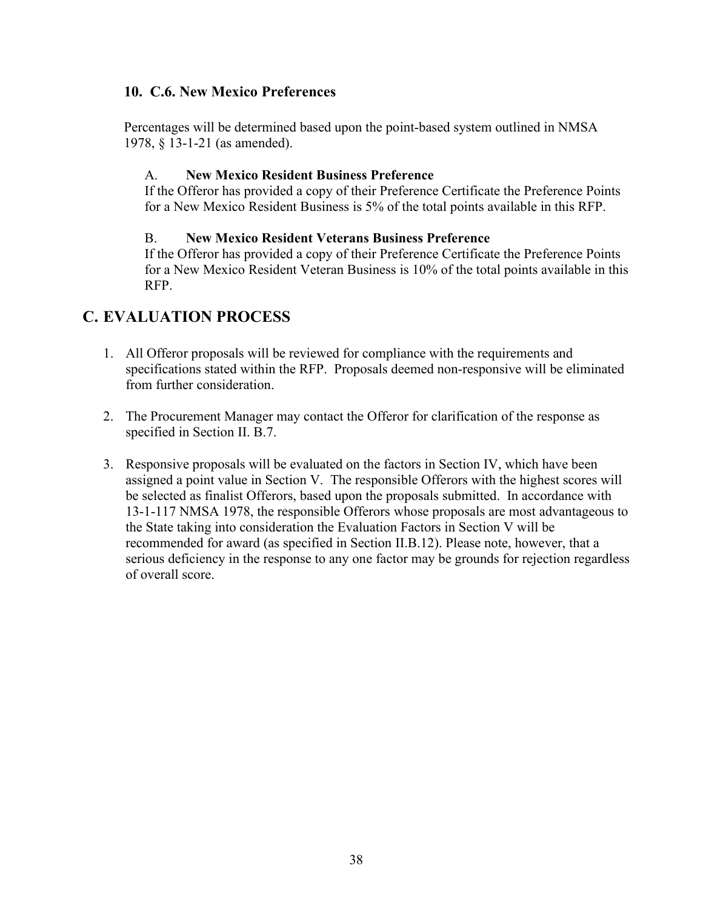### 10. C.6. New Mexico Preferences

Percentages will be determined based upon the point-based system outlined in NMSA 1978, § 13-1-21 (as amended).

A. **New Mexico Resident Business Preference**
If the Offeror has provided a copy of their Preference Certificate the Preference Points for a New Mexico Resident Business is 5% of the total points available in this RFP.

B. **New Mexico Resident Veterans Business Preference**
If the Offeror has provided a copy of their Preference Certificate the Preference Points for a New Mexico Resident Veteran Business is 10% of the total points available in this RFP.

## C. EVALUATION PROCESS

1. All Offeror proposals will be reviewed for compliance with the requirements and specifications stated within the RFP. Proposals deemed non-responsive will be eliminated from further consideration.

2. The Procurement Manager may contact the Offeror for clarification of the response as specified in Section II. B.7.

3. Responsive proposals will be evaluated on the factors in Section IV, which have been assigned a point value in Section V. The responsible Offerors with the highest scores will be selected as finalist Offerors, based upon the proposals submitted. In accordance with 13-1-117 NMSA 1978, the responsible Offerors whose proposals are most advantageous to the State taking into consideration the Evaluation Factors in Section V will be recommended for award (as specified in Section II.B.12). Please note, however, that a serious deficiency in the response to any one factor may be grounds for rejection regardless of overall score.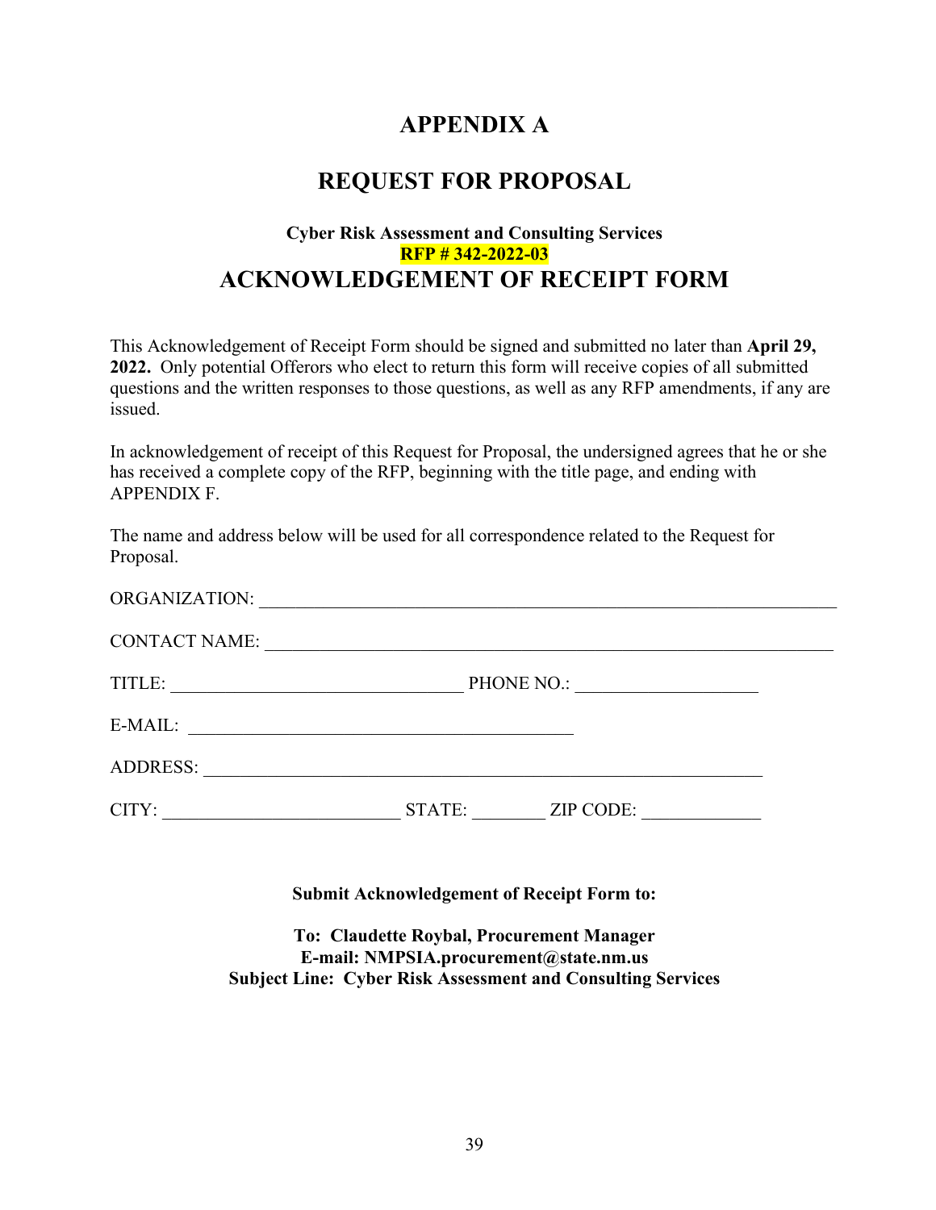# APPENDIX A

# REQUEST FOR PROPOSAL

**Cyber Risk Assessment and Consulting Services**
**RFP # 342-2022-03**

## ACKNOWLEDGEMENT OF RECEIPT FORM

This Acknowledgement of Receipt Form should be signed and submitted no later than **April 29, 2022.** Only potential Offerors who elect to return this form will receive copies of all submitted questions and the written responses to those questions, as well as any RFP amendments, if any are issued.

In acknowledgement of receipt of this Request for Proposal, the undersigned agrees that he or she has received a complete copy of the RFP, beginning with the title page, and ending with APPENDIX F.

The name and address below will be used for all correspondence related to the Request for Proposal.

ORGANIZATION: ___________________________________________________________________

CONTACT NAME: __________________________________________________________________

TITLE: _______________________________ PHONE NO.: ___________________

E-MAIL: ________________________________________

ADDRESS: ___________________________________________________________

CITY: _________________________ STATE: _______ ZIP CODE: ____________

**Submit Acknowledgement of Receipt Form to:**

**To: Claudette Roybal, Procurement Manager**
**E-mail: NMPSIA.procurement@state.nm.us**
**Subject Line: Cyber Risk Assessment and Consulting Services**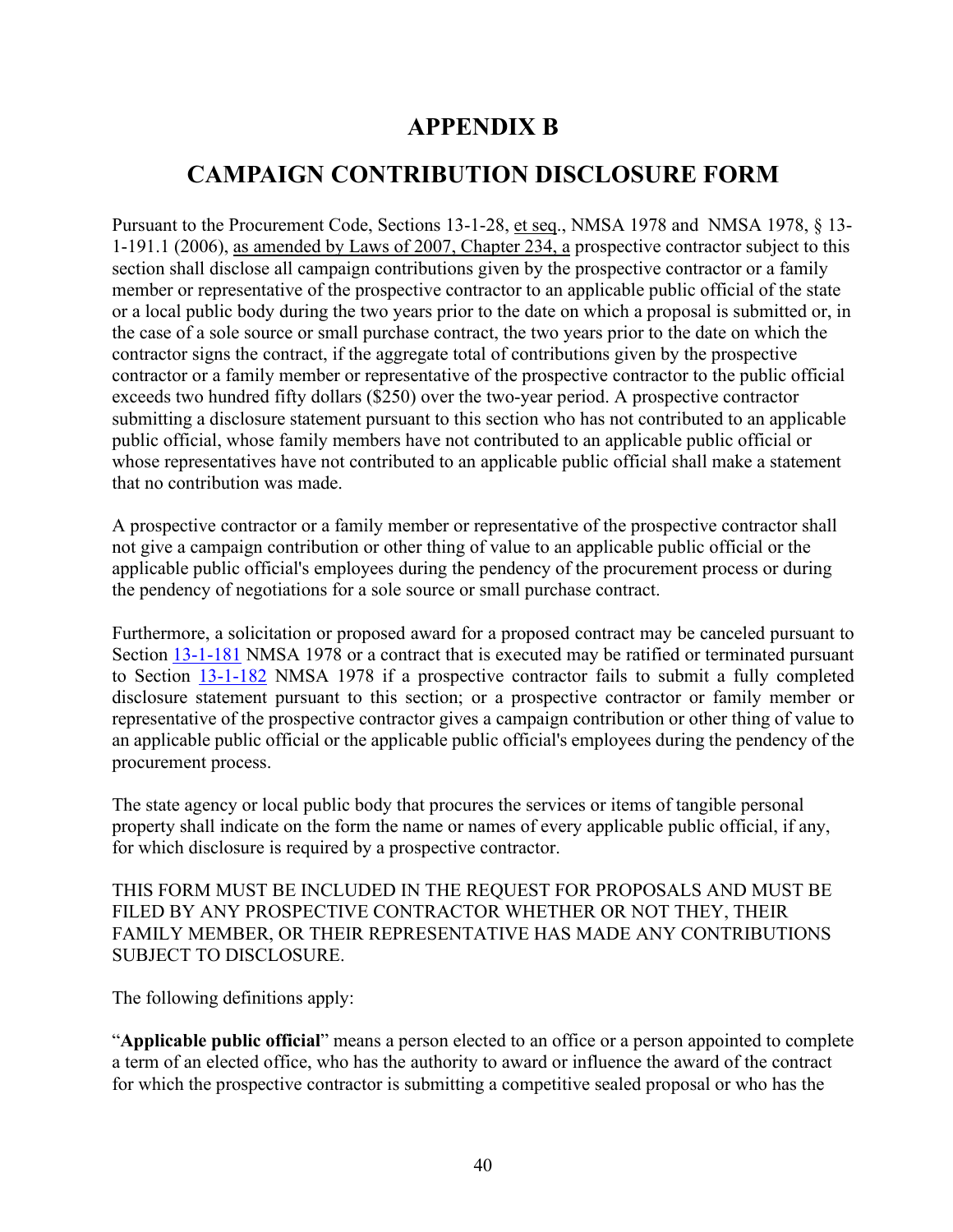# APPENDIX B

# CAMPAIGN CONTRIBUTION DISCLOSURE FORM

Pursuant to the Procurement Code, Sections 13-1-28, et seq., NMSA 1978 and NMSA 1978, § 13-1-191.1 (2006), as amended by Laws of 2007, Chapter 234, a prospective contractor subject to this section shall disclose all campaign contributions given by the prospective contractor or a family member or representative of the prospective contractor to an applicable public official of the state or a local public body during the two years prior to the date on which a proposal is submitted or, in the case of a sole source or small purchase contract, the two years prior to the date on which the contractor signs the contract, if the aggregate total of contributions given by the prospective contractor or a family member or representative of the prospective contractor to the public official exceeds two hundred fifty dollars ($250) over the two-year period. A prospective contractor submitting a disclosure statement pursuant to this section who has not contributed to an applicable public official, whose family members have not contributed to an applicable public official or whose representatives have not contributed to an applicable public official shall make a statement that no contribution was made.

A prospective contractor or a family member or representative of the prospective contractor shall not give a campaign contribution or other thing of value to an applicable public official or the applicable public official's employees during the pendency of the procurement process or during the pendency of negotiations for a sole source or small purchase contract.

Furthermore, a solicitation or proposed award for a proposed contract may be canceled pursuant to Section 13-1-181 NMSA 1978 or a contract that is executed may be ratified or terminated pursuant to Section 13-1-182 NMSA 1978 if a prospective contractor fails to submit a fully completed disclosure statement pursuant to this section; or a prospective contractor or family member or representative of the prospective contractor gives a campaign contribution or other thing of value to an applicable public official or the applicable public official's employees during the pendency of the procurement process.

The state agency or local public body that procures the services or items of tangible personal property shall indicate on the form the name or names of every applicable public official, if any, for which disclosure is required by a prospective contractor.

THIS FORM MUST BE INCLUDED IN THE REQUEST FOR PROPOSALS AND MUST BE FILED BY ANY PROSPECTIVE CONTRACTOR WHETHER OR NOT THEY, THEIR FAMILY MEMBER, OR THEIR REPRESENTATIVE HAS MADE ANY CONTRIBUTIONS SUBJECT TO DISCLOSURE.

The following definitions apply:

"**Applicable public official**" means a person elected to an office or a person appointed to complete a term of an elected office, who has the authority to award or influence the award of the contract for which the prospective contractor is submitting a competitive sealed proposal or who has the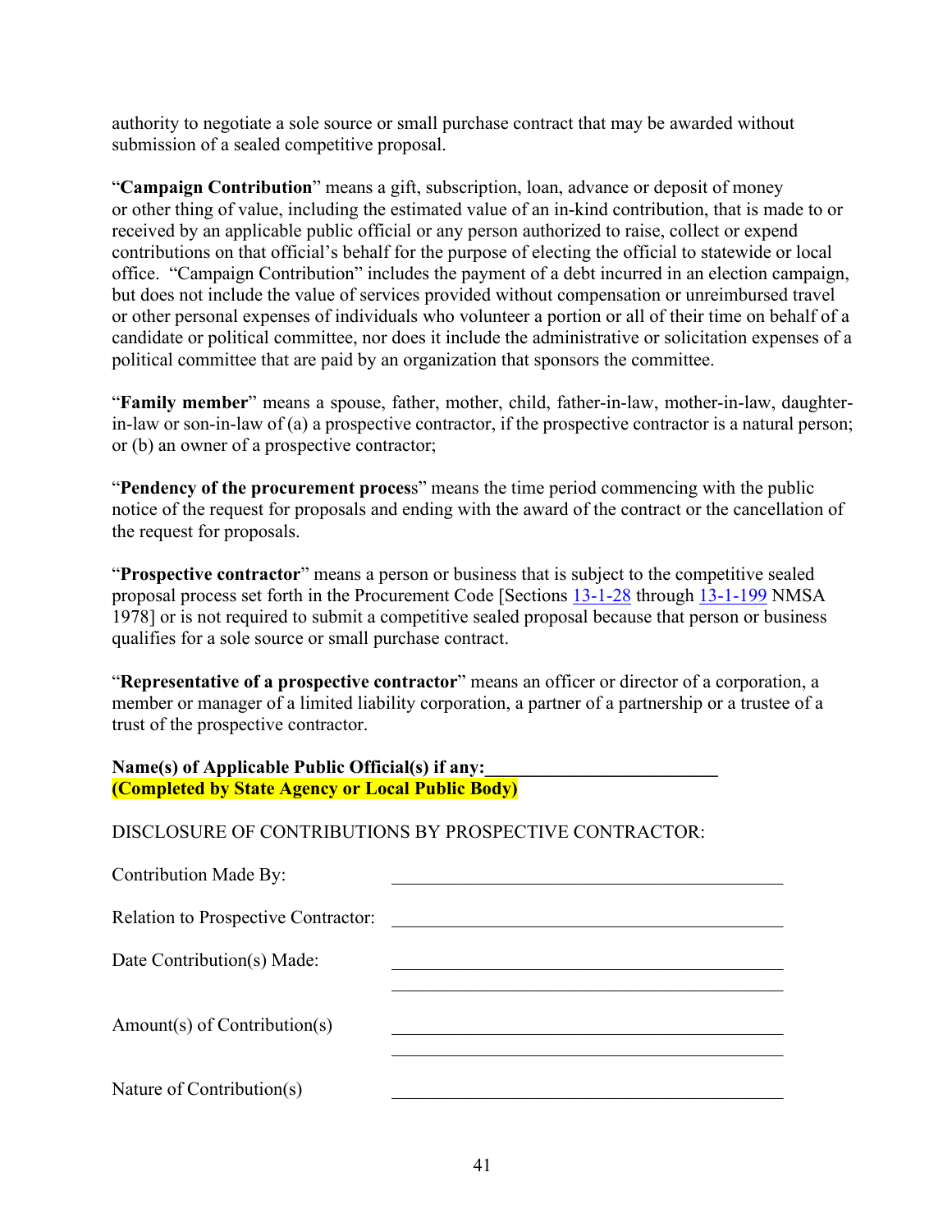authority to negotiate a sole source or small purchase contract that may be awarded without submission of a sealed competitive proposal.

"**Campaign Contribution**" means a gift, subscription, loan, advance or deposit of money or other thing of value, including the estimated value of an in-kind contribution, that is made to or received by an applicable public official or any person authorized to raise, collect or expend contributions on that official's behalf for the purpose of electing the official to statewide or local office. "Campaign Contribution" includes the payment of a debt incurred in an election campaign, but does not include the value of services provided without compensation or unreimbursed travel or other personal expenses of individuals who volunteer a portion or all of their time on behalf of a candidate or political committee, nor does it include the administrative or solicitation expenses of a political committee that are paid by an organization that sponsors the committee.

"**Family member**" means a spouse, father, mother, child, father-in-law, mother-in-law, daughter-in-law or son-in-law of (a) a prospective contractor, if the prospective contractor is a natural person; or (b) an owner of a prospective contractor;

"**Pendency of the procurement process**" means the time period commencing with the public notice of the request for proposals and ending with the award of the contract or the cancellation of the request for proposals.

"**Prospective contractor**" means a person or business that is subject to the competitive sealed proposal process set forth in the Procurement Code [Sections 13-1-28 through 13-1-199 NMSA 1978] or is not required to submit a competitive sealed proposal because that person or business qualifies for a sole source or small purchase contract.

"**Representative of a prospective contractor**" means an officer or director of a corporation, a member or manager of a limited liability corporation, a partner of a partnership or a trustee of a trust of the prospective contractor.

**Name(s) of Applicable Public Official(s) if any:\_\_\_\_\_\_\_\_\_\_\_\_\_\_\_\_\_\_\_\_\_\_\_\_\_\_**
**(Completed by State Agency or Local Public Body)**

DISCLOSURE OF CONTRIBUTIONS BY PROSPECTIVE CONTRACTOR:

Contribution Made By: \_\_\_\_\_\_\_\_\_\_\_\_\_\_\_\_\_\_\_\_\_\_\_\_\_\_\_\_\_\_\_\_\_\_\_\_\_\_\_\_\_\_

Relation to Prospective Contractor: \_\_\_\_\_\_\_\_\_\_\_\_\_\_\_\_\_\_\_\_\_\_\_\_\_\_\_\_\_\_\_\_\_\_\_\_\_\_\_\_\_\_

Date Contribution(s) Made: \_\_\_\_\_\_\_\_\_\_\_\_\_\_\_\_\_\_\_\_\_\_\_\_\_\_\_\_\_\_\_\_\_\_\_\_\_\_\_\_\_\_
\_\_\_\_\_\_\_\_\_\_\_\_\_\_\_\_\_\_\_\_\_\_\_\_\_\_\_\_\_\_\_\_\_\_\_\_\_\_\_\_\_\_

Amount(s) of Contribution(s) \_\_\_\_\_\_\_\_\_\_\_\_\_\_\_\_\_\_\_\_\_\_\_\_\_\_\_\_\_\_\_\_\_\_\_\_\_\_\_\_\_\_
\_\_\_\_\_\_\_\_\_\_\_\_\_\_\_\_\_\_\_\_\_\_\_\_\_\_\_\_\_\_\_\_\_\_\_\_\_\_\_\_\_\_

Nature of Contribution(s) \_\_\_\_\_\_\_\_\_\_\_\_\_\_\_\_\_\_\_\_\_\_\_\_\_\_\_\_\_\_\_\_\_\_\_\_\_\_\_\_\_\_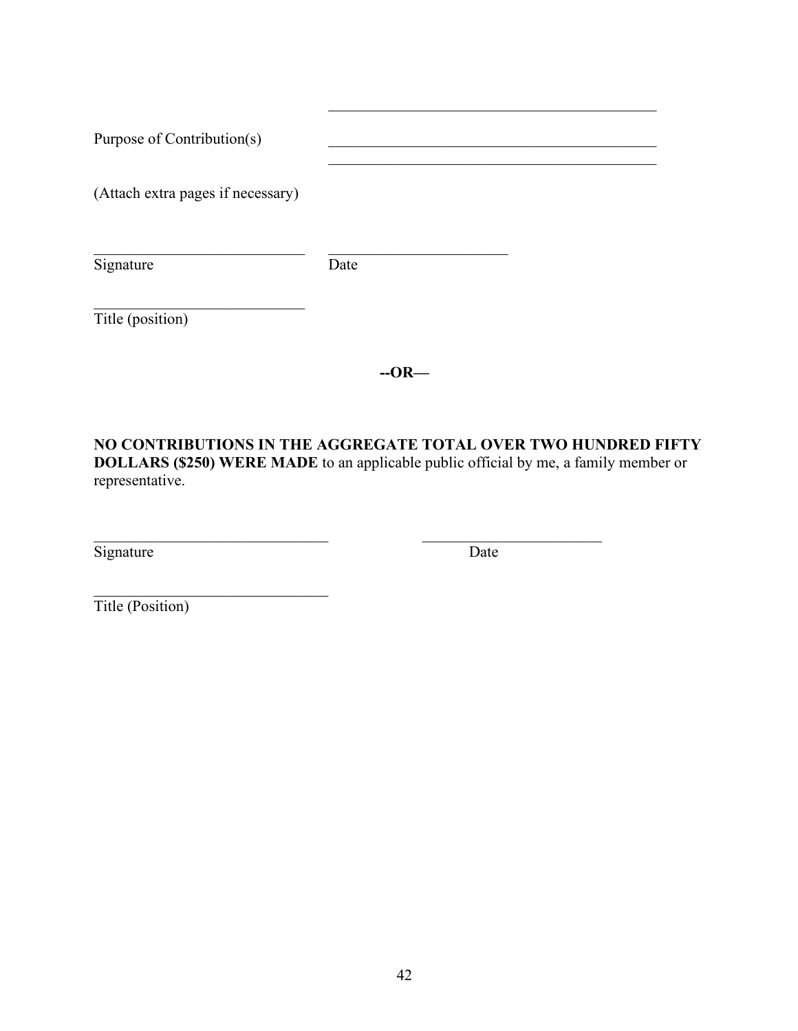Purpose of Contribution(s) \_\_\_\_\_\_\_\_\_\_\_\_\_\_\_\_\_\_\_\_\_\_\_\_\_\_\_\_\_\_\_\_\_\_\_\_\_\_\_\_

(Attach extra pages if necessary)

\_\_\_\_\_\_\_\_\_\_\_\_\_\_\_\_\_\_\_\_\_\_\_\_\_\_\_ \_\_\_\_\_\_\_\_\_\_\_\_\_\_\_\_\_\_\_\_\_\_\_

Signature Date

\_\_\_\_\_\_\_\_\_\_\_\_\_\_\_\_\_\_\_\_\_\_\_\_\_\_\_

Title (position)

**--OR—**

**NO CONTRIBUTIONS IN THE AGGREGATE TOTAL OVER TWO HUNDRED FIFTY DOLLARS ($250) WERE MADE** to an applicable public official by me, a family member or representative.

\_\_\_\_\_\_\_\_\_\_\_\_\_\_\_\_\_\_\_\_\_\_\_\_\_\_\_\_\_\_ \_\_\_\_\_\_\_\_\_\_\_\_\_\_\_\_\_\_\_\_\_\_\_

Signature Date

\_\_\_\_\_\_\_\_\_\_\_\_\_\_\_\_\_\_\_\_\_\_\_\_\_\_\_\_\_\_

Title (Position)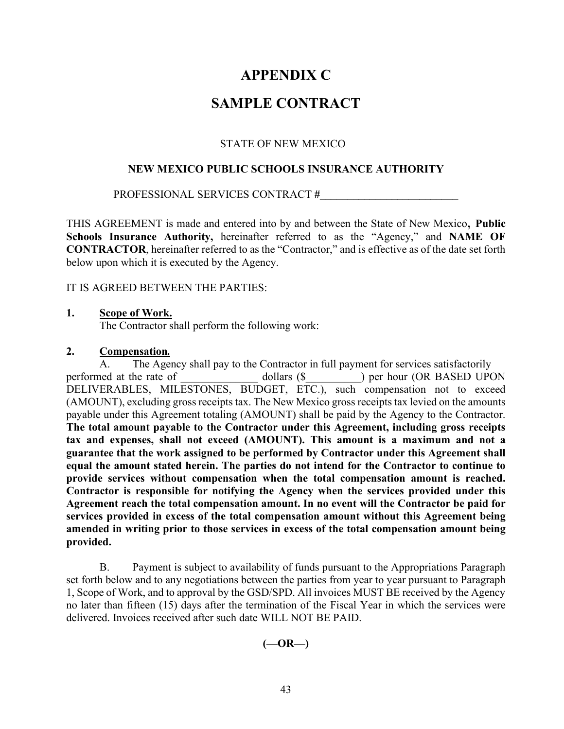# APPENDIX C

# SAMPLE CONTRACT

STATE OF NEW MEXICO

**NEW MEXICO PUBLIC SCHOOLS INSURANCE AUTHORITY**

PROFESSIONAL SERVICES CONTRACT #**_________________________**

THIS AGREEMENT is made and entered into by and between the State of New Mexico**, Public Schools Insurance Authority,** hereinafter referred to as the "Agency," and **NAME OF CONTRACTOR**, hereinafter referred to as the "Contractor," and is effective as of the date set forth below upon which it is executed by the Agency.

IT IS AGREED BETWEEN THE PARTIES:

**1. Scope of Work.**

The Contractor shall perform the following work:

**2. Compensation.**

A. The Agency shall pay to the Contractor in full payment for services satisfactorily performed at the rate of ______________ dollars ($__________) per hour (OR BASED UPON DELIVERABLES, MILESTONES, BUDGET, ETC.), such compensation not to exceed (AMOUNT), excluding gross receipts tax. The New Mexico gross receipts tax levied on the amounts payable under this Agreement totaling (AMOUNT) shall be paid by the Agency to the Contractor. **The total amount payable to the Contractor under this Agreement, including gross receipts tax and expenses, shall not exceed (AMOUNT). This amount is a maximum and not a guarantee that the work assigned to be performed by Contractor under this Agreement shall equal the amount stated herein. The parties do not intend for the Contractor to continue to provide services without compensation when the total compensation amount is reached. Contractor is responsible for notifying the Agency when the services provided under this Agreement reach the total compensation amount. In no event will the Contractor be paid for services provided in excess of the total compensation amount without this Agreement being amended in writing prior to those services in excess of the total compensation amount being provided.**

B. Payment is subject to availability of funds pursuant to the Appropriations Paragraph set forth below and to any negotiations between the parties from year to year pursuant to Paragraph 1, Scope of Work, and to approval by the GSD/SPD. All invoices MUST BE received by the Agency no later than fifteen (15) days after the termination of the Fiscal Year in which the services were delivered. Invoices received after such date WILL NOT BE PAID.

**(—OR—)**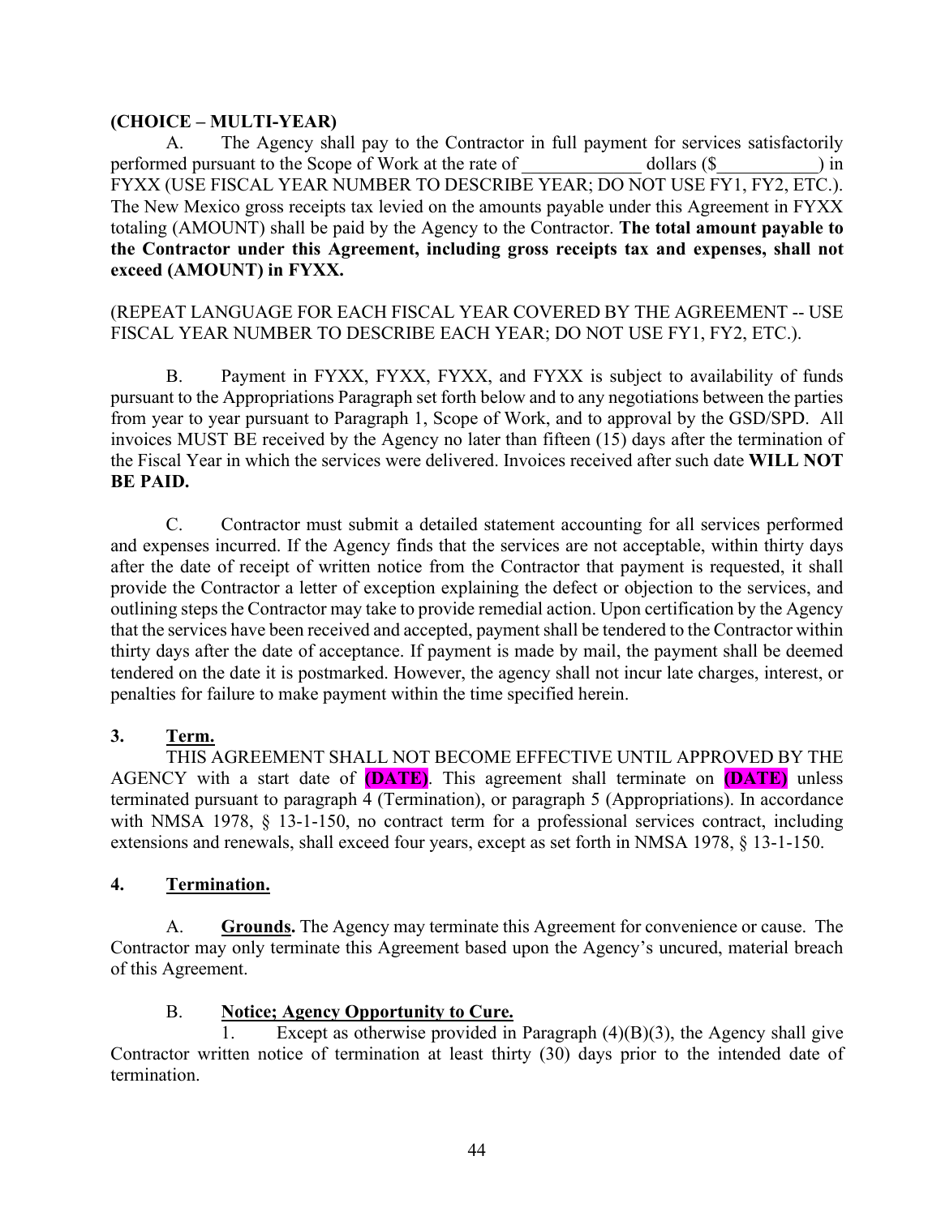**(CHOICE – MULTI-YEAR)**

A. The Agency shall pay to the Contractor in full payment for services satisfactorily performed pursuant to the Scope of Work at the rate of ____________ dollars ($__________) in FYXX (USE FISCAL YEAR NUMBER TO DESCRIBE YEAR; DO NOT USE FY1, FY2, ETC.). The New Mexico gross receipts tax levied on the amounts payable under this Agreement in FYXX totaling (AMOUNT) shall be paid by the Agency to the Contractor. **The total amount payable to the Contractor under this Agreement, including gross receipts tax and expenses, shall not exceed (AMOUNT) in FYXX.**

(REPEAT LANGUAGE FOR EACH FISCAL YEAR COVERED BY THE AGREEMENT -- USE FISCAL YEAR NUMBER TO DESCRIBE EACH YEAR; DO NOT USE FY1, FY2, ETC.).

B. Payment in FYXX, FYXX, FYXX, and FYXX is subject to availability of funds pursuant to the Appropriations Paragraph set forth below and to any negotiations between the parties from year to year pursuant to Paragraph 1, Scope of Work, and to approval by the GSD/SPD. All invoices MUST BE received by the Agency no later than fifteen (15) days after the termination of the Fiscal Year in which the services were delivered. Invoices received after such date **WILL NOT BE PAID.**

C. Contractor must submit a detailed statement accounting for all services performed and expenses incurred. If the Agency finds that the services are not acceptable, within thirty days after the date of receipt of written notice from the Contractor that payment is requested, it shall provide the Contractor a letter of exception explaining the defect or objection to the services, and outlining steps the Contractor may take to provide remedial action. Upon certification by the Agency that the services have been received and accepted, payment shall be tendered to the Contractor within thirty days after the date of acceptance. If payment is made by mail, the payment shall be deemed tendered on the date it is postmarked. However, the agency shall not incur late charges, interest, or penalties for failure to make payment within the time specified herein.

**3. Term.**

THIS AGREEMENT SHALL NOT BECOME EFFECTIVE UNTIL APPROVED BY THE AGENCY with a start date of **(DATE)**. This agreement shall terminate on **(DATE)** unless terminated pursuant to paragraph 4 (Termination), or paragraph 5 (Appropriations). In accordance with NMSA 1978, § 13-1-150, no contract term for a professional services contract, including extensions and renewals, shall exceed four years, except as set forth in NMSA 1978, § 13-1-150.

**4. Termination.**

A. **Grounds.** The Agency may terminate this Agreement for convenience or cause. The Contractor may only terminate this Agreement based upon the Agency's uncured, material breach of this Agreement.

B. **Notice; Agency Opportunity to Cure.**

1. Except as otherwise provided in Paragraph (4)(B)(3), the Agency shall give Contractor written notice of termination at least thirty (30) days prior to the intended date of termination.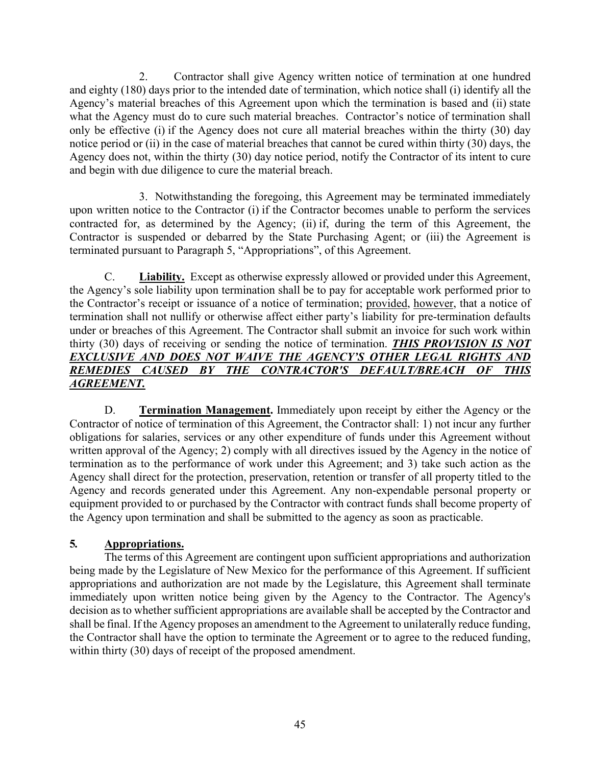2. Contractor shall give Agency written notice of termination at one hundred and eighty (180) days prior to the intended date of termination, which notice shall (i) identify all the Agency's material breaches of this Agreement upon which the termination is based and (ii) state what the Agency must do to cure such material breaches. Contractor's notice of termination shall only be effective (i) if the Agency does not cure all material breaches within the thirty (30) day notice period or (ii) in the case of material breaches that cannot be cured within thirty (30) days, the Agency does not, within the thirty (30) day notice period, notify the Contractor of its intent to cure and begin with due diligence to cure the material breach.

3. Notwithstanding the foregoing, this Agreement may be terminated immediately upon written notice to the Contractor (i) if the Contractor becomes unable to perform the services contracted for, as determined by the Agency; (ii) if, during the term of this Agreement, the Contractor is suspended or debarred by the State Purchasing Agent; or (iii) the Agreement is terminated pursuant to Paragraph 5, "Appropriations", of this Agreement.

C. **<u>Liability.</u>** Except as otherwise expressly allowed or provided under this Agreement, the Agency's sole liability upon termination shall be to pay for acceptable work performed prior to the Contractor's receipt or issuance of a notice of termination; <u>provided</u>, <u>however</u>, that a notice of termination shall not nullify or otherwise affect either party's liability for pre-termination defaults under or breaches of this Agreement. The Contractor shall submit an invoice for such work within thirty (30) days of receiving or sending the notice of termination. ***<u>THIS PROVISION IS NOT EXCLUSIVE AND DOES NOT WAIVE THE AGENCY'S OTHER LEGAL RIGHTS AND REMEDIES CAUSED BY THE CONTRACTOR'S DEFAULT/BREACH OF THIS AGREEMENT.</u>***

D. **<u>Termination Management</u>.** Immediately upon receipt by either the Agency or the Contractor of notice of termination of this Agreement, the Contractor shall: 1) not incur any further obligations for salaries, services or any other expenditure of funds under this Agreement without written approval of the Agency; 2) comply with all directives issued by the Agency in the notice of termination as to the performance of work under this Agreement; and 3) take such action as the Agency shall direct for the protection, preservation, retention or transfer of all property titled to the Agency and records generated under this Agreement. Any non-expendable personal property or equipment provided to or purchased by the Contractor with contract funds shall become property of the Agency upon termination and shall be submitted to the agency as soon as practicable.

**5. <u>Appropriations.</u>**

The terms of this Agreement are contingent upon sufficient appropriations and authorization being made by the Legislature of New Mexico for the performance of this Agreement. If sufficient appropriations and authorization are not made by the Legislature, this Agreement shall terminate immediately upon written notice being given by the Agency to the Contractor. The Agency's decision as to whether sufficient appropriations are available shall be accepted by the Contractor and shall be final. If the Agency proposes an amendment to the Agreement to unilaterally reduce funding, the Contractor shall have the option to terminate the Agreement or to agree to the reduced funding, within thirty (30) days of receipt of the proposed amendment.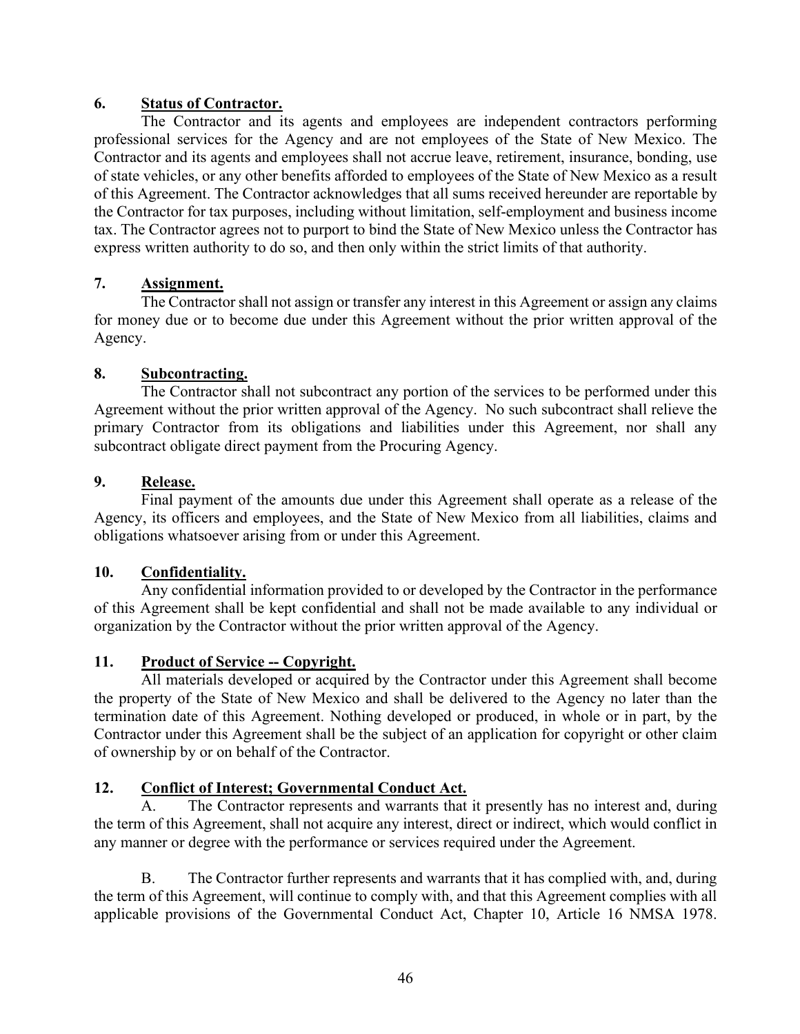**6. Status of Contractor.**

The Contractor and its agents and employees are independent contractors performing professional services for the Agency and are not employees of the State of New Mexico. The Contractor and its agents and employees shall not accrue leave, retirement, insurance, bonding, use of state vehicles, or any other benefits afforded to employees of the State of New Mexico as a result of this Agreement. The Contractor acknowledges that all sums received hereunder are reportable by the Contractor for tax purposes, including without limitation, self-employment and business income tax. The Contractor agrees not to purport to bind the State of New Mexico unless the Contractor has express written authority to do so, and then only within the strict limits of that authority.

**7. Assignment.**

The Contractor shall not assign or transfer any interest in this Agreement or assign any claims for money due or to become due under this Agreement without the prior written approval of the Agency.

**8. Subcontracting.**

The Contractor shall not subcontract any portion of the services to be performed under this Agreement without the prior written approval of the Agency. No such subcontract shall relieve the primary Contractor from its obligations and liabilities under this Agreement, nor shall any subcontract obligate direct payment from the Procuring Agency.

**9. Release.**

Final payment of the amounts due under this Agreement shall operate as a release of the Agency, its officers and employees, and the State of New Mexico from all liabilities, claims and obligations whatsoever arising from or under this Agreement.

**10. Confidentiality.**

Any confidential information provided to or developed by the Contractor in the performance of this Agreement shall be kept confidential and shall not be made available to any individual or organization by the Contractor without the prior written approval of the Agency.

**11. Product of Service -- Copyright.**

All materials developed or acquired by the Contractor under this Agreement shall become the property of the State of New Mexico and shall be delivered to the Agency no later than the termination date of this Agreement. Nothing developed or produced, in whole or in part, by the Contractor under this Agreement shall be the subject of an application for copyright or other claim of ownership by or on behalf of the Contractor.

**12. Conflict of Interest; Governmental Conduct Act.**

A. The Contractor represents and warrants that it presently has no interest and, during the term of this Agreement, shall not acquire any interest, direct or indirect, which would conflict in any manner or degree with the performance or services required under the Agreement.

B. The Contractor further represents and warrants that it has complied with, and, during the term of this Agreement, will continue to comply with, and that this Agreement complies with all applicable provisions of the Governmental Conduct Act, Chapter 10, Article 16 NMSA 1978.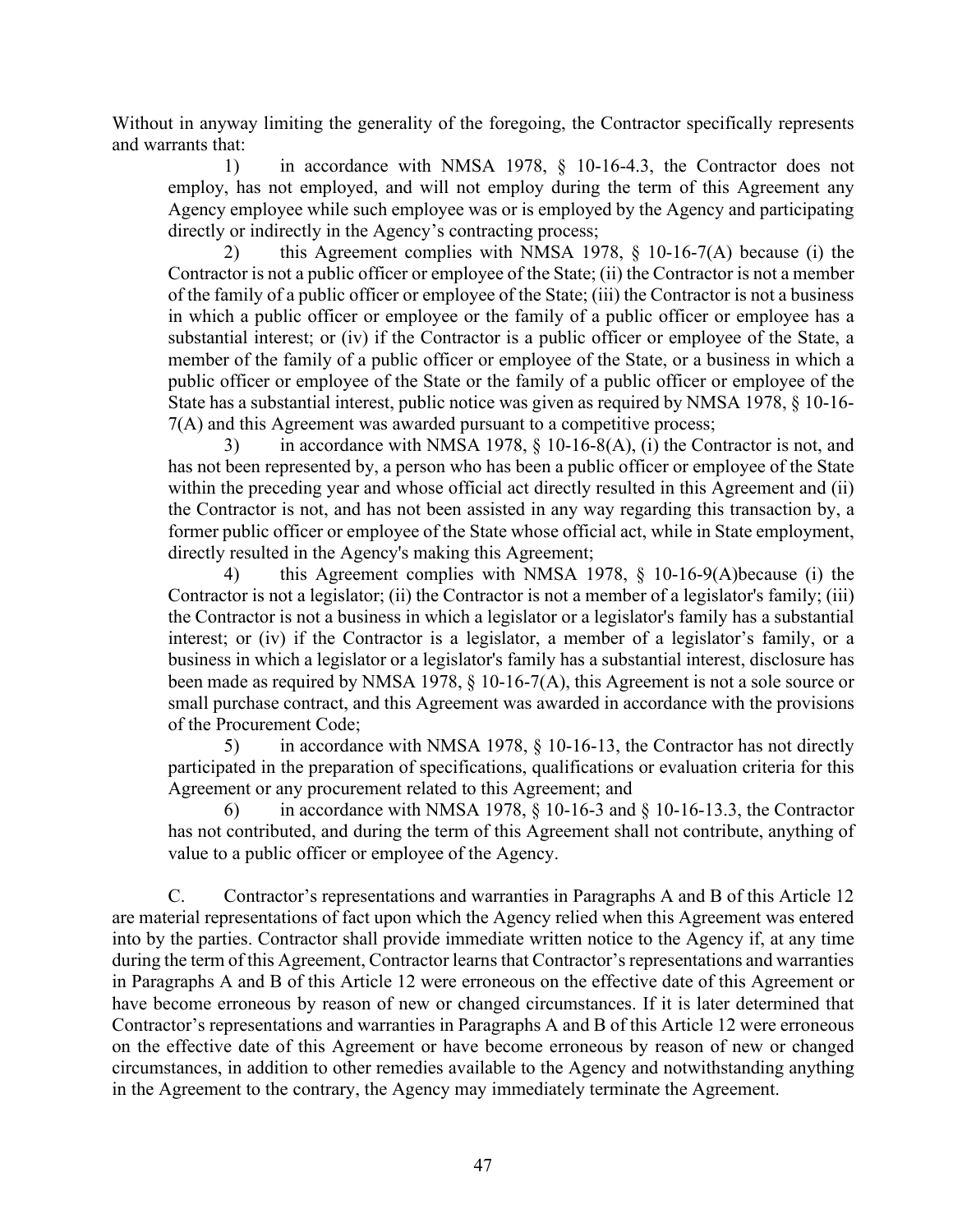Without in anyway limiting the generality of the foregoing, the Contractor specifically represents and warrants that:

1) in accordance with NMSA 1978, § 10-16-4.3, the Contractor does not employ, has not employed, and will not employ during the term of this Agreement any Agency employee while such employee was or is employed by the Agency and participating directly or indirectly in the Agency's contracting process;

2) this Agreement complies with NMSA 1978, § 10-16-7(A) because (i) the Contractor is not a public officer or employee of the State; (ii) the Contractor is not a member of the family of a public officer or employee of the State; (iii) the Contractor is not a business in which a public officer or employee or the family of a public officer or employee has a substantial interest; or (iv) if the Contractor is a public officer or employee of the State, a member of the family of a public officer or employee of the State, or a business in which a public officer or employee of the State or the family of a public officer or employee of the State has a substantial interest, public notice was given as required by NMSA 1978, § 10-16-7(A) and this Agreement was awarded pursuant to a competitive process;

3) in accordance with NMSA 1978, § 10-16-8(A), (i) the Contractor is not, and has not been represented by, a person who has been a public officer or employee of the State within the preceding year and whose official act directly resulted in this Agreement and (ii) the Contractor is not, and has not been assisted in any way regarding this transaction by, a former public officer or employee of the State whose official act, while in State employment, directly resulted in the Agency's making this Agreement;

4) this Agreement complies with NMSA 1978, § 10-16-9(A)because (i) the Contractor is not a legislator; (ii) the Contractor is not a member of a legislator's family; (iii) the Contractor is not a business in which a legislator or a legislator's family has a substantial interest; or (iv) if the Contractor is a legislator, a member of a legislator's family, or a business in which a legislator or a legislator's family has a substantial interest, disclosure has been made as required by NMSA 1978, § 10-16-7(A), this Agreement is not a sole source or small purchase contract, and this Agreement was awarded in accordance with the provisions of the Procurement Code;

5) in accordance with NMSA 1978, § 10-16-13, the Contractor has not directly participated in the preparation of specifications, qualifications or evaluation criteria for this Agreement or any procurement related to this Agreement; and

6) in accordance with NMSA 1978, § 10-16-3 and § 10-16-13.3, the Contractor has not contributed, and during the term of this Agreement shall not contribute, anything of value to a public officer or employee of the Agency.

C. Contractor's representations and warranties in Paragraphs A and B of this Article 12 are material representations of fact upon which the Agency relied when this Agreement was entered into by the parties. Contractor shall provide immediate written notice to the Agency if, at any time during the term of this Agreement, Contractor learns that Contractor's representations and warranties in Paragraphs A and B of this Article 12 were erroneous on the effective date of this Agreement or have become erroneous by reason of new or changed circumstances. If it is later determined that Contractor's representations and warranties in Paragraphs A and B of this Article 12 were erroneous on the effective date of this Agreement or have become erroneous by reason of new or changed circumstances, in addition to other remedies available to the Agency and notwithstanding anything in the Agreement to the contrary, the Agency may immediately terminate the Agreement.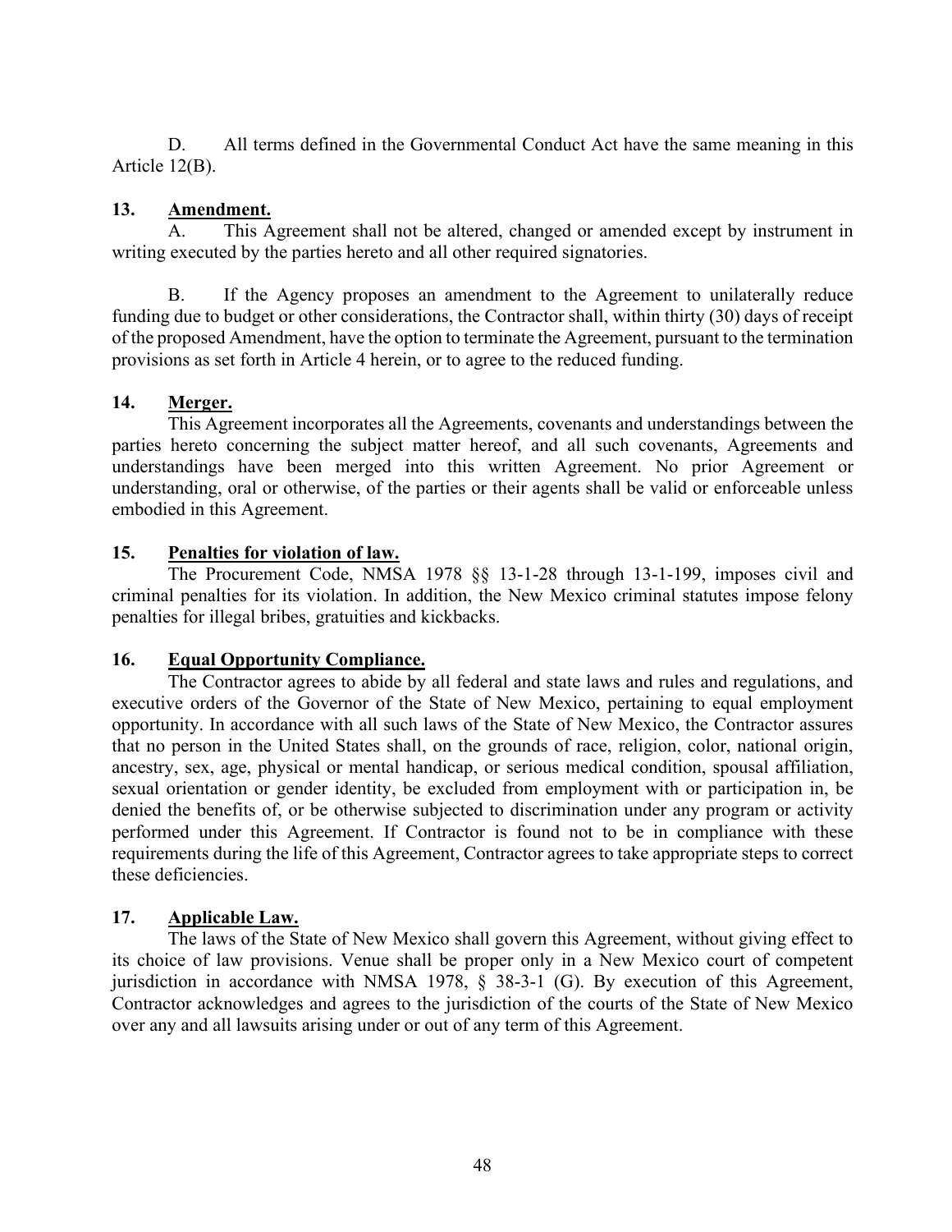D. All terms defined in the Governmental Conduct Act have the same meaning in this Article 12(B).

**13. <u>Amendment.</u>**

A. This Agreement shall not be altered, changed or amended except by instrument in writing executed by the parties hereto and all other required signatories.

B. If the Agency proposes an amendment to the Agreement to unilaterally reduce funding due to budget or other considerations, the Contractor shall, within thirty (30) days of receipt of the proposed Amendment, have the option to terminate the Agreement, pursuant to the termination provisions as set forth in Article 4 herein, or to agree to the reduced funding.

**14. <u>Merger.</u>**

This Agreement incorporates all the Agreements, covenants and understandings between the parties hereto concerning the subject matter hereof, and all such covenants, Agreements and understandings have been merged into this written Agreement. No prior Agreement or understanding, oral or otherwise, of the parties or their agents shall be valid or enforceable unless embodied in this Agreement.

**15. <u>Penalties for violation of law.</u>**

The Procurement Code, NMSA 1978 §§ 13-1-28 through 13-1-199, imposes civil and criminal penalties for its violation. In addition, the New Mexico criminal statutes impose felony penalties for illegal bribes, gratuities and kickbacks.

**16. <u>Equal Opportunity Compliance.</u>**

The Contractor agrees to abide by all federal and state laws and rules and regulations, and executive orders of the Governor of the State of New Mexico, pertaining to equal employment opportunity. In accordance with all such laws of the State of New Mexico, the Contractor assures that no person in the United States shall, on the grounds of race, religion, color, national origin, ancestry, sex, age, physical or mental handicap, or serious medical condition, spousal affiliation, sexual orientation or gender identity, be excluded from employment with or participation in, be denied the benefits of, or be otherwise subjected to discrimination under any program or activity performed under this Agreement. If Contractor is found not to be in compliance with these requirements during the life of this Agreement, Contractor agrees to take appropriate steps to correct these deficiencies.

**17. <u>Applicable Law.</u>**

The laws of the State of New Mexico shall govern this Agreement, without giving effect to its choice of law provisions. Venue shall be proper only in a New Mexico court of competent jurisdiction in accordance with NMSA 1978, § 38-3-1 (G). By execution of this Agreement, Contractor acknowledges and agrees to the jurisdiction of the courts of the State of New Mexico over any and all lawsuits arising under or out of any term of this Agreement.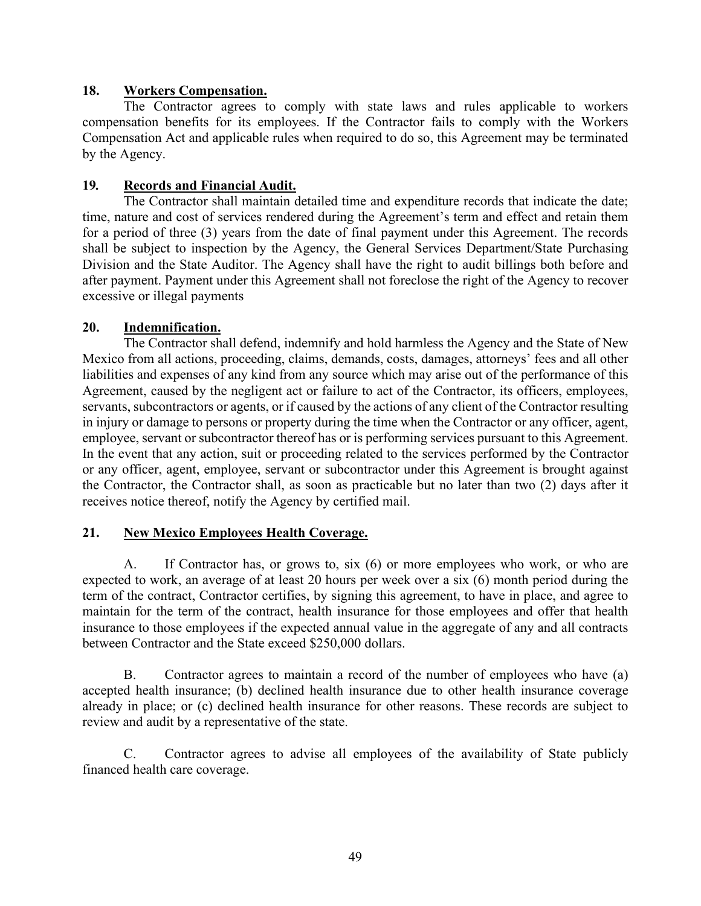**18. Workers Compensation.**

The Contractor agrees to comply with state laws and rules applicable to workers compensation benefits for its employees. If the Contractor fails to comply with the Workers Compensation Act and applicable rules when required to do so, this Agreement may be terminated by the Agency.

**19. Records and Financial Audit.**

The Contractor shall maintain detailed time and expenditure records that indicate the date; time, nature and cost of services rendered during the Agreement's term and effect and retain them for a period of three (3) years from the date of final payment under this Agreement. The records shall be subject to inspection by the Agency, the General Services Department/State Purchasing Division and the State Auditor. The Agency shall have the right to audit billings both before and after payment. Payment under this Agreement shall not foreclose the right of the Agency to recover excessive or illegal payments

**20. Indemnification.**

The Contractor shall defend, indemnify and hold harmless the Agency and the State of New Mexico from all actions, proceeding, claims, demands, costs, damages, attorneys' fees and all other liabilities and expenses of any kind from any source which may arise out of the performance of this Agreement, caused by the negligent act or failure to act of the Contractor, its officers, employees, servants, subcontractors or agents, or if caused by the actions of any client of the Contractor resulting in injury or damage to persons or property during the time when the Contractor or any officer, agent, employee, servant or subcontractor thereof has or is performing services pursuant to this Agreement. In the event that any action, suit or proceeding related to the services performed by the Contractor or any officer, agent, employee, servant or subcontractor under this Agreement is brought against the Contractor, the Contractor shall, as soon as practicable but no later than two (2) days after it receives notice thereof, notify the Agency by certified mail.

**21. New Mexico Employees Health Coverage.**

A. If Contractor has, or grows to, six (6) or more employees who work, or who are expected to work, an average of at least 20 hours per week over a six (6) month period during the term of the contract, Contractor certifies, by signing this agreement, to have in place, and agree to maintain for the term of the contract, health insurance for those employees and offer that health insurance to those employees if the expected annual value in the aggregate of any and all contracts between Contractor and the State exceed $250,000 dollars.

B. Contractor agrees to maintain a record of the number of employees who have (a) accepted health insurance; (b) declined health insurance due to other health insurance coverage already in place; or (c) declined health insurance for other reasons. These records are subject to review and audit by a representative of the state.

C. Contractor agrees to advise all employees of the availability of State publicly financed health care coverage.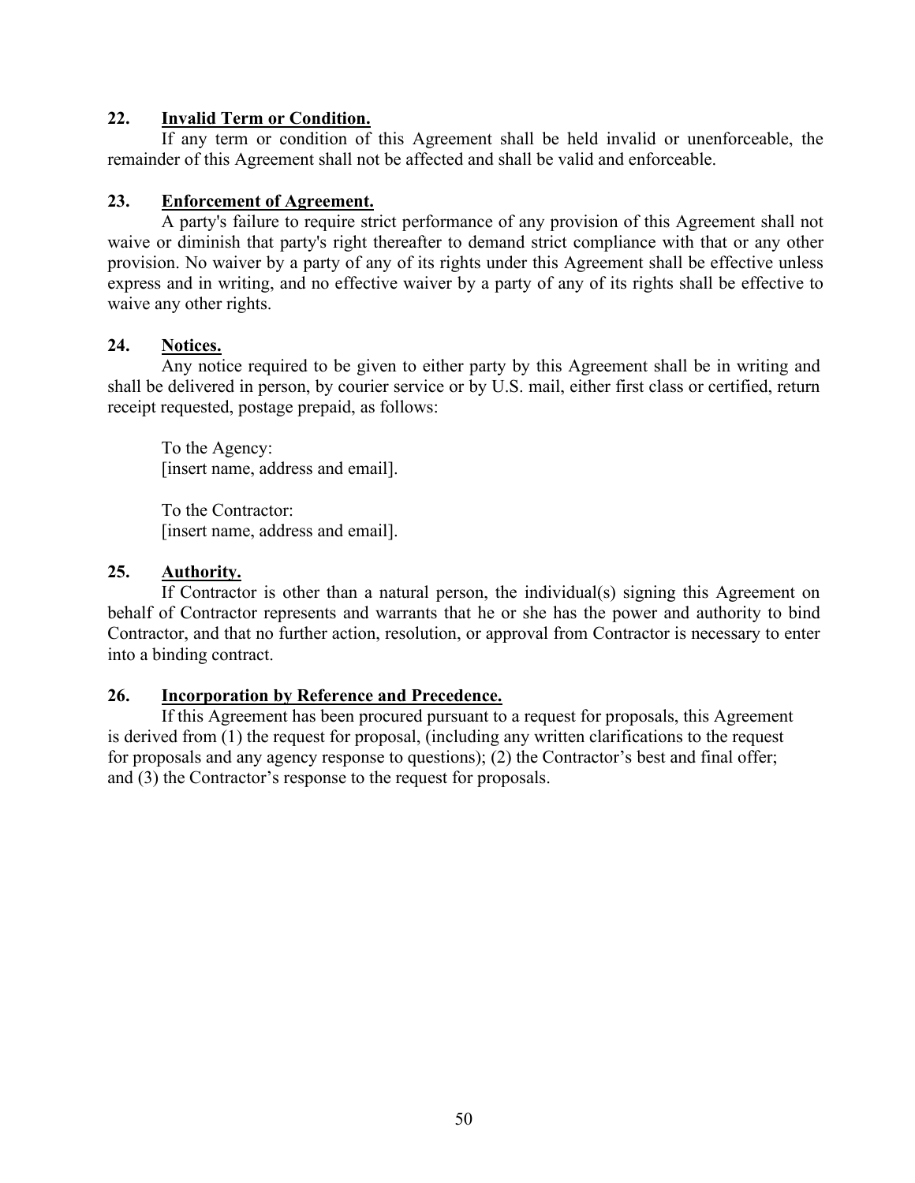**22. <u>Invalid Term or Condition.</u>**

If any term or condition of this Agreement shall be held invalid or unenforceable, the remainder of this Agreement shall not be affected and shall be valid and enforceable.

**23. <u>Enforcement of Agreement.</u>**

A party's failure to require strict performance of any provision of this Agreement shall not waive or diminish that party's right thereafter to demand strict compliance with that or any other provision. No waiver by a party of any of its rights under this Agreement shall be effective unless express and in writing, and no effective waiver by a party of any of its rights shall be effective to waive any other rights.

**24. <u>Notices.</u>**

Any notice required to be given to either party by this Agreement shall be in writing and shall be delivered in person, by courier service or by U.S. mail, either first class or certified, return receipt requested, postage prepaid, as follows:

To the Agency:
[insert name, address and email].

To the Contractor:
[insert name, address and email].

**25. <u>Authority.</u>**

If Contractor is other than a natural person, the individual(s) signing this Agreement on behalf of Contractor represents and warrants that he or she has the power and authority to bind Contractor, and that no further action, resolution, or approval from Contractor is necessary to enter into a binding contract.

**26. <u>Incorporation by Reference and Precedence.</u>**

If this Agreement has been procured pursuant to a request for proposals, this Agreement is derived from (1) the request for proposal, (including any written clarifications to the request for proposals and any agency response to questions); (2) the Contractor's best and final offer; and (3) the Contractor's response to the request for proposals.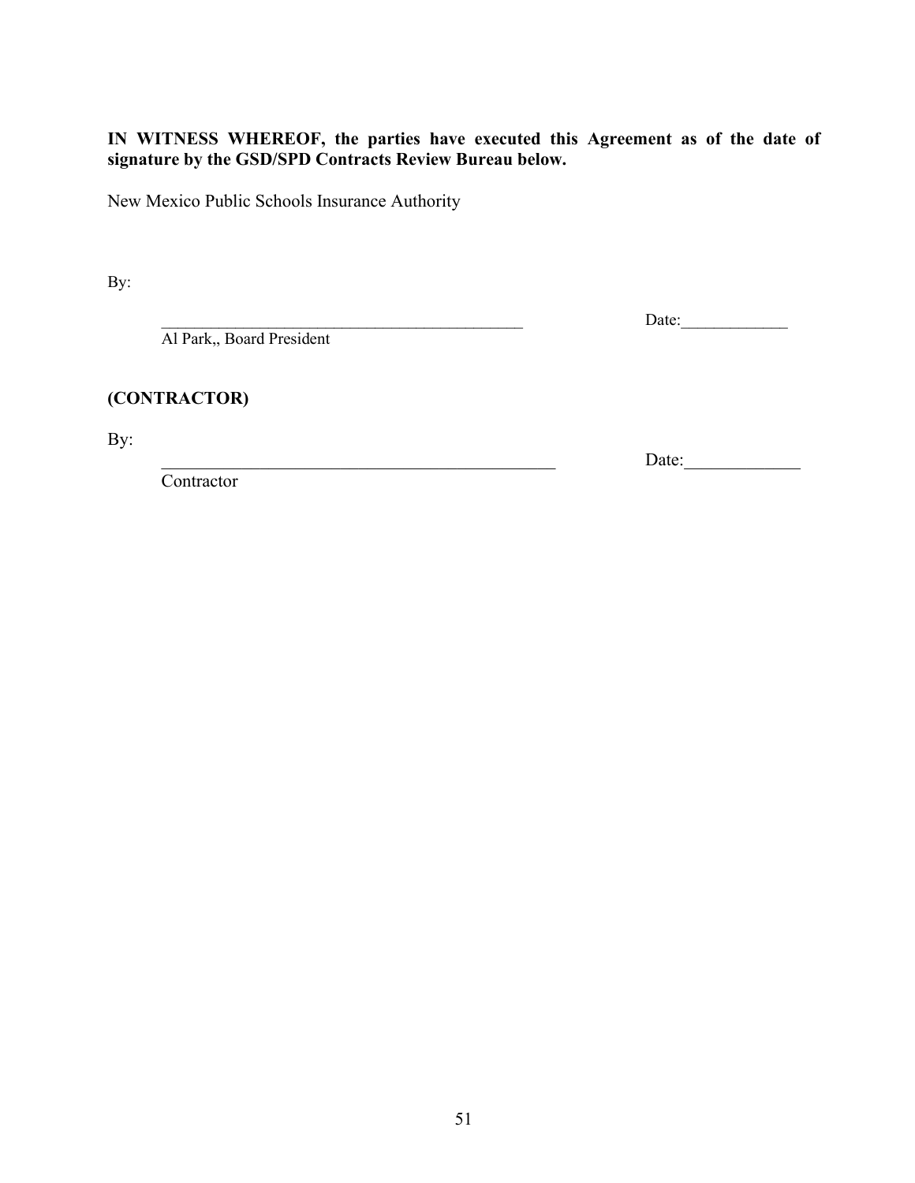**IN WITNESS WHEREOF, the parties have executed this Agreement as of the date of signature by the GSD/SPD Contracts Review Bureau below.**

New Mexico Public Schools Insurance Authority

By:

______________________________________________ Date:_____________

Al Park,, Board President

**(CONTRACTOR)**

By:

______________________________________________ Date:_____________

Contractor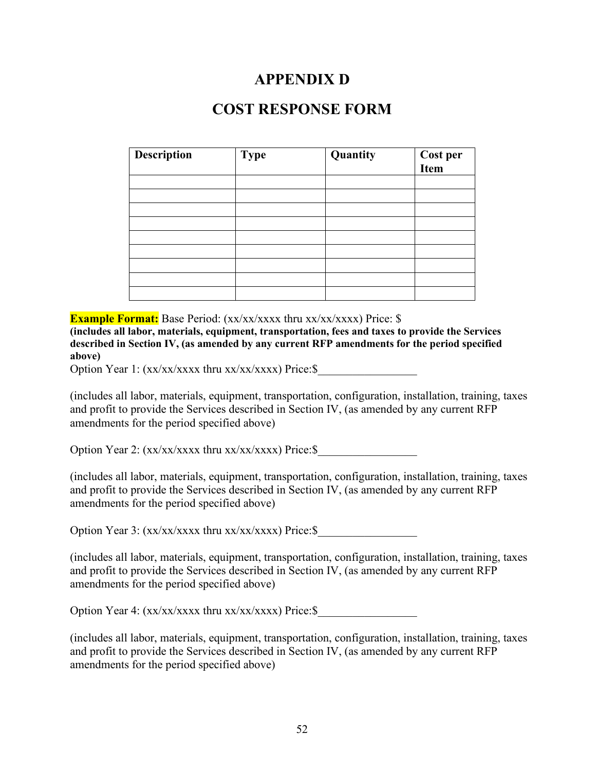# APPENDIX D

# COST RESPONSE FORM

| Description | Type | Quantity | Cost per Item |
|---|---|---|---|
| | | | |
| | | | |
| | | | |
| | | | |
| | | | |
| | | | |
| | | | |
| | | | |
| | | | |

**Example Format:** Base Period: (xx/xx/xxxx thru xx/xx/xxxx) Price: $
**(includes all labor, materials, equipment, transportation, fees and taxes to provide the Services described in Section IV, (as amended by any current RFP amendments for the period specified above)**

Option Year 1: (xx/xx/xxxx thru xx/xx/xxxx) Price:$_________________

(includes all labor, materials, equipment, transportation, configuration, installation, training, taxes and profit to provide the Services described in Section IV, (as amended by any current RFP amendments for the period specified above)

Option Year 2: (xx/xx/xxxx thru xx/xx/xxxx) Price:$_________________

(includes all labor, materials, equipment, transportation, configuration, installation, training, taxes and profit to provide the Services described in Section IV, (as amended by any current RFP amendments for the period specified above)

Option Year 3: (xx/xx/xxxx thru xx/xx/xxxx) Price:$_________________

(includes all labor, materials, equipment, transportation, configuration, installation, training, taxes and profit to provide the Services described in Section IV, (as amended by any current RFP amendments for the period specified above)

Option Year 4: (xx/xx/xxxx thru xx/xx/xxxx) Price:$_________________

(includes all labor, materials, equipment, transportation, configuration, installation, training, taxes and profit to provide the Services described in Section IV, (as amended by any current RFP amendments for the period specified above)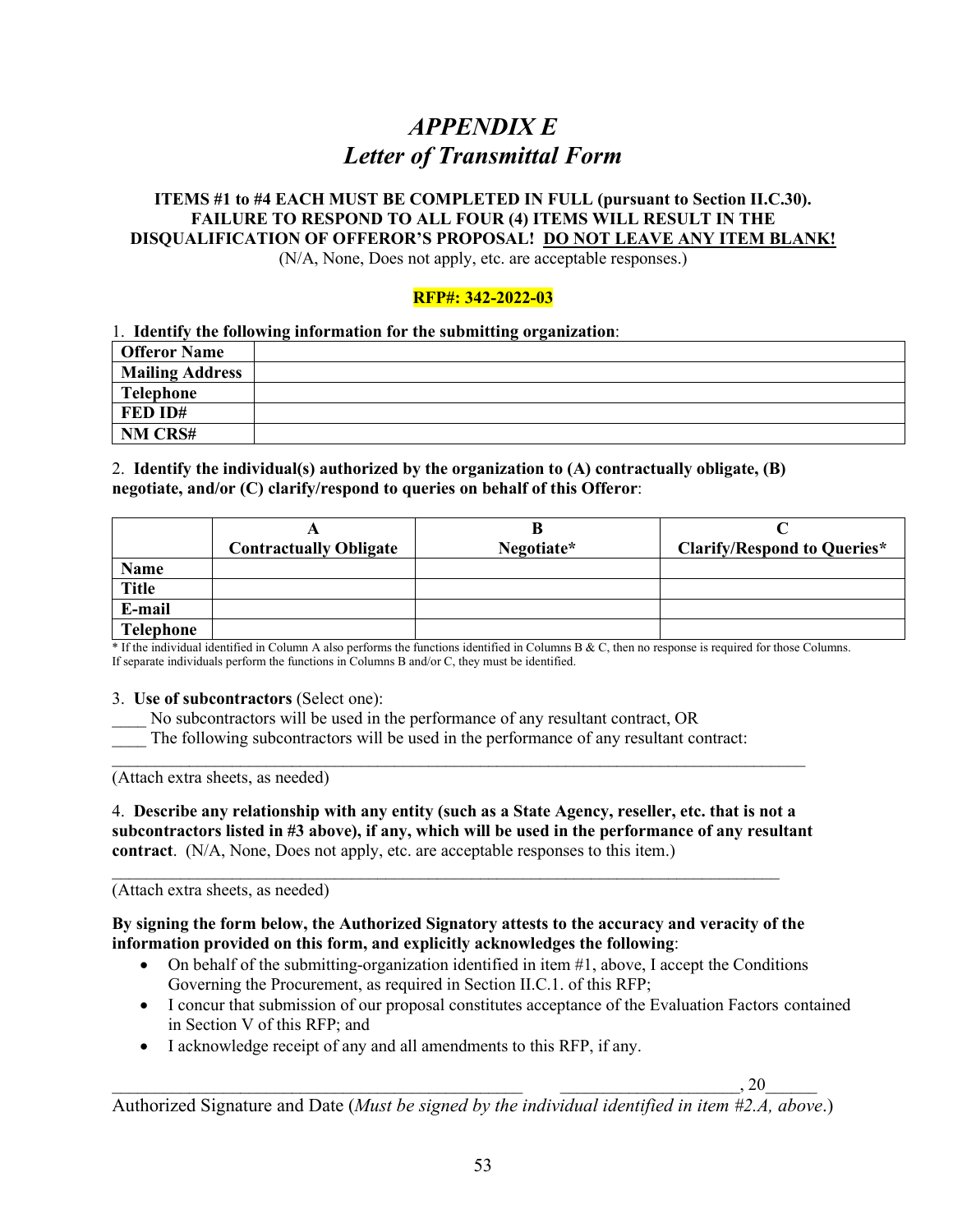# *APPENDIX E*
# *Letter of Transmittal Form*

**ITEMS #1 to #4 EACH MUST BE COMPLETED IN FULL (pursuant to Section II.C.30). FAILURE TO RESPOND TO ALL FOUR (4) ITEMS WILL RESULT IN THE DISQUALIFICATION OF OFFEROR'S PROPOSAL! DO NOT LEAVE ANY ITEM BLANK!**
(N/A, None, Does not apply, etc. are acceptable responses.)

**RFP#: 342-2022-03**

1. **Identify the following information for the submitting organization**:

| **Offeror Name** | |
|---|---|
| **Mailing Address** | |
| **Telephone** | |
| **FED ID#** | |
| **NM CRS#** | |

2. **Identify the individual(s) authorized by the organization to (A) contractually obligate, (B) negotiate, and/or (C) clarify/respond to queries on behalf of this Offeror**:

| | **A** **Contractually Obligate** | **B** **Negotiate*** | **C** **Clarify/Respond to Queries*** |
|---|---|---|---|
| **Name** | | | |
| **Title** | | | |
| **E-mail** | | | |
| **Telephone** | | | |

* If the individual identified in Column A also performs the functions identified in Columns B & C, then no response is required for those Columns. If separate individuals perform the functions in Columns B and/or C, they must be identified.

3. **Use of subcontractors** (Select one):

____ No subcontractors will be used in the performance of any resultant contract, OR
____ The following subcontractors will be used in the performance of any resultant contract:

______________________________________________________________________________
(Attach extra sheets, as needed)

4. **Describe any relationship with any entity (such as a State Agency, reseller, etc. that is not a subcontractors listed in #3 above), if any, which will be used in the performance of any resultant contract**. (N/A, None, Does not apply, etc. are acceptable responses to this item.)

______________________________________________________________________________
(Attach extra sheets, as needed)

**By signing the form below, the Authorized Signatory attests to the accuracy and veracity of the information provided on this form, and explicitly acknowledges the following**:

- On behalf of the submitting-organization identified in item #1, above, I accept the Conditions Governing the Procurement, as required in Section II.C.1. of this RFP;
- I concur that submission of our proposal constitutes acceptance of the Evaluation Factors contained in Section V of this RFP; and
- I acknowledge receipt of any and all amendments to this RFP, if any.

_____________________________________________ ____________________, 20______
Authorized Signature and Date (*Must be signed by the individual identified in item #2.A, above*.)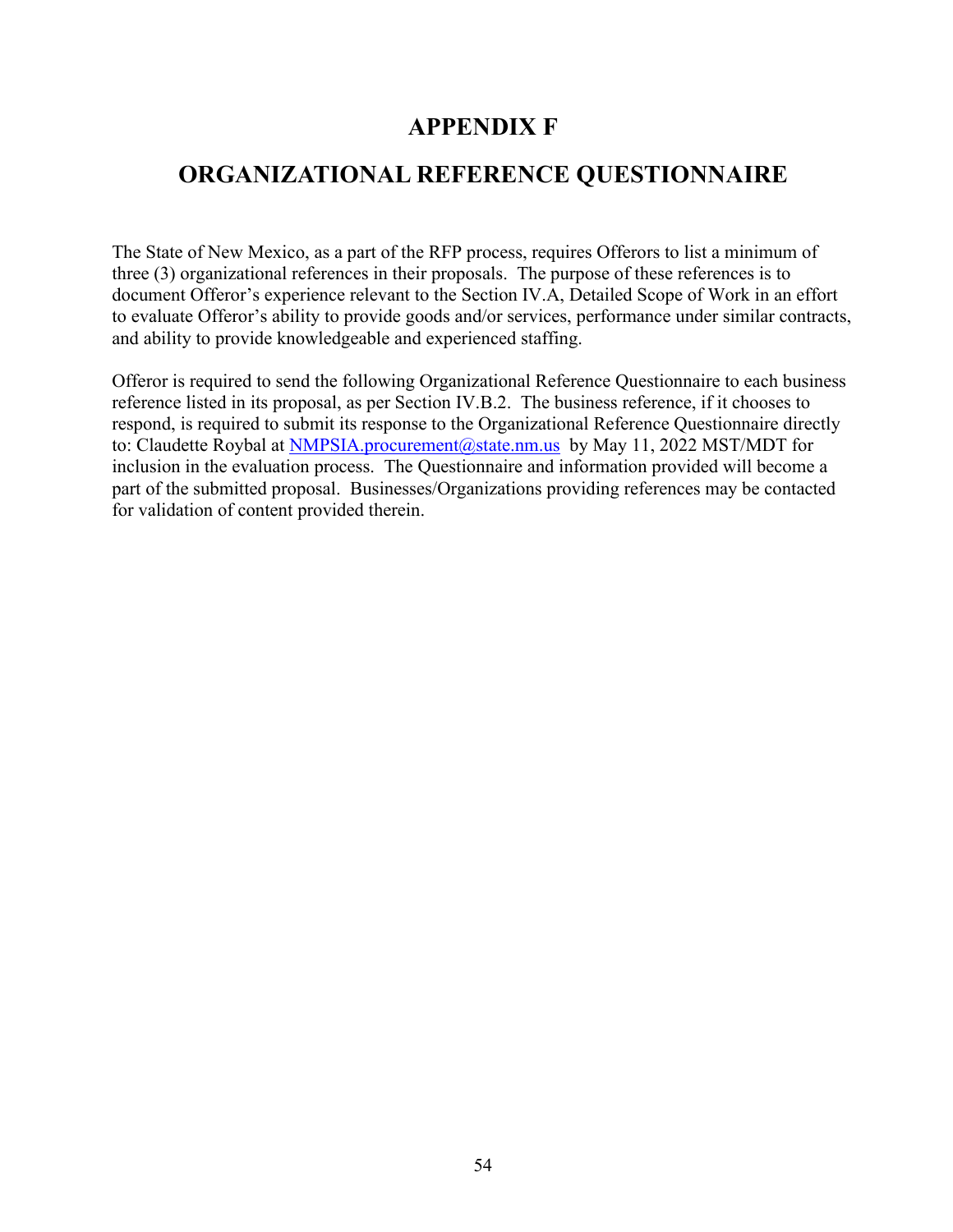# APPENDIX F

# ORGANIZATIONAL REFERENCE QUESTIONNAIRE

The State of New Mexico, as a part of the RFP process, requires Offerors to list a minimum of three (3) organizational references in their proposals. The purpose of these references is to document Offeror's experience relevant to the Section IV.A, Detailed Scope of Work in an effort to evaluate Offeror's ability to provide goods and/or services, performance under similar contracts, and ability to provide knowledgeable and experienced staffing.

Offeror is required to send the following Organizational Reference Questionnaire to each business reference listed in its proposal, as per Section IV.B.2. The business reference, if it chooses to respond, is required to submit its response to the Organizational Reference Questionnaire directly to: Claudette Roybal at NMPSIA.procurement@state.nm.us by May 11, 2022 MST/MDT for inclusion in the evaluation process. The Questionnaire and information provided will become a part of the submitted proposal. Businesses/Organizations providing references may be contacted for validation of content provided therein.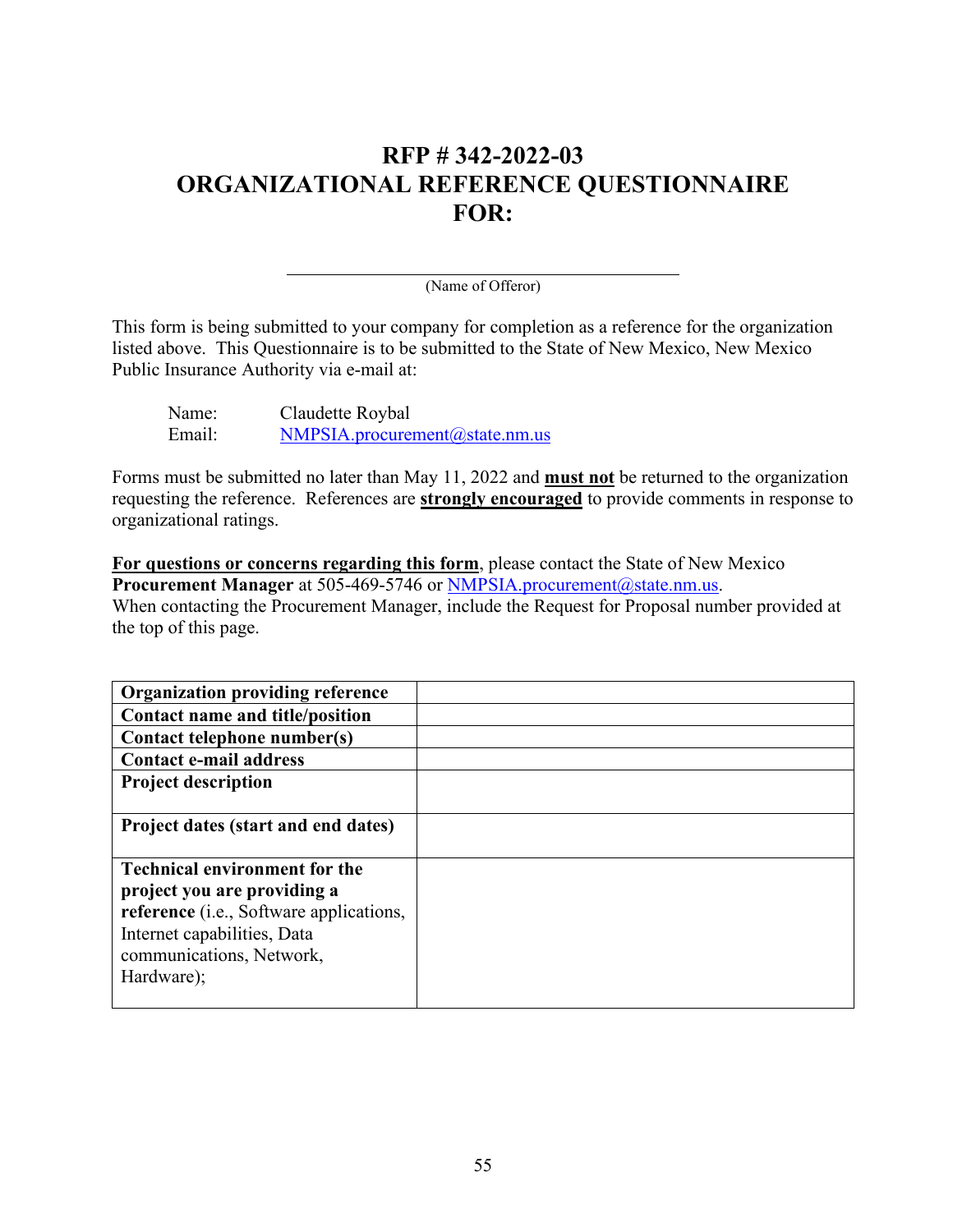# RFP # 342-2022-03
# ORGANIZATIONAL REFERENCE QUESTIONNAIRE FOR:

______________________________________
(Name of Offeror)

This form is being submitted to your company for completion as a reference for the organization listed above. This Questionnaire is to be submitted to the State of New Mexico, New Mexico Public Insurance Authority via e-mail at:

Name: Claudette Roybal
Email: NMPSIA.procurement@state.nm.us

Forms must be submitted no later than May 11, 2022 and **must not** be returned to the organization requesting the reference. References are **strongly encouraged** to provide comments in response to organizational ratings.

**For questions or concerns regarding this form**, please contact the State of New Mexico **Procurement Manager** at 505-469-5746 or NMPSIA.procurement@state.nm.us. When contacting the Procurement Manager, include the Request for Proposal number provided at the top of this page.

| | |
|---|---|
| **Organization providing reference** | |
| **Contact name and title/position** | |
| **Contact telephone number(s)** | |
| **Contact e-mail address** | |
| **Project description** | |
| **Project dates (start and end dates)** | |
| **Technical environment for the project you are providing a reference** (i.e., Software applications, Internet capabilities, Data communications, Network, Hardware); | |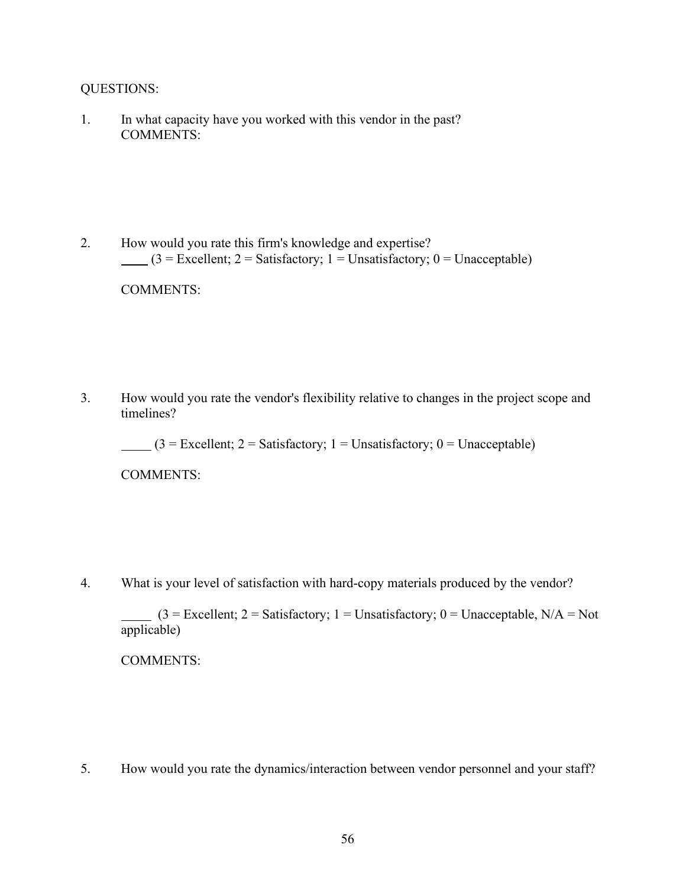QUESTIONS:

1. In what capacity have you worked with this vendor in the past?
   COMMENTS:

2. How would you rate this firm's knowledge and expertise?
   ____ (3 = Excellent; 2 = Satisfactory; 1 = Unsatisfactory; 0 = Unacceptable)

   COMMENTS:

3. How would you rate the vendor's flexibility relative to changes in the project scope and timelines?

   _____ (3 = Excellent; 2 = Satisfactory; 1 = Unsatisfactory; 0 = Unacceptable)

   COMMENTS:

4. What is your level of satisfaction with hard-copy materials produced by the vendor?

   _____ (3 = Excellent; 2 = Satisfactory; 1 = Unsatisfactory; 0 = Unacceptable, N/A = Not applicable)

   COMMENTS:

5. How would you rate the dynamics/interaction between vendor personnel and your staff?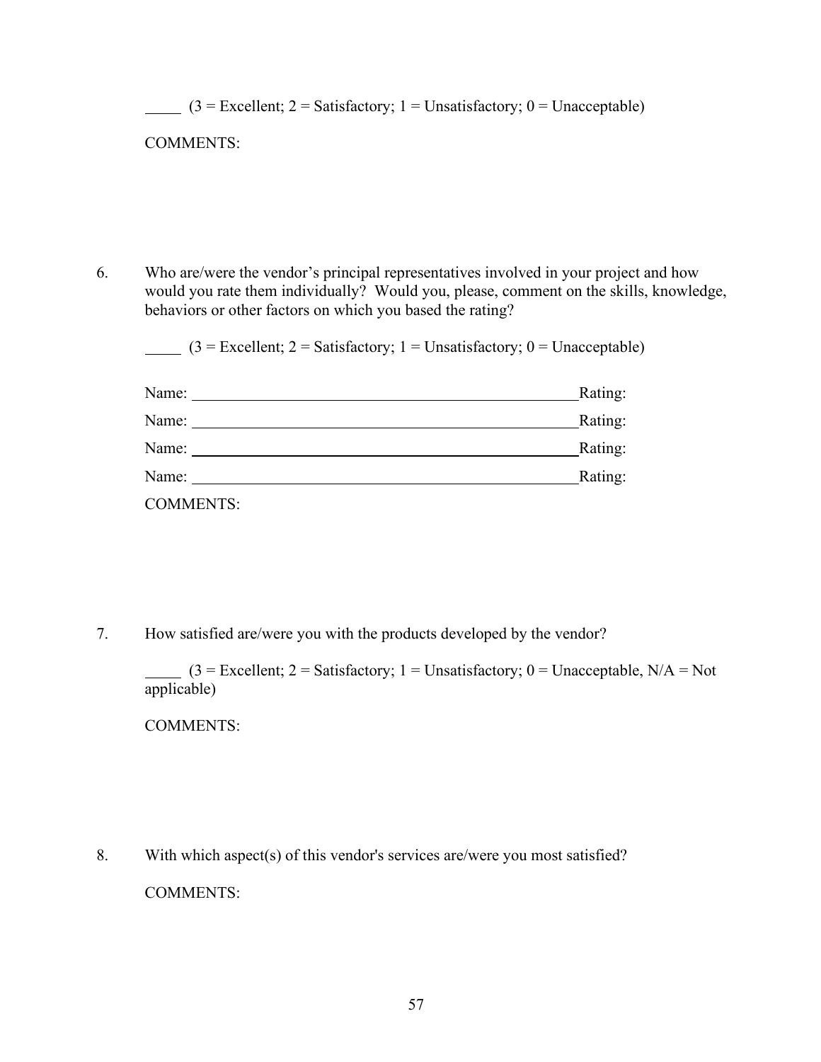_____ (3 = Excellent; 2 = Satisfactory; 1 = Unsatisfactory; 0 = Unacceptable)

COMMENTS:

6. Who are/were the vendor's principal representatives involved in your project and how would you rate them individually? Would you, please, comment on the skills, knowledge, behaviors or other factors on which you based the rating?

   _____ (3 = Excellent; 2 = Satisfactory; 1 = Unsatisfactory; 0 = Unacceptable)

   Name: ________________________________________________ Rating:

   Name: ________________________________________________ Rating:

   Name: ________________________________________________ Rating:

   Name: ________________________________________________ Rating:

   COMMENTS:

7. How satisfied are/were you with the products developed by the vendor?

   _____ (3 = Excellent; 2 = Satisfactory; 1 = Unsatisfactory; 0 = Unacceptable, N/A = Not applicable)

   COMMENTS:

8. With which aspect(s) of this vendor's services are/were you most satisfied?

   COMMENTS: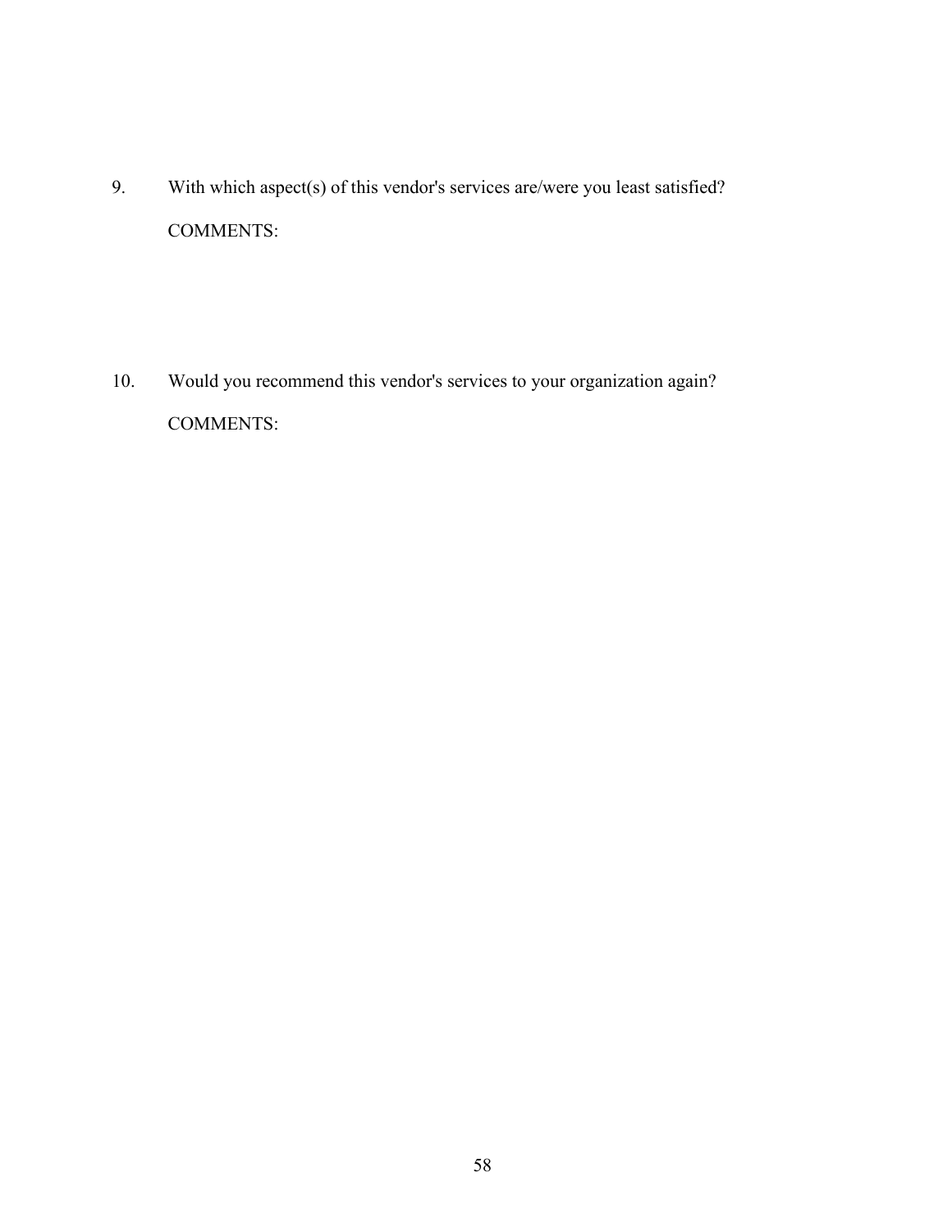9. With which aspect(s) of this vendor's services are/were you least satisfied?

   COMMENTS:

10. Would you recommend this vendor's services to your organization again?

    COMMENTS: